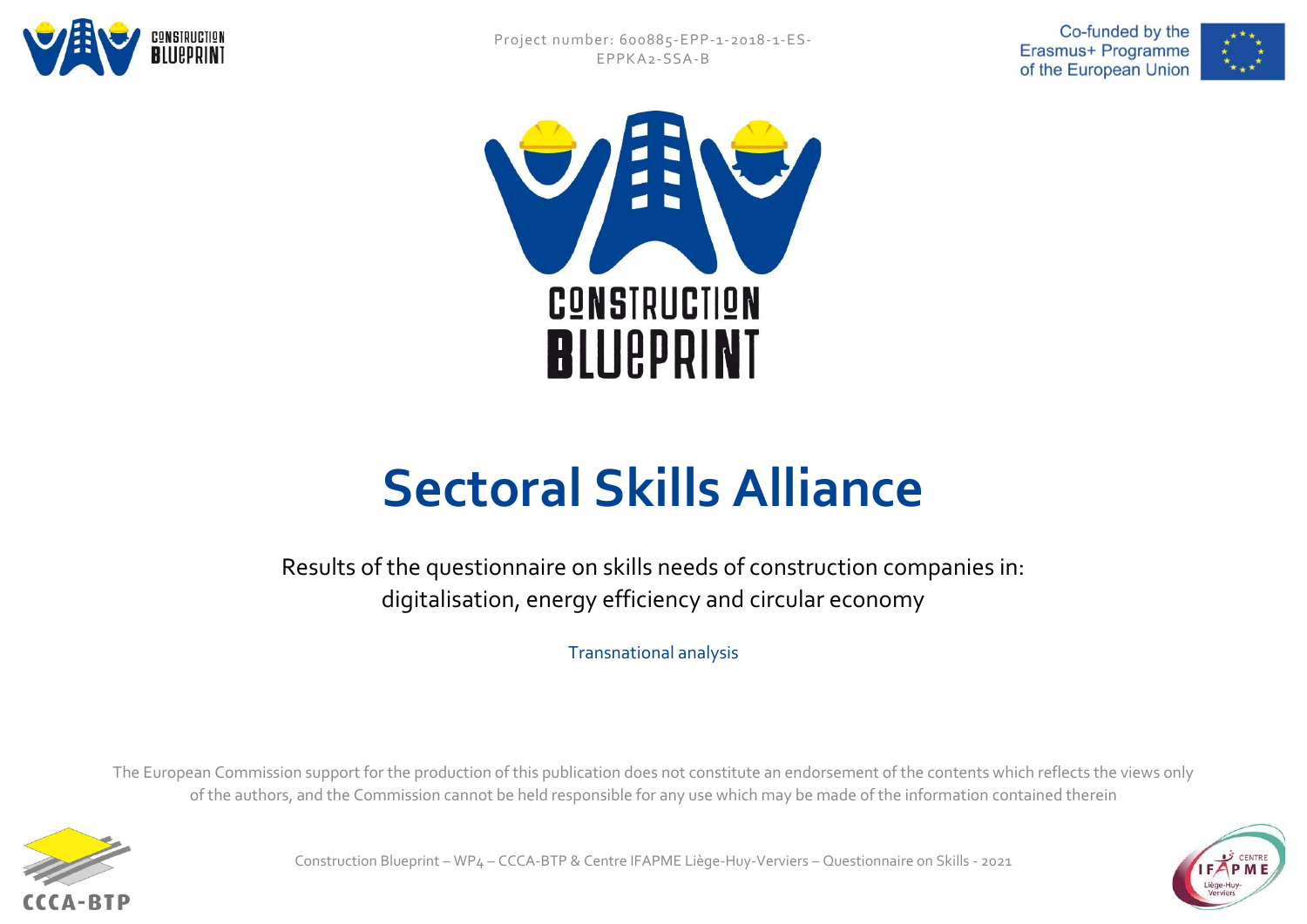Project number: 600885-EPP-1-2018-1-ES-EPPKA2-SSA-B

Co-funded by the Erasmus+ Programme of the European Union

CONSTRUCTION BLUEPRINT

# Sectoral Skills Alliance

Results of the questionnaire on skills needs of construction companies in: digitalisation, energy efficiency and circular economy

Transnational analysis

The European Commission support for the production of this publication does not constitute an endorsement of the contents which reflects the views only of the authors, and the Commission cannot be held responsible for any use which may be made of the information contained therein

Construction Blueprint – WP4 – CCCA-BTP & Centre IFAPME Liège-Huy-Verviers – Questionnaire on Skills - 2021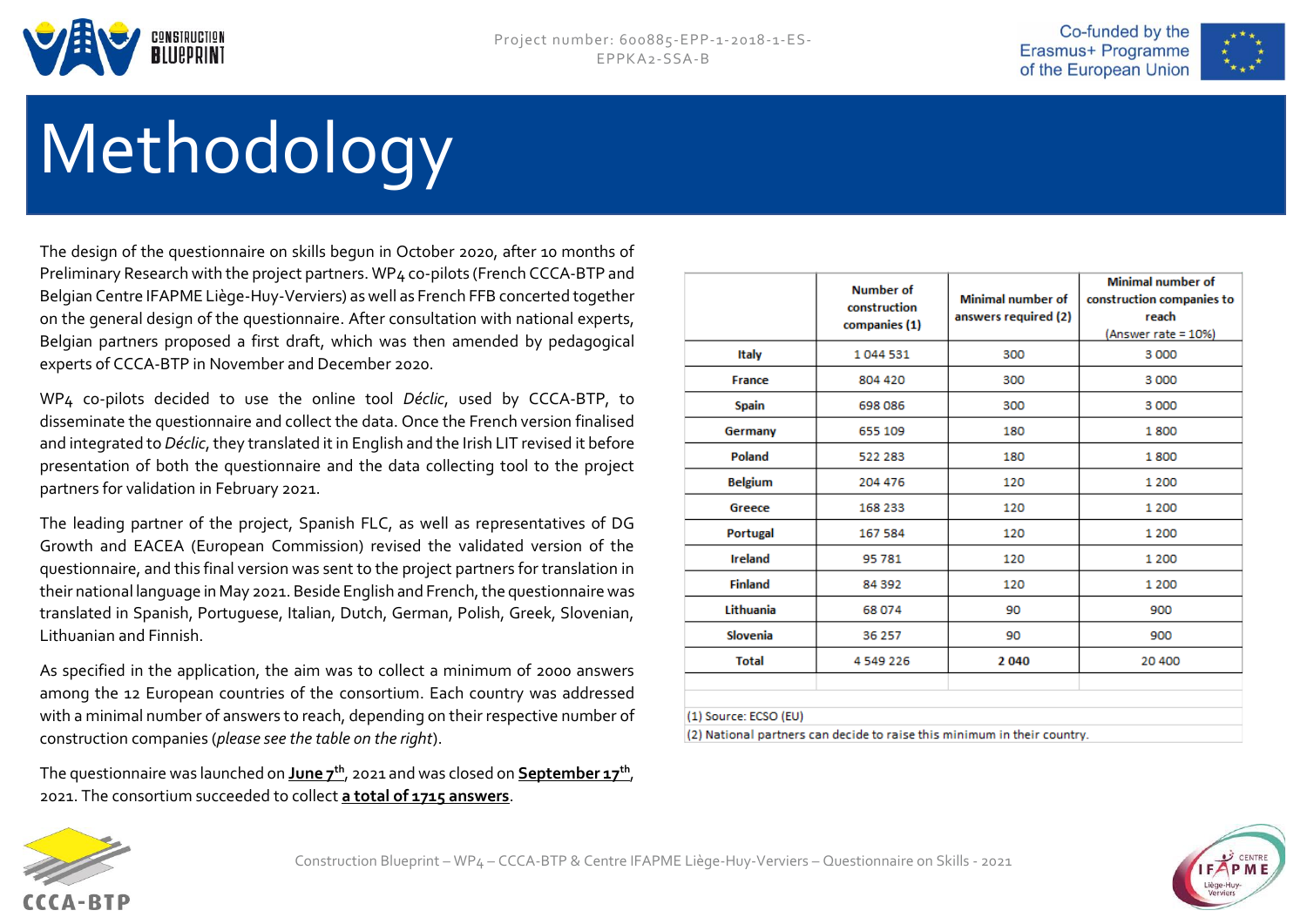# Methodology

The design of the questionnaire on skills begun in October 2020, after 10 months of Preliminary Research with the project partners. WP4 co-pilots (French CCCA-BTP and Belgian Centre IFAPME Liège-Huy-Verviers) as well as French FFB concerted together on the general design of the questionnaire. After consultation with national experts, Belgian partners proposed a first draft, which was then amended by pedagogical experts of CCCA-BTP in November and December 2020.

WP4 co-pilots decided to use the online tool *Déclic*, used by CCCA-BTP, to disseminate the questionnaire and collect the data. Once the French version finalised and integrated to *Déclic*, they translated it in English and the Irish LIT revised it before presentation of both the questionnaire and the data collecting tool to the project partners for validation in February 2021.

The leading partner of the project, Spanish FLC, as well as representatives of DG Growth and EACEA (European Commission) revised the validated version of the questionnaire, and this final version was sent to the project partners for translation in their national language in May 2021. Beside English and French, the questionnaire was translated in Spanish, Portuguese, Italian, Dutch, German, Polish, Greek, Slovenian, Lithuanian and Finnish.

As specified in the application, the aim was to collect a minimum of 2000 answers among the 12 European countries of the consortium. Each country was addressed with a minimal number of answers to reach, depending on their respective number of construction companies (*please see the table on the right*).

The questionnaire was launched on **June 7th**, 2021 and was closed on **September 17th**, 2021. The consortium succeeded to collect **a total of 1715 answers**.

| | Number of construction companies (1) | Minimal number of answers required (2) | Minimal number of construction companies to reach (Answer rate = 10%) |
|---|---|---|---|
| Italy | 1 044 531 | 300 | 3 000 |
| France | 804 420 | 300 | 3 000 |
| Spain | 698 086 | 300 | 3 000 |
| Germany | 655 109 | 180 | 1 800 |
| Poland | 522 283 | 180 | 1 800 |
| Belgium | 204 476 | 120 | 1 200 |
| Greece | 168 233 | 120 | 1 200 |
| Portugal | 167 584 | 120 | 1 200 |
| Ireland | 95 781 | 120 | 1 200 |
| Finland | 84 392 | 120 | 1 200 |
| Lithuania | 68 074 | 90 | 900 |
| Slovenia | 36 257 | 90 | 900 |
| **Total** | 4 549 226 | **2 040** | 20 400 |

(1) Source: ECSO (EU)

(2) National partners can decide to raise this minimum in their country.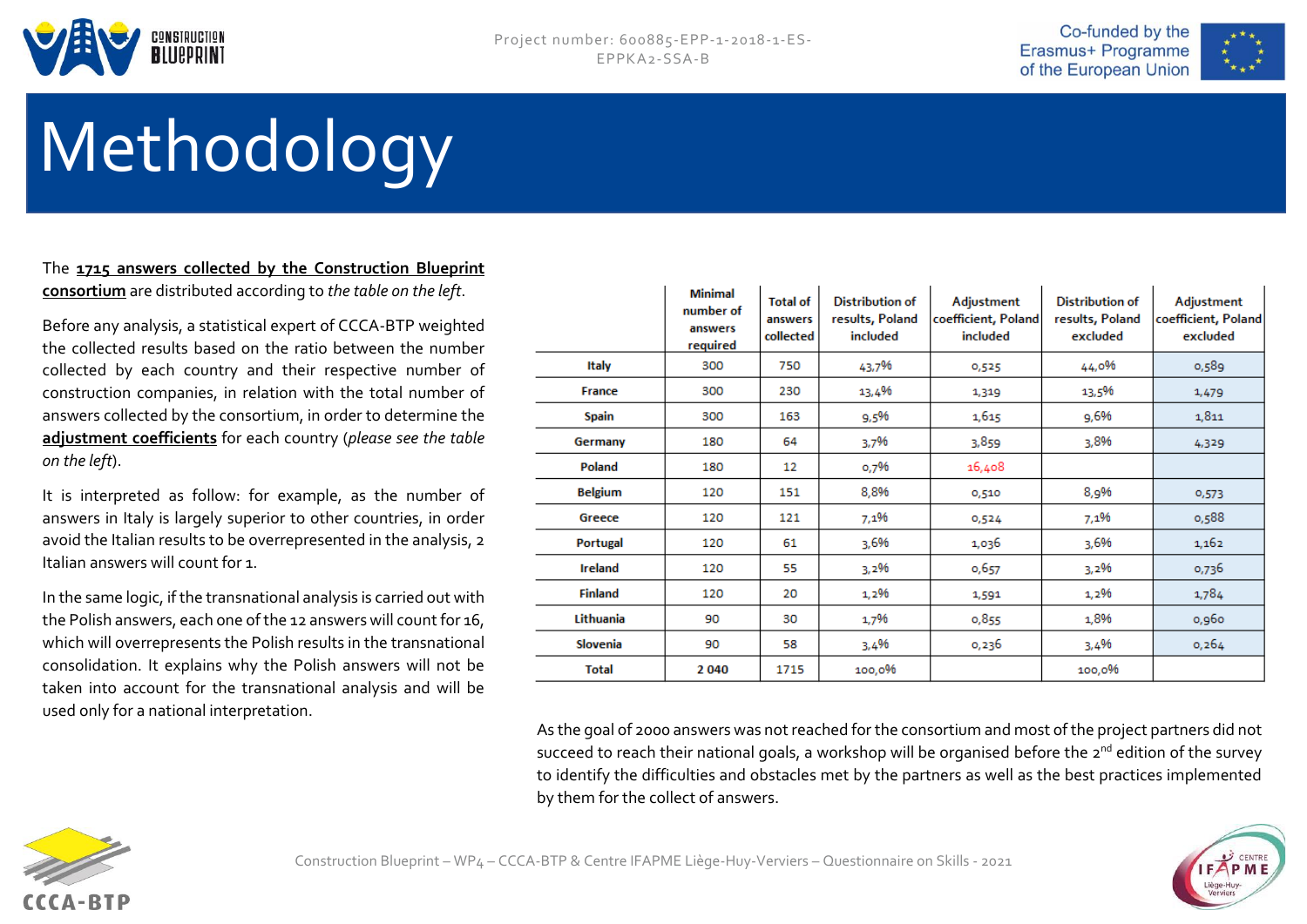# Methodology

The **1715 answers collected by the Construction Blueprint consortium** are distributed according to *the table on the left*.

Before any analysis, a statistical expert of CCCA-BTP weighted the collected results based on the ratio between the number collected by each country and their respective number of construction companies, in relation with the total number of answers collected by the consortium, in order to determine the **adjustment coefficients** for each country (*please see the table on the left*).

It is interpreted as follow: for example, as the number of answers in Italy is largely superior to other countries, in order avoid the Italian results to be overrepresented in the analysis, 2 Italian answers will count for 1.

In the same logic, if the transnational analysis is carried out with the Polish answers, each one of the 12 answers will count for 16, which will overrepresents the Polish results in the transnational consolidation. It explains why the Polish answers will not be taken into account for the transnational analysis and will be used only for a national interpretation.

| | Minimal number of answers required | Total of answers collected | Distribution of results, Poland included | Adjustment coefficient, Poland included | Distribution of results, Poland excluded | Adjustment coefficient, Poland excluded |
|---|---|---|---|---|---|---|
| Italy | 300 | 750 | 43,7% | 0,525 | 44,0% | 0,589 |
| France | 300 | 230 | 13,4% | 1,319 | 13,5% | 1,479 |
| Spain | 300 | 163 | 9,5% | 1,615 | 9,6% | 1,811 |
| Germany | 180 | 64 | 3,7% | 3,859 | 3,8% | 4,329 |
| Poland | 180 | 12 | 0,7% | 16,408 | | |
| Belgium | 120 | 151 | 8,8% | 0,510 | 8,9% | 0,573 |
| Greece | 120 | 121 | 7,1% | 0,524 | 7,1% | 0,588 |
| Portugal | 120 | 61 | 3,6% | 1,036 | 3,6% | 1,162 |
| Ireland | 120 | 55 | 3,2% | 0,657 | 3,2% | 0,736 |
| Finland | 120 | 20 | 1,2% | 1,591 | 1,2% | 1,784 |
| Lithuania | 90 | 30 | 1,7% | 0,855 | 1,8% | 0,960 |
| Slovenia | 90 | 58 | 3,4% | 0,236 | 3,4% | 0,264 |
| Total | 2 040 | 1715 | 100,0% | | 100,0% | |

As the goal of 2000 answers was not reached for the consortium and most of the project partners did not succeed to reach their national goals, a workshop will be organised before the 2nd edition of the survey to identify the difficulties and obstacles met by the partners as well as the best practices implemented by them for the collect of answers.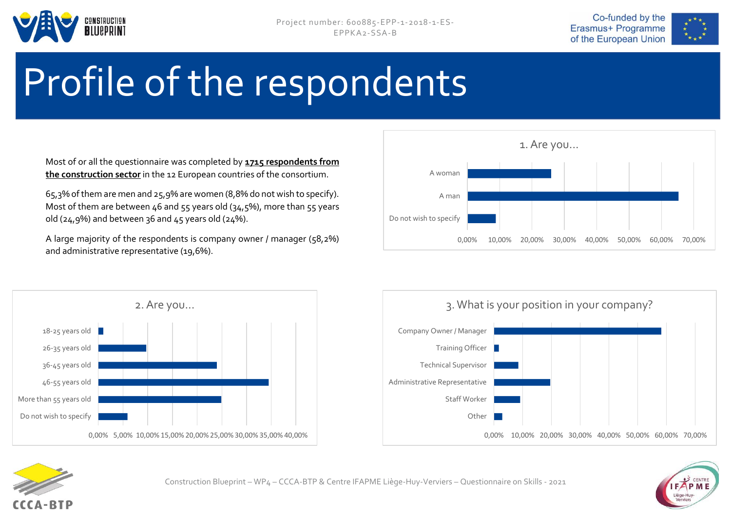# Profile of the respondents

Most of or all the questionnaire was completed by **1715 respondents from the construction sector** in the 12 European countries of the consortium.

65,3% of them are men and 25,9% are women (8,8% do not wish to specify). Most of them are between 46 and 55 years old (34,5%), more than 55 years old (24,9%) and between 36 and 45 years old (24%).

A large majority of the respondents is company owner / manager (58,2%) and administrative representative (19,6%).

1. Are you...

A woman
A man
Do not wish to specify

0,00% 10,00% 20,00% 30,00% 40,00% 50,00% 60,00% 70,00%

2. Are you...

18-25 years old
26-35 years old
36-45 years old
46-55 years old
More than 55 years old
Do not wish to specify

0,00% 5,00% 10,00% 15,00% 20,00% 25,00% 30,00% 35,00% 40,00%

3. What is your position in your company?

Company Owner / Manager
Training Officer
Technical Supervisor
Administrative Representative
Staff Worker
Other

0,00% 10,00% 20,00% 30,00% 40,00% 50,00% 60,00% 70,00%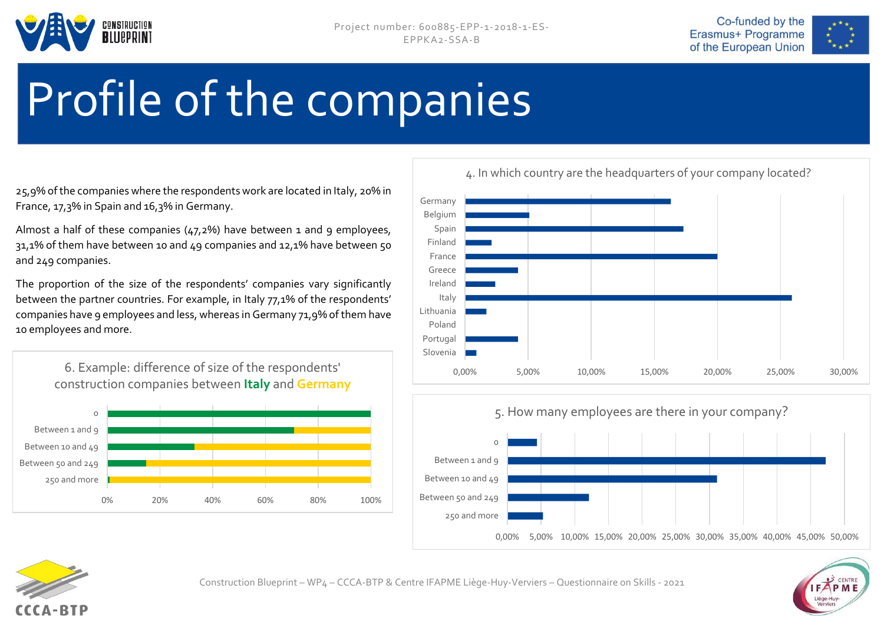# Profile of the companies

25,9% of the companies where the respondents work are located in Italy, 20% in France, 17,3% in Spain and 16,3% in Germany.

Almost a half of these companies (47,2%) have between 1 and 9 employees, 31,1% of them have between 10 and 49 companies and 12,1% have between 50 and 249 companies.

The proportion of the size of the respondents' companies vary significantly between the partner countries. For example, in Italy 77,1% of the respondents' companies have 9 employees and less, whereas in Germany 71,9% of them have 10 employees and more.

6. Example: difference of size of the respondents' construction companies between **Italy** and **Germany**

4. In which country are the headquarters of your company located?

5. How many employees are there in your company?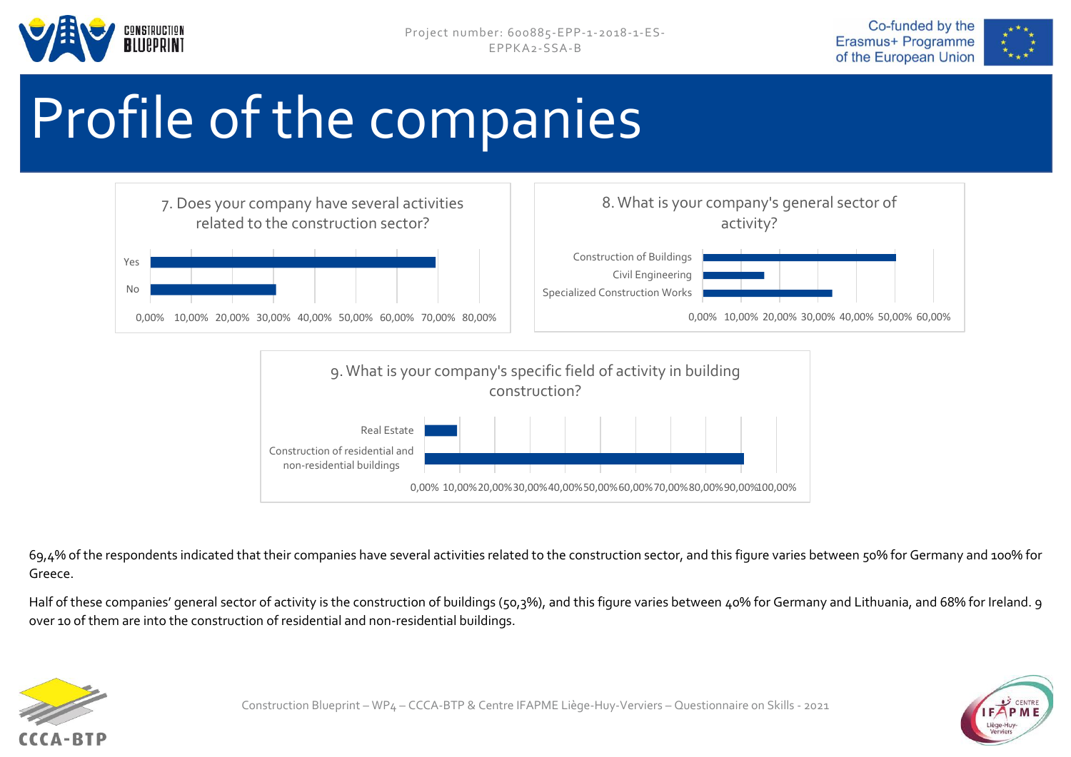# Profile of the companies

7. Does your company have several activities related to the construction sector?

Yes / No

0,00% 10,00% 20,00% 30,00% 40,00% 50,00% 60,00% 70,00% 80,00%

8. What is your company's general sector of activity?

Construction of Buildings / Civil Engineering / Specialized Construction Works

0,00% 10,00% 20,00% 30,00% 40,00% 50,00% 60,00%

9. What is your company's specific field of activity in building construction?

Real Estate / Construction of residential and non-residential buildings

0,00% 10,00% 20,00% 30,00% 40,00% 50,00% 60,00% 70,00% 80,00% 90,00% 100,00%

69,4% of the respondents indicated that their companies have several activities related to the construction sector, and this figure varies between 50% for Germany and 100% for Greece.

Half of these companies' general sector of activity is the construction of buildings (50,3%), and this figure varies between 40% for Germany and Lithuania, and 68% for Ireland. 9 over 10 of them are into the construction of residential and non-residential buildings.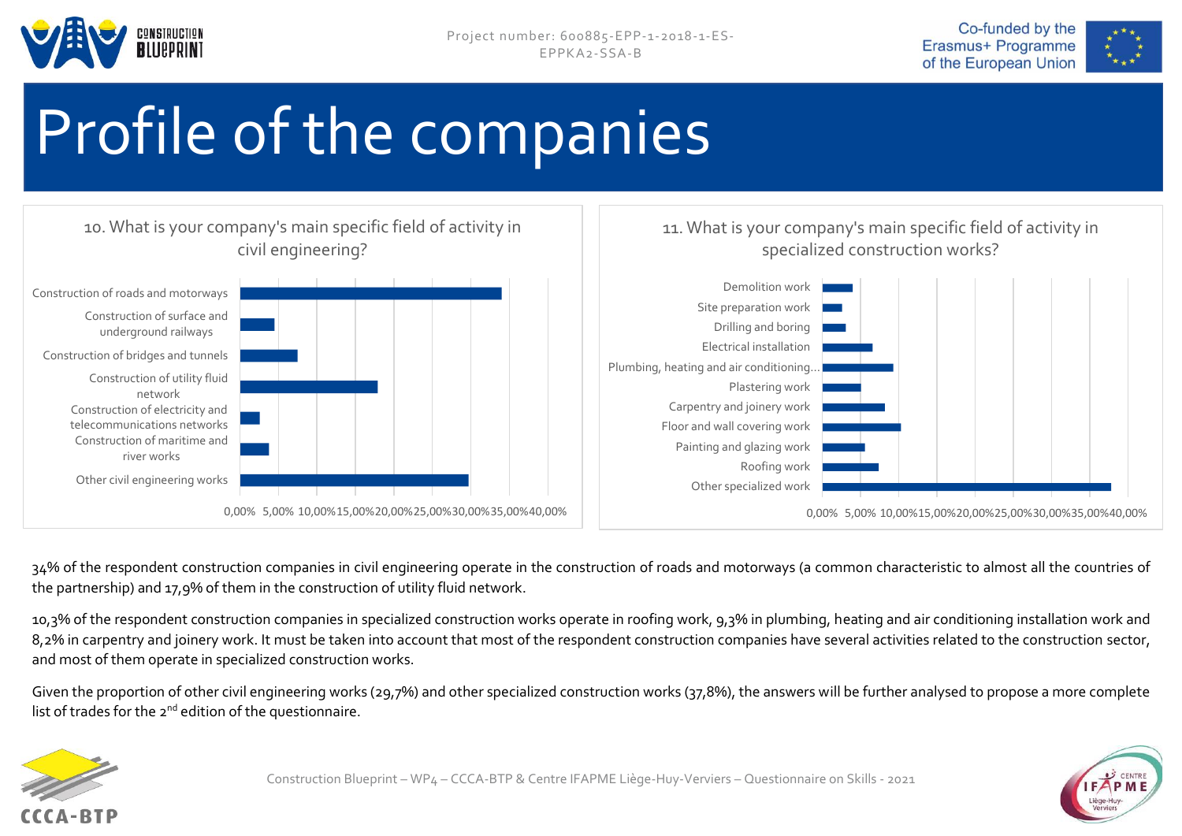# Profile of the companies

10. What is your company's main specific field of activity in civil engineering?

- Construction of roads and motorways
- Construction of surface and underground railways
- Construction of bridges and tunnels
- Construction of utility fluid network
- Construction of electricity and telecommunications networks
- Construction of maritime and river works
- Other civil engineering works

0,00% 5,00% 10,00% 15,00% 20,00% 25,00% 30,00% 35,00% 40,00%

11. What is your company's main specific field of activity in specialized construction works?

- Demolition work
- Site preparation work
- Drilling and boring
- Electrical installation
- Plumbing, heating and air conditioning...
- Plastering work
- Carpentry and joinery work
- Floor and wall covering work
- Painting and glazing work
- Roofing work
- Other specialized work

0,00% 5,00% 10,00% 15,00% 20,00% 25,00% 30,00% 35,00% 40,00%

34% of the respondent construction companies in civil engineering operate in the construction of roads and motorways (a common characteristic to almost all the countries of the partnership) and 17,9% of them in the construction of utility fluid network.

10,3% of the respondent construction companies in specialized construction works operate in roofing work, 9,3% in plumbing, heating and air conditioning installation work and 8,2% in carpentry and joinery work. It must be taken into account that most of the respondent construction companies have several activities related to the construction sector, and most of them operate in specialized construction works.

Given the proportion of other civil engineering works (29,7%) and other specialized construction works (37,8%), the answers will be further analysed to propose a more complete list of trades for the 2nd edition of the questionnaire.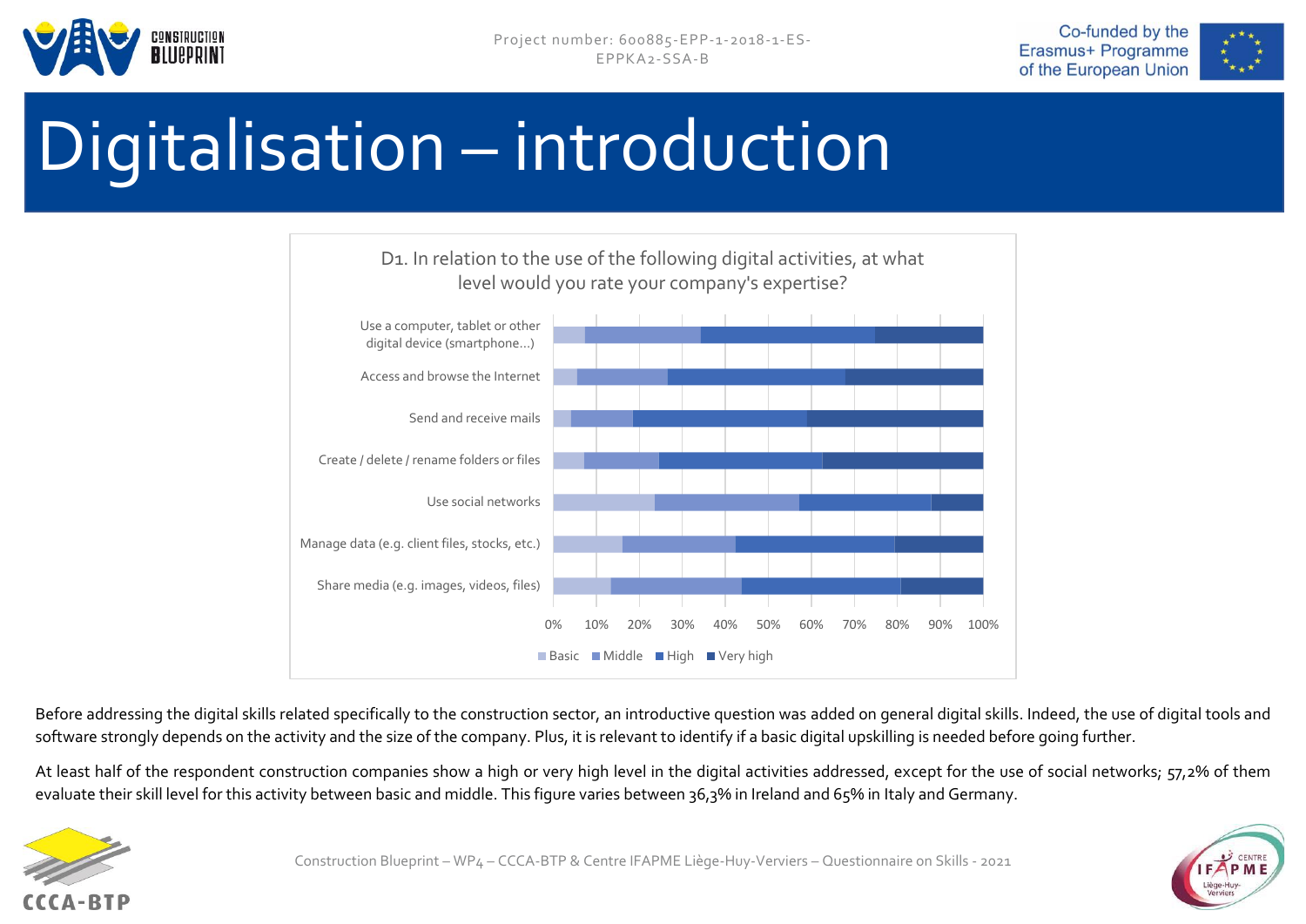# Digitalisation – introduction

D1. In relation to the use of the following digital activities, at what level would you rate your company's expertise?

Use a computer, tablet or other digital device (smartphone...)

Access and browse the Internet

Send and receive mails

Create / delete / rename folders or files

Use social networks

Manage data (e.g. client files, stocks, etc.)

Share media (e.g. images, videos, files)

0% 10% 20% 30% 40% 50% 60% 70% 80% 90% 100%

Basic | Middle | High | Very high

Before addressing the digital skills related specifically to the construction sector, an introductive question was added on general digital skills. Indeed, the use of digital tools and software strongly depends on the activity and the size of the company. Plus, it is relevant to identify if a basic digital upskilling is needed before going further.

At least half of the respondent construction companies show a high or very high level in the digital activities addressed, except for the use of social networks; 57,2% of them evaluate their skill level for this activity between basic and middle. This figure varies between 36,3% in Ireland and 65% in Italy and Germany.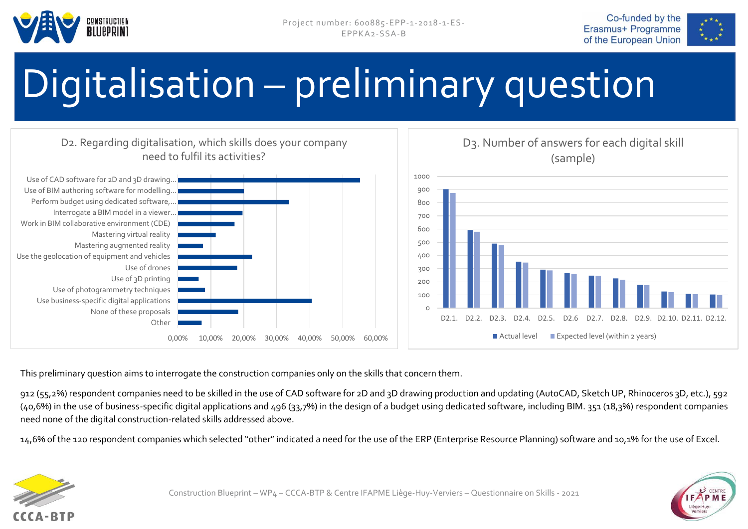# Digitalisation – preliminary question

D2. Regarding digitalisation, which skills does your company need to fulfil its activities?

D3. Number of answers for each digital skill (sample)

This preliminary question aims to interrogate the construction companies only on the skills that concern them.

912 (55,2%) respondent companies need to be skilled in the use of CAD software for 2D and 3D drawing production and updating (AutoCAD, Sketch UP, Rhinoceros 3D, etc.), 592 (40,6%) in the use of business-specific digital applications and 496 (33,7%) in the design of a budget using dedicated software, including BIM. 351 (18,3%) respondent companies need none of the digital construction-related skills addressed above.

14,6% of the 120 respondent companies which selected "other" indicated a need for the use of the ERP (Enterprise Resource Planning) software and 10,1% for the use of Excel.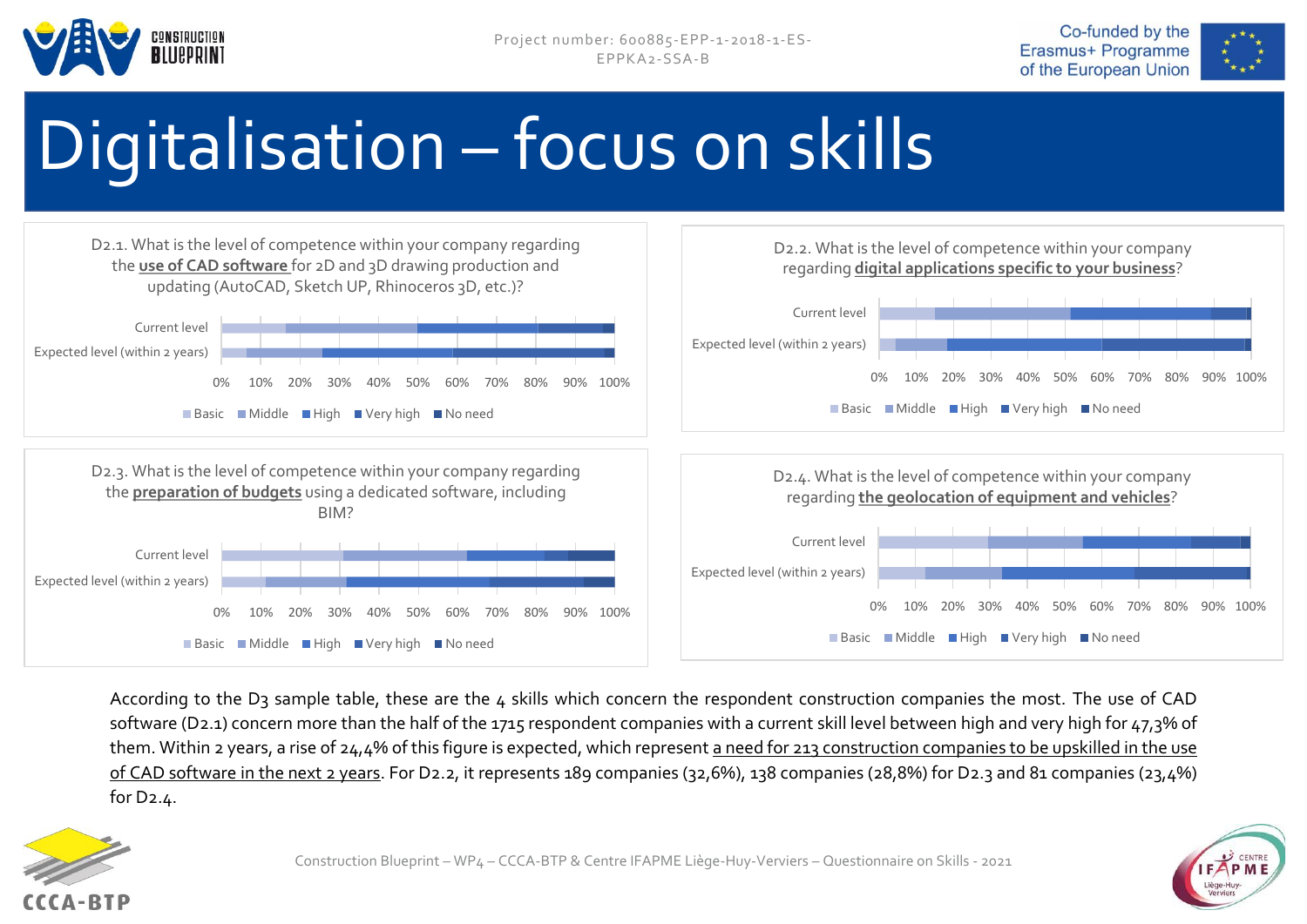# Digitalisation – focus on skills

D2.1. What is the level of competence within your company regarding the **use of CAD software** for 2D and 3D drawing production and updating (AutoCAD, Sketch UP, Rhinoceros 3D, etc.)?

Current level
Expected level (within 2 years)

0% 10% 20% 30% 40% 50% 60% 70% 80% 90% 100%

Basic Middle High Very high No need

D2.2. What is the level of competence within your company regarding **digital applications specific to your business**?

Current level
Expected level (within 2 years)

0% 10% 20% 30% 40% 50% 60% 70% 80% 90% 100%

Basic Middle High Very high No need

D2.3. What is the level of competence within your company regarding the **preparation of budgets** using a dedicated software, including BIM?

Current level
Expected level (within 2 years)

0% 10% 20% 30% 40% 50% 60% 70% 80% 90% 100%

Basic Middle High Very high No need

D2.4. What is the level of competence within your company regarding **the geolocation of equipment and vehicles**?

Current level
Expected level (within 2 years)

0% 10% 20% 30% 40% 50% 60% 70% 80% 90% 100%

Basic Middle High Very high No need

According to the D3 sample table, these are the 4 skills which concern the respondent construction companies the most. The use of CAD software (D2.1) concern more than the half of the 1715 respondent companies with a current skill level between high and very high for 47,3% of them. Within 2 years, a rise of 24,4% of this figure is expected, which represent a need for 213 construction companies to be upskilled in the use of CAD software in the next 2 years. For D2.2, it represents 189 companies (32,6%), 138 companies (28,8%) for D2.3 and 81 companies (23,4%) for D2.4.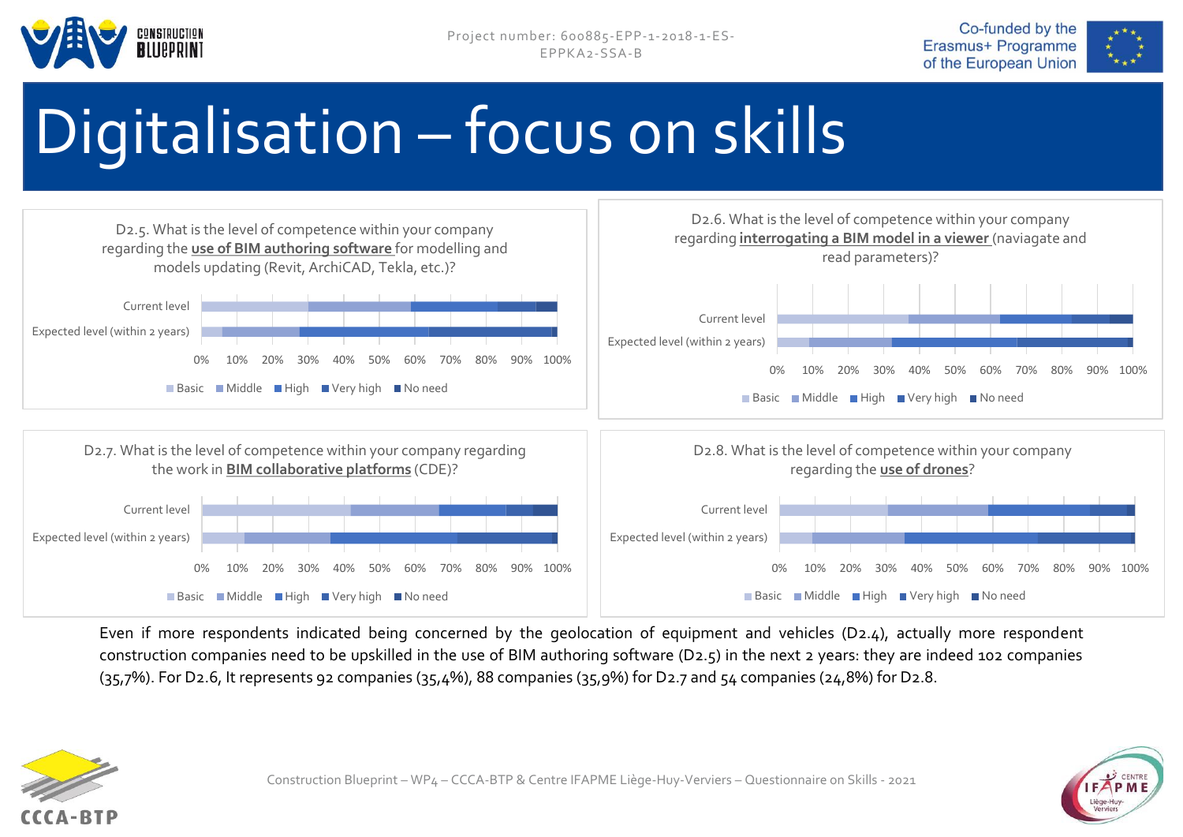# Digitalisation – focus on skills

D2.5. What is the level of competence within your company regarding the **use of BIM authoring software** for modelling and models updating (Revit, ArchiCAD, Tekla, etc.)?

D2.6. What is the level of competence within your company regarding **interrogating a BIM model in a viewer** (naviagate and read parameters)?

D2.7. What is the level of competence within your company regarding the work in **BIM collaborative platforms** (CDE)?

D2.8. What is the level of competence within your company regarding the **use of drones**?

Even if more respondents indicated being concerned by the geolocation of equipment and vehicles (D2.4), actually more respondent construction companies need to be upskilled in the use of BIM authoring software (D2.5) in the next 2 years: they are indeed 102 companies (35,7%). For D2.6, It represents 92 companies (35,4%), 88 companies (35,9%) for D2.7 and 54 companies (24,8%) for D2.8.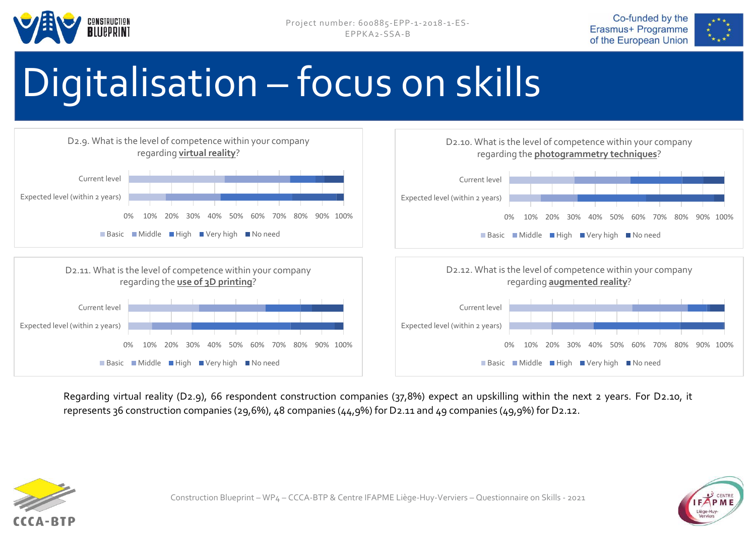# Digitalisation – focus on skills

D2.9. What is the level of competence within your company regarding **virtual reality**?

Current level
Expected level (within 2 years)

0% 10% 20% 30% 40% 50% 60% 70% 80% 90% 100%

Basic Middle High Very high No need

D2.10. What is the level of competence within your company regarding the **photogrammetry techniques**?

Current level
Expected level (within 2 years)

0% 10% 20% 30% 40% 50% 60% 70% 80% 90% 100%

Basic Middle High Very high No need

D2.11. What is the level of competence within your company regarding the **use of 3D printing**?

Current level
Expected level (within 2 years)

0% 10% 20% 30% 40% 50% 60% 70% 80% 90% 100%

Basic Middle High Very high No need

D2.12. What is the level of competence within your company regarding **augmented reality**?

Current level
Expected level (within 2 years)

0% 10% 20% 30% 40% 50% 60% 70% 80% 90% 100%

Basic Middle High Very high No need

Regarding virtual reality (D2.9), 66 respondent construction companies (37,8%) expect an upskilling within the next 2 years. For D2.10, it represents 36 construction companies (29,6%), 48 companies (44,9%) for D2.11 and 49 companies (49,9%) for D2.12.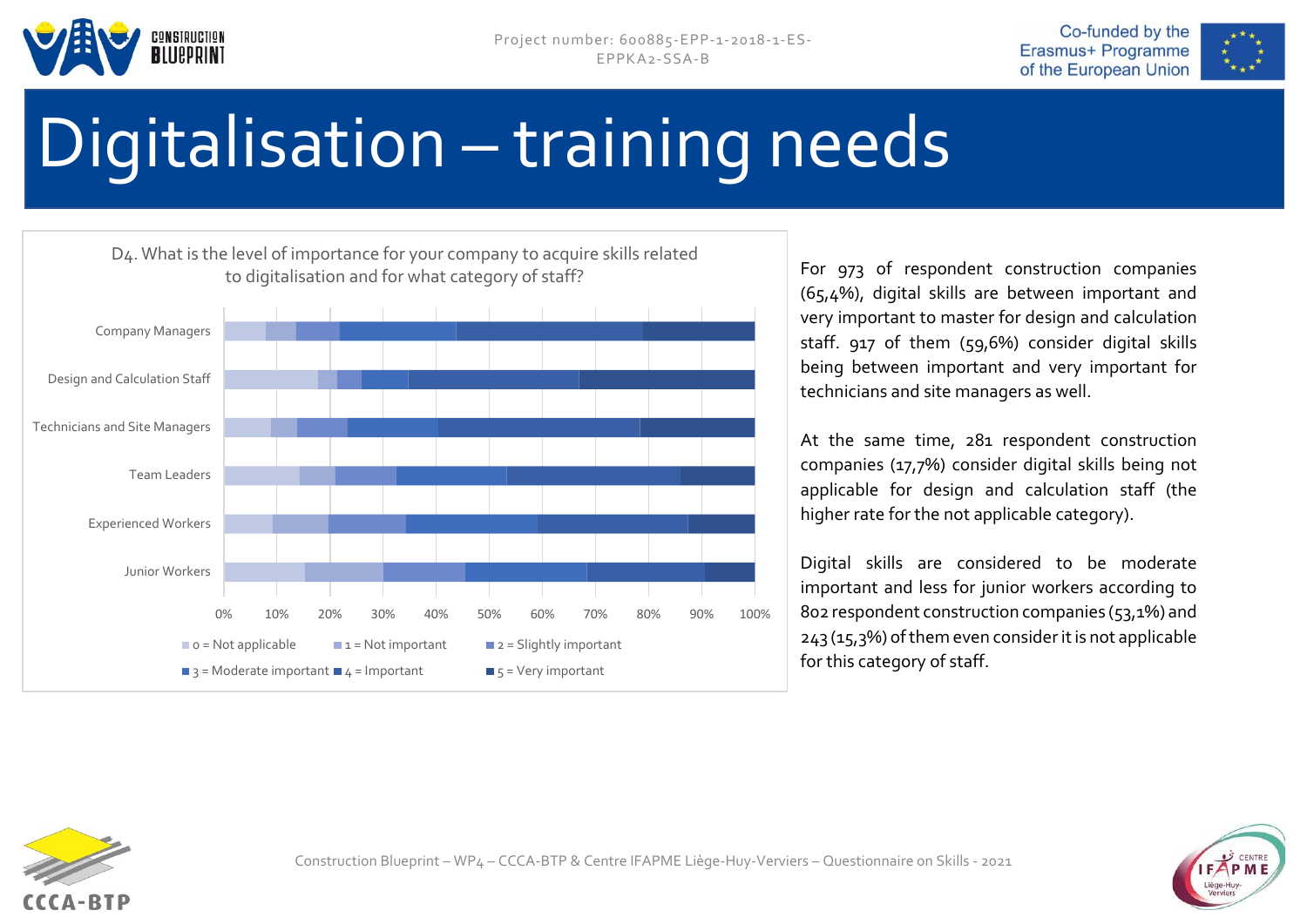# Digitalisation – training needs

D4. What is the level of importance for your company to acquire skills related to digitalisation and for what category of staff?

Company Managers

Design and Calculation Staff

Technicians and Site Managers

Team Leaders

Experienced Workers

Junior Workers

0% 10% 20% 30% 40% 50% 60% 70% 80% 90% 100%

0 = Not applicable | 1 = Not important | 2 = Slightly important | 3 = Moderate important | 4 = Important | 5 = Very important

For 973 of respondent construction companies (65,4%), digital skills are between important and very important to master for design and calculation staff. 917 of them (59,6%) consider digital skills being between important and very important for technicians and site managers as well.

At the same time, 281 respondent construction companies (17,7%) consider digital skills being not applicable for design and calculation staff (the higher rate for the not applicable category).

Digital skills are considered to be moderate important and less for junior workers according to 802 respondent construction companies (53,1%) and 243 (15,3%) of them even consider it is not applicable for this category of staff.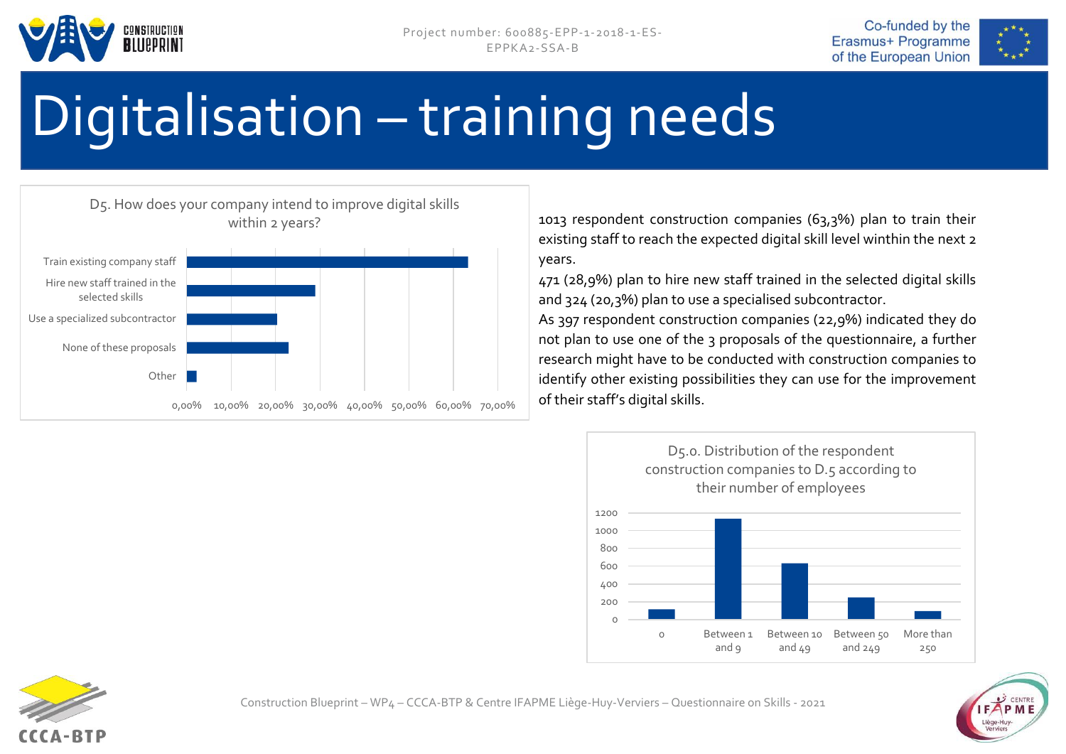# Digitalisation – training needs

D5. How does your company intend to improve digital skills within 2 years?

| Option | |
|---|---|
| Train existing company staff | |
| Hire new staff trained in the selected skills | |
| Use a specialized subcontractor | |
| None of these proposals | |
| Other | |

0,00% 10,00% 20,00% 30,00% 40,00% 50,00% 60,00% 70,00%

1013 respondent construction companies (63,3%) plan to train their existing staff to reach the expected digital skill level winthin the next 2 years.

471 (28,9%) plan to hire new staff trained in the selected digital skills and 324 (20,3%) plan to use a specialised subcontractor.

As 397 respondent construction companies (22,9%) indicated they do not plan to use one of the 3 proposals of the questionnaire, a further research might have to be conducted with construction companies to identify other existing possibilities they can use for the improvement of their staff's digital skills.

D5.0. Distribution of the respondent construction companies to D.5 according to their number of employees

| Number of employees | |
|---|---|
| 0 | |
| Between 1 and 9 | |
| Between 10 and 49 | |
| Between 50 and 249 | |
| More than 250 | |

0 200 400 600 800 1000 1200

Construction Blueprint – WP4 – CCCA-BTP & Centre IFAPME Liège-Huy-Verviers – Questionnaire on Skills - 2021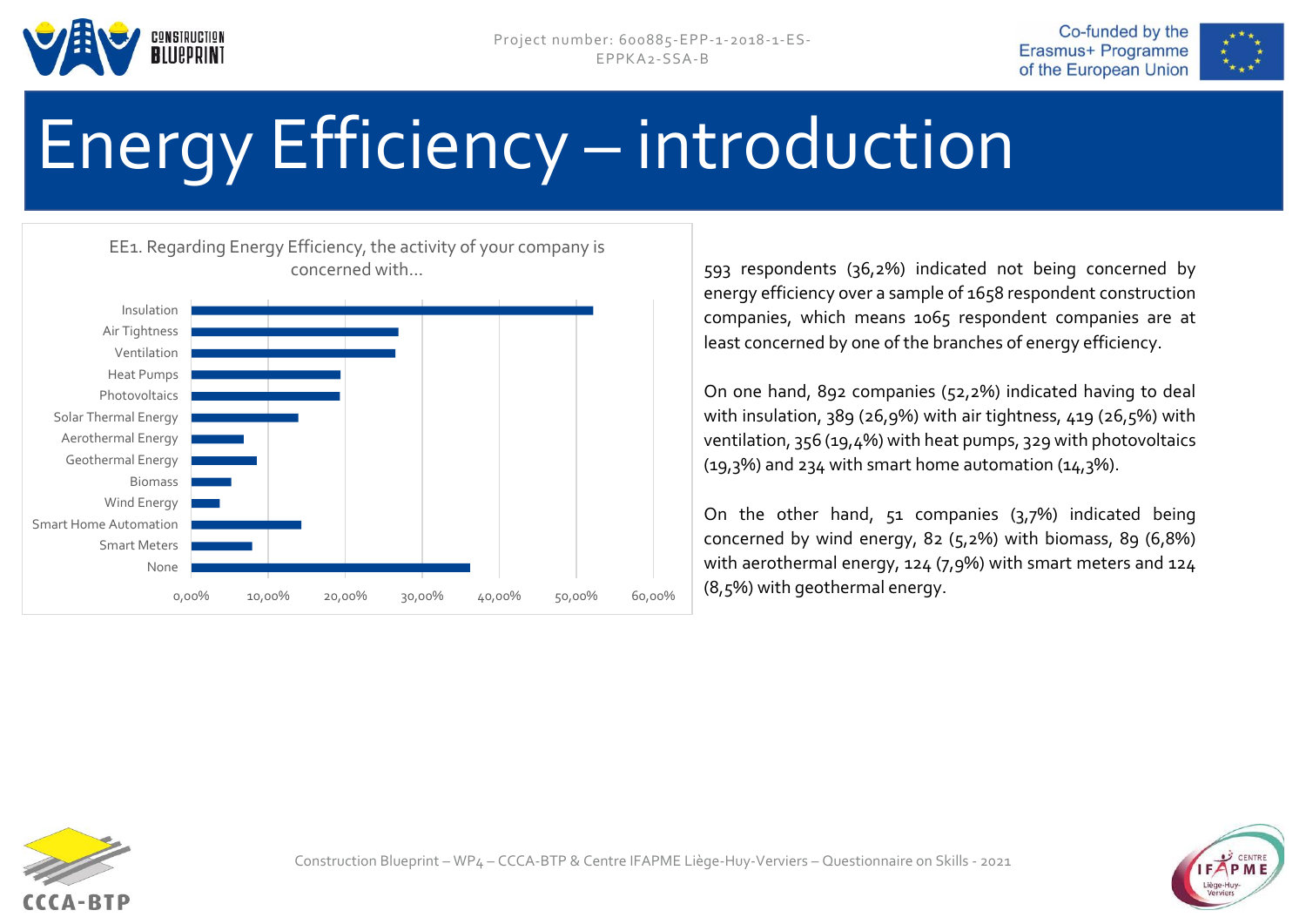# Energy Efficiency – introduction

EE1. Regarding Energy Efficiency, the activity of your company is concerned with...

Insulation
Air Tightness
Ventilation
Heat Pumps
Photovoltaics
Solar Thermal Energy
Aerothermal Energy
Geothermal Energy
Biomass
Wind Energy
Smart Home Automation
Smart Meters
None

0,00% 10,00% 20,00% 30,00% 40,00% 50,00% 60,00%

593 respondents (36,2%) indicated not being concerned by energy efficiency over a sample of 1658 respondent construction companies, which means 1065 respondent companies are at least concerned by one of the branches of energy efficiency.

On one hand, 892 companies (52,2%) indicated having to deal with insulation, 389 (26,9%) with air tightness, 419 (26,5%) with ventilation, 356 (19,4%) with heat pumps, 329 with photovoltaics (19,3%) and 234 with smart home automation (14,3%).

On the other hand, 51 companies (3,7%) indicated being concerned by wind energy, 82 (5,2%) with biomass, 89 (6,8%) with aerothermal energy, 124 (7,9%) with smart meters and 124 (8,5%) with geothermal energy.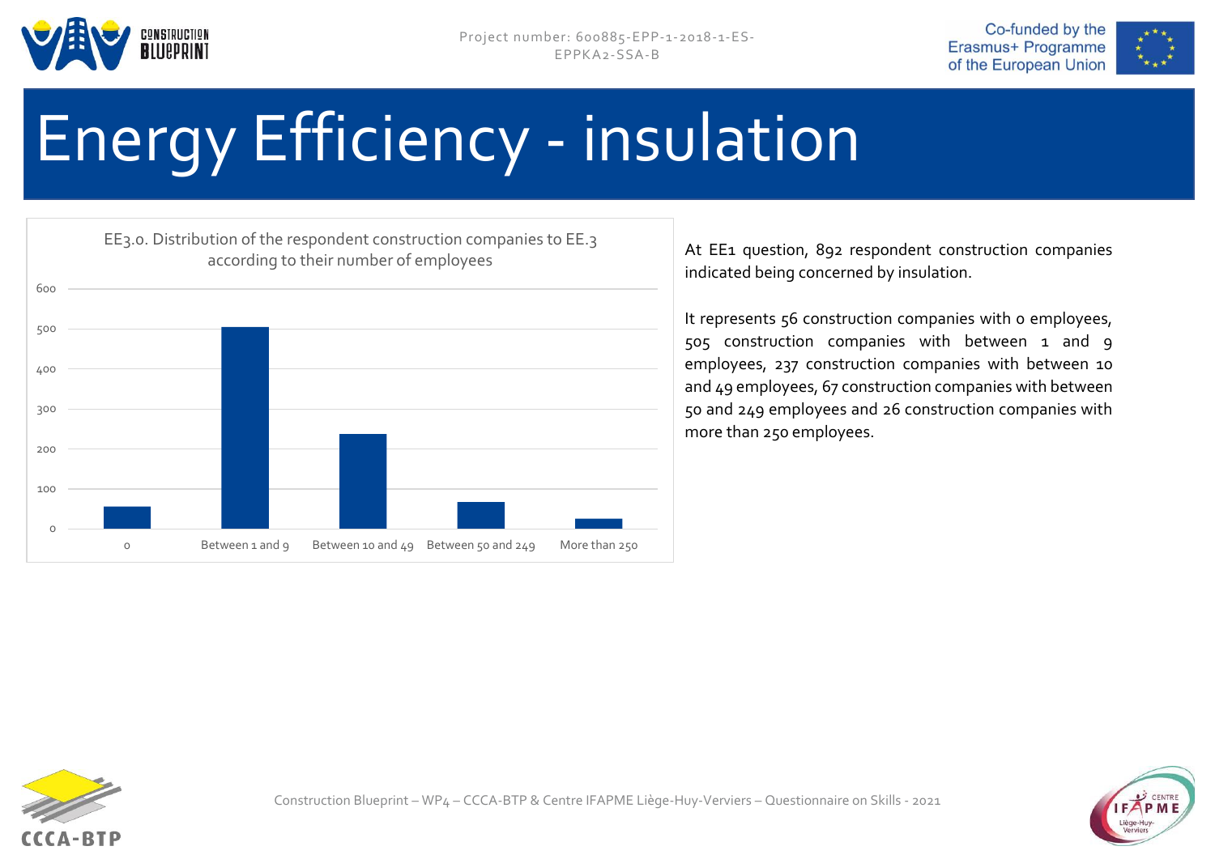# Energy Efficiency - insulation

EE3.0. Distribution of the respondent construction companies to EE.3 according to their number of employees

| Number of employees | Companies |
|---|---|
| 0 | 56 |
| Between 1 and 9 | 505 |
| Between 10 and 49 | 237 |
| Between 50 and 249 | 67 |
| More than 250 | 26 |

At EE1 question, 892 respondent construction companies indicated being concerned by insulation.

It represents 56 construction companies with 0 employees, 505 construction companies with between 1 and 9 employees, 237 construction companies with between 10 and 49 employees, 67 construction companies with between 50 and 249 employees and 26 construction companies with more than 250 employees.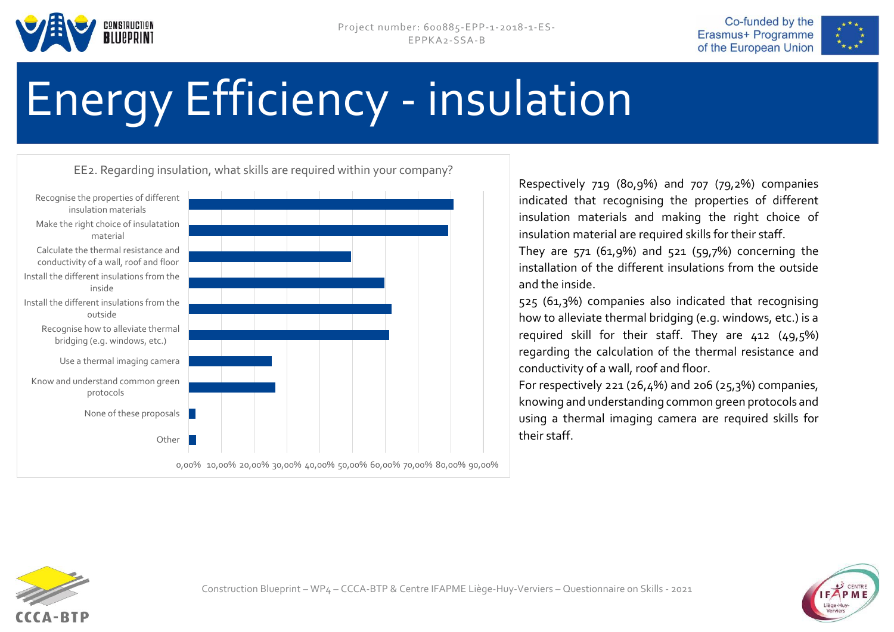# Energy Efficiency - insulation

EE2. Regarding insulation, what skills are required within your company?

| Skill | Approx. share |
|---|---|
| Recognise the properties of different insulation materials | ~81% |
| Make the right choice of insulatation material | ~79% |
| Calculate the thermal resistance and conductivity of a wall, roof and floor | ~50% |
| Install the different insulations from the inside | ~60% |
| Install the different insulations from the outside | ~62% |
| Recognise how to alleviate thermal bridging (e.g. windows, etc.) | ~61% |
| Use a thermal imaging camera | ~25% |
| Know and understand common green protocols | ~26% |
| None of these proposals | ~2% |
| Other | ~2% |

Respectively 719 (80,9%) and 707 (79,2%) companies indicated that recognising the properties of different insulation materials and making the right choice of insulation material are required skills for their staff.

They are 571 (61,9%) and 521 (59,7%) concerning the installation of the different insulations from the outside and the inside.

525 (61,3%) companies also indicated that recognising how to alleviate thermal bridging (e.g. windows, etc.) is a required skill for their staff. They are 412 (49,5%) regarding the calculation of the thermal resistance and conductivity of a wall, roof and floor.

For respectively 221 (26,4%) and 206 (25,3%) companies, knowing and understanding common green protocols and using a thermal imaging camera are required skills for their staff.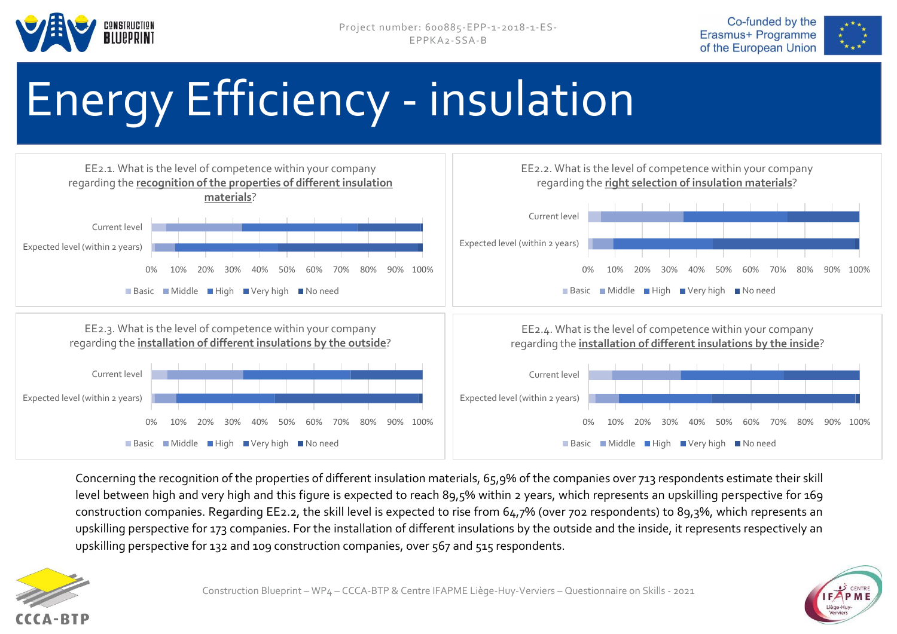# Energy Efficiency - insulation

EE2.1. What is the level of competence within your company regarding the **recognition of the properties of different insulation materials**?

EE2.2. What is the level of competence within your company regarding the **right selection of insulation materials**?

EE2.3. What is the level of competence within your company regarding the **installation of different insulations by the outside**?

EE2.4. What is the level of competence within your company regarding the **installation of different insulations by the inside**?

Concerning the recognition of the properties of different insulation materials, 65,9% of the companies over 713 respondents estimate their skill level between high and very high and this figure is expected to reach 89,5% within 2 years, which represents an upskilling perspective for 169 construction companies. Regarding EE2.2, the skill level is expected to rise from 64,7% (over 702 respondents) to 89,3%, which represents an upskilling perspective for 173 companies. For the installation of different insulations by the outside and the inside, it represents respectively an upskilling perspective for 132 and 109 construction companies, over 567 and 515 respondents.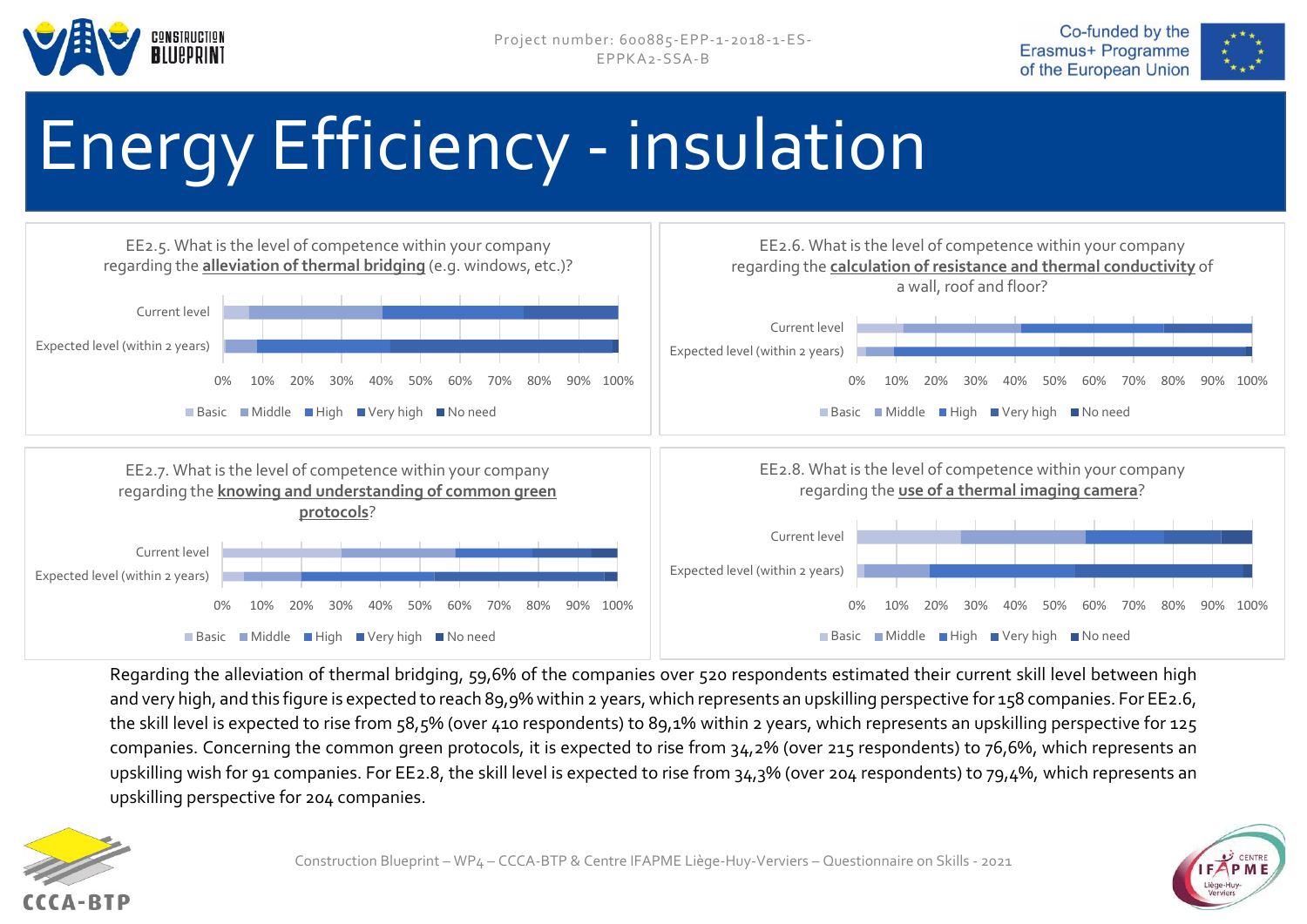# Energy Efficiency - insulation

EE2.5. What is the level of competence within your company regarding the **alleviation of thermal bridging** (e.g. windows, etc.)?

Current level

Expected level (within 2 years)

0% 10% 20% 30% 40% 50% 60% 70% 80% 90% 100%

Basic Middle High Very high No need

EE2.6. What is the level of competence within your company regarding the **calculation of resistance and thermal conductivity** of a wall, roof and floor?

Current level

Expected level (within 2 years)

0% 10% 20% 30% 40% 50% 60% 70% 80% 90% 100%

Basic Middle High Very high No need

EE2.7. What is the level of competence within your company regarding the **knowing and understanding of common green protocols**?

Current level

Expected level (within 2 years)

0% 10% 20% 30% 40% 50% 60% 70% 80% 90% 100%

Basic Middle High Very high No need

EE2.8. What is the level of competence within your company regarding the **use of a thermal imaging camera**?

Current level

Expected level (within 2 years)

0% 10% 20% 30% 40% 50% 60% 70% 80% 90% 100%

Basic Middle High Very high No need

Regarding the alleviation of thermal bridging, 59,6% of the companies over 520 respondents estimated their current skill level between high and very high, and this figure is expected to reach 89,9% within 2 years, which represents an upskilling perspective for 158 companies. For EE2.6, the skill level is expected to rise from 58,5% (over 410 respondents) to 89,1% within 2 years, which represents an upskilling perspective for 125 companies. Concerning the common green protocols, it is expected to rise from 34,2% (over 215 respondents) to 76,6%, which represents an upskilling wish for 91 companies. For EE2.8, the skill level is expected to rise from 34,3% (over 204 respondents) to 79,4%, which represents an upskilling perspective for 204 companies.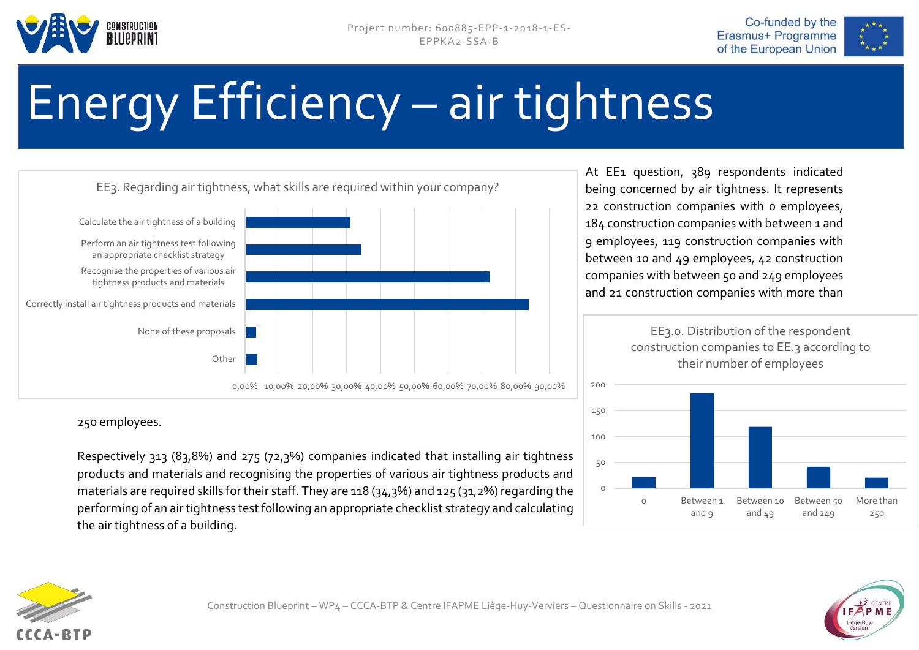# Energy Efficiency – air tightness

EE3. Regarding air tightness, what skills are required within your company?

| Skill | Share |
|---|---|
| Calculate the air tightness of a building | 31,2% |
| Perform an air tightness test following an appropriate checklist strategy | 34,3% |
| Recognise the properties of various air tightness products and materials | 72,3% |
| Correctly install air tightness products and materials | 83,8% |
| None of these proposals | |
| Other | |

At EE1 question, 389 respondents indicated being concerned by air tightness. It represents 22 construction companies with 0 employees, 184 construction companies with between 1 and 9 employees, 119 construction companies with between 10 and 49 employees, 42 construction companies with between 50 and 249 employees and 21 construction companies with more than 250 employees.

EE3.0. Distribution of the respondent construction companies to EE.3 according to their number of employees

| Number of employees | Companies |
|---|---|
| 0 | 22 |
| Between 1 and 9 | 184 |
| Between 10 and 49 | 119 |
| Between 50 and 249 | 42 |
| More than 250 | 21 |

Respectively 313 (83,8%) and 275 (72,3%) companies indicated that installing air tightness products and materials and recognising the properties of various air tightness products and materials are required skills for their staff. They are 118 (34,3%) and 125 (31,2%) regarding the performing of an air tightness test following an appropriate checklist strategy and calculating the air tightness of a building.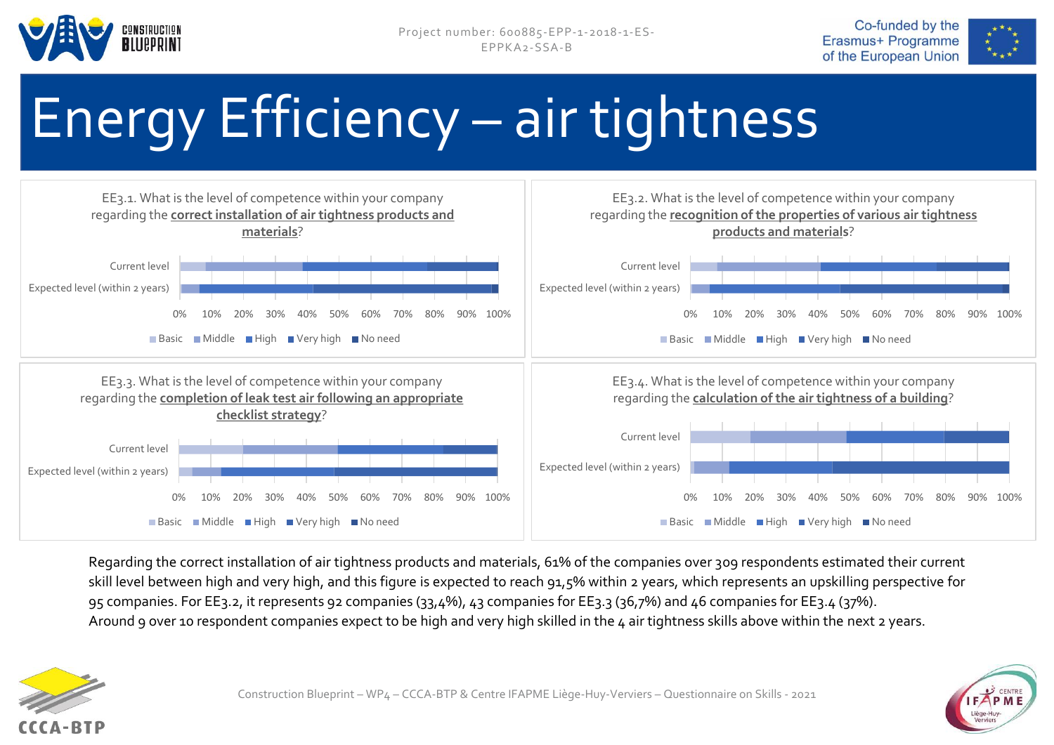# Energy Efficiency – air tightness

EE3.1. What is the level of competence within your company regarding the **correct installation of air tightness products and materials**?

Current level

Expected level (within 2 years)

0% 10% 20% 30% 40% 50% 60% 70% 80% 90% 100%

Basic Middle High Very high No need

EE3.2. What is the level of competence within your company regarding the **recognition of the properties of various air tightness products and materials**?

Current level

Expected level (within 2 years)

0% 10% 20% 30% 40% 50% 60% 70% 80% 90% 100%

Basic Middle High Very high No need

EE3.3. What is the level of competence within your company regarding the **completion of leak test air following an appropriate checklist strategy**?

Current level

Expected level (within 2 years)

0% 10% 20% 30% 40% 50% 60% 70% 80% 90% 100%

Basic Middle High Very high No need

EE3.4. What is the level of competence within your company regarding the **calculation of the air tightness of a building**?

Current level

Expected level (within 2 years)

0% 10% 20% 30% 40% 50% 60% 70% 80% 90% 100%

Basic Middle High Very high No need

Regarding the correct installation of air tightness products and materials, 61% of the companies over 309 respondents estimated their current skill level between high and very high, and this figure is expected to reach 91,5% within 2 years, which represents an upskilling perspective for 95 companies. For EE3.2, it represents 92 companies (33,4%), 43 companies for EE3.3 (36,7%) and 46 companies for EE3.4 (37%).
Around 9 over 10 respondent companies expect to be high and very high skilled in the 4 air tightness skills above within the next 2 years.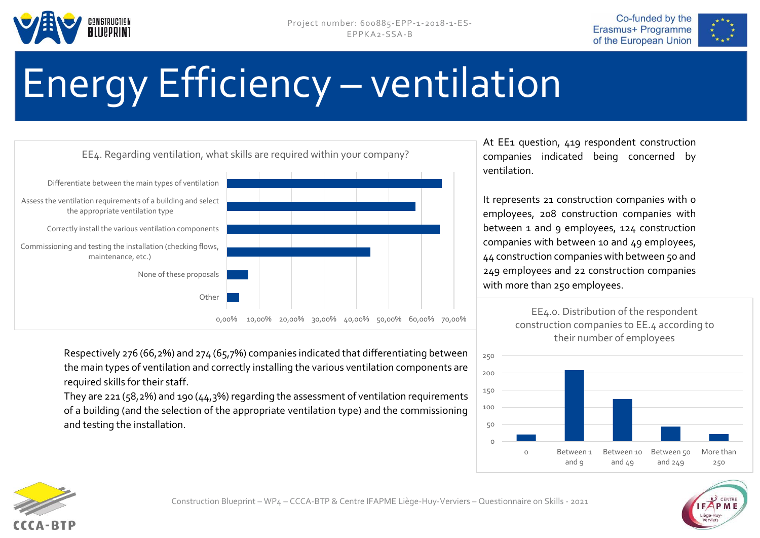# Energy Efficiency – ventilation

EE4. Regarding ventilation, what skills are required within your company?

- Differentiate between the main types of ventilation
- Assess the ventilation requirements of a building and select the appropriate ventilation type
- Correctly install the various ventilation components
- Commissioning and testing the installation (checking flows, maintenance, etc.)
- None of these proposals
- Other

0,00% 10,00% 20,00% 30,00% 40,00% 50,00% 60,00% 70,00%

Respectively 276 (66,2%) and 274 (65,7%) companies indicated that differentiating between the main types of ventilation and correctly installing the various ventilation components are required skills for their staff.

They are 221 (58,2%) and 190 (44,3%) regarding the assessment of ventilation requirements of a building (and the selection of the appropriate ventilation type) and the commissioning and testing the installation.

At EE1 question, 419 respondent construction companies indicated being concerned by ventilation.

It represents 21 construction companies with 0 employees, 208 construction companies with between 1 and 9 employees, 124 construction companies with between 10 and 49 employees, 44 construction companies with between 50 and 249 employees and 22 construction companies with more than 250 employees.

EE4.0. Distribution of the respondent construction companies to EE.4 according to their number of employees

0 | Between 1 and 9 | Between 10 and 49 | Between 50 and 249 | More than 250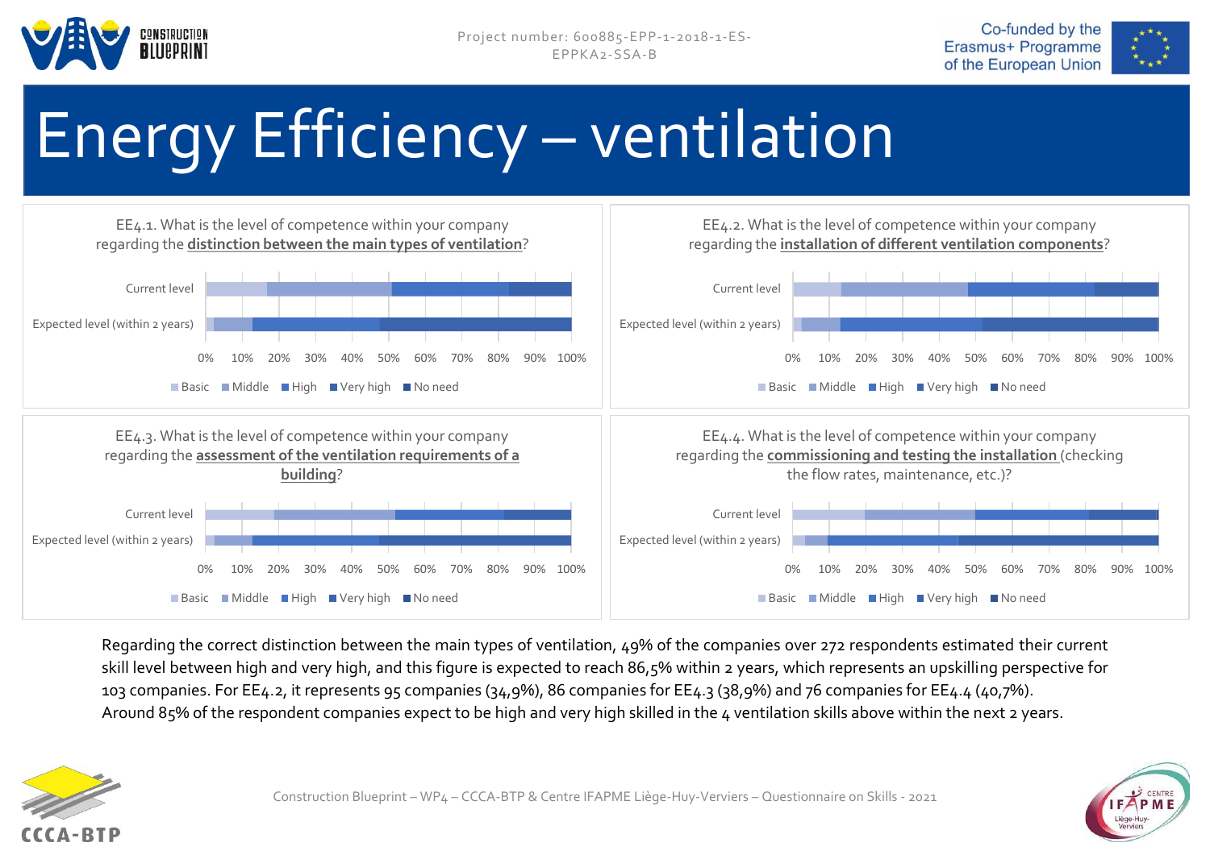# Energy Efficiency – ventilation

EE4.1. What is the level of competence within your company regarding the **distinction between the main types of ventilation**?

Current level
Expected level (within 2 years)

0% 10% 20% 30% 40% 50% 60% 70% 80% 90% 100%

Basic Middle High Very high No need

EE4.2. What is the level of competence within your company regarding the **installation of different ventilation components**?

Current level
Expected level (within 2 years)

0% 10% 20% 30% 40% 50% 60% 70% 80% 90% 100%

Basic Middle High Very high No need

EE4.3. What is the level of competence within your company regarding the **assessment of the ventilation requirements of a building**?

Current level
Expected level (within 2 years)

0% 10% 20% 30% 40% 50% 60% 70% 80% 90% 100%

Basic Middle High Very high No need

EE4.4. What is the level of competence within your company regarding the **commissioning and testing the installation** (checking the flow rates, maintenance, etc.)?

Current level
Expected level (within 2 years)

0% 10% 20% 30% 40% 50% 60% 70% 80% 90% 100%

Basic Middle High Very high No need

Regarding the correct distinction between the main types of ventilation, 49% of the companies over 272 respondents estimated their current skill level between high and very high, and this figure is expected to reach 86,5% within 2 years, which represents an upskilling perspective for 103 companies. For EE4.2, it represents 95 companies (34,9%), 86 companies for EE4.3 (38,9%) and 76 companies for EE4.4 (40,7%).
Around 85% of the respondent companies expect to be high and very high skilled in the 4 ventilation skills above within the next 2 years.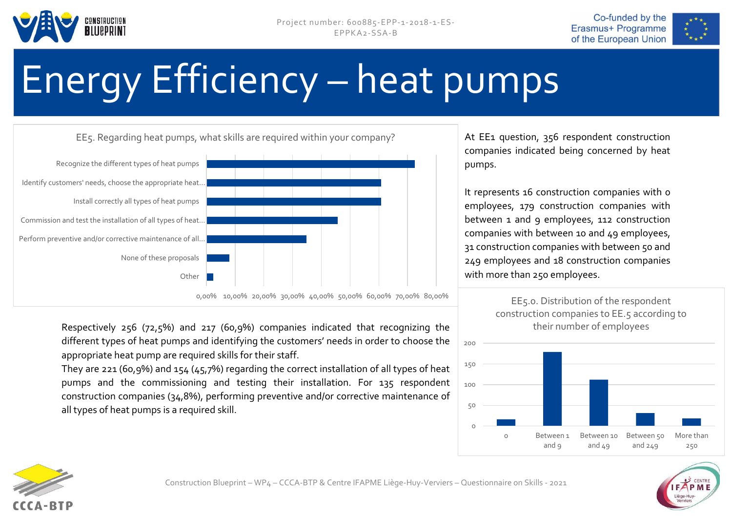# Energy Efficiency – heat pumps

EE5. Regarding heat pumps, what skills are required within your company?

| Skill | Approx. % |
| --- | --- |
| Recognize the different types of heat pumps | ~72,5% |
| Identify customers' needs, choose the appropriate heat... | ~60,9% |
| Install correctly all types of heat pumps | ~60,9% |
| Commission and test the installation of all types of heat... | ~45,7% |
| Perform preventive and/or corrective maintenance of all... | ~34,8% |
| None of these proposals | ~8% |
| Other | ~2% |

At EE1 question, 356 respondent construction companies indicated being concerned by heat pumps.

It represents 16 construction companies with 0 employees, 179 construction companies with between 1 and 9 employees, 112 construction companies with between 10 and 49 employees, 31 construction companies with between 50 and 249 employees and 18 construction companies with more than 250 employees.

Respectively 256 (72,5%) and 217 (60,9%) companies indicated that recognizing the different types of heat pumps and identifying the customers' needs in order to choose the appropriate heat pump are required skills for their staff.

They are 221 (60,9%) and 154 (45,7%) regarding the correct installation of all types of heat pumps and the commissioning and testing their installation. For 135 respondent construction companies (34,8%), performing preventive and/or corrective maintenance of all types of heat pumps is a required skill.

EE5.0. Distribution of the respondent construction companies to EE.5 according to their number of employees

| Number of employees | Companies |
| --- | --- |
| 0 | 16 |
| Between 1 and 9 | 179 |
| Between 10 and 49 | 112 |
| Between 50 and 249 | 31 |
| More than 250 | 18 |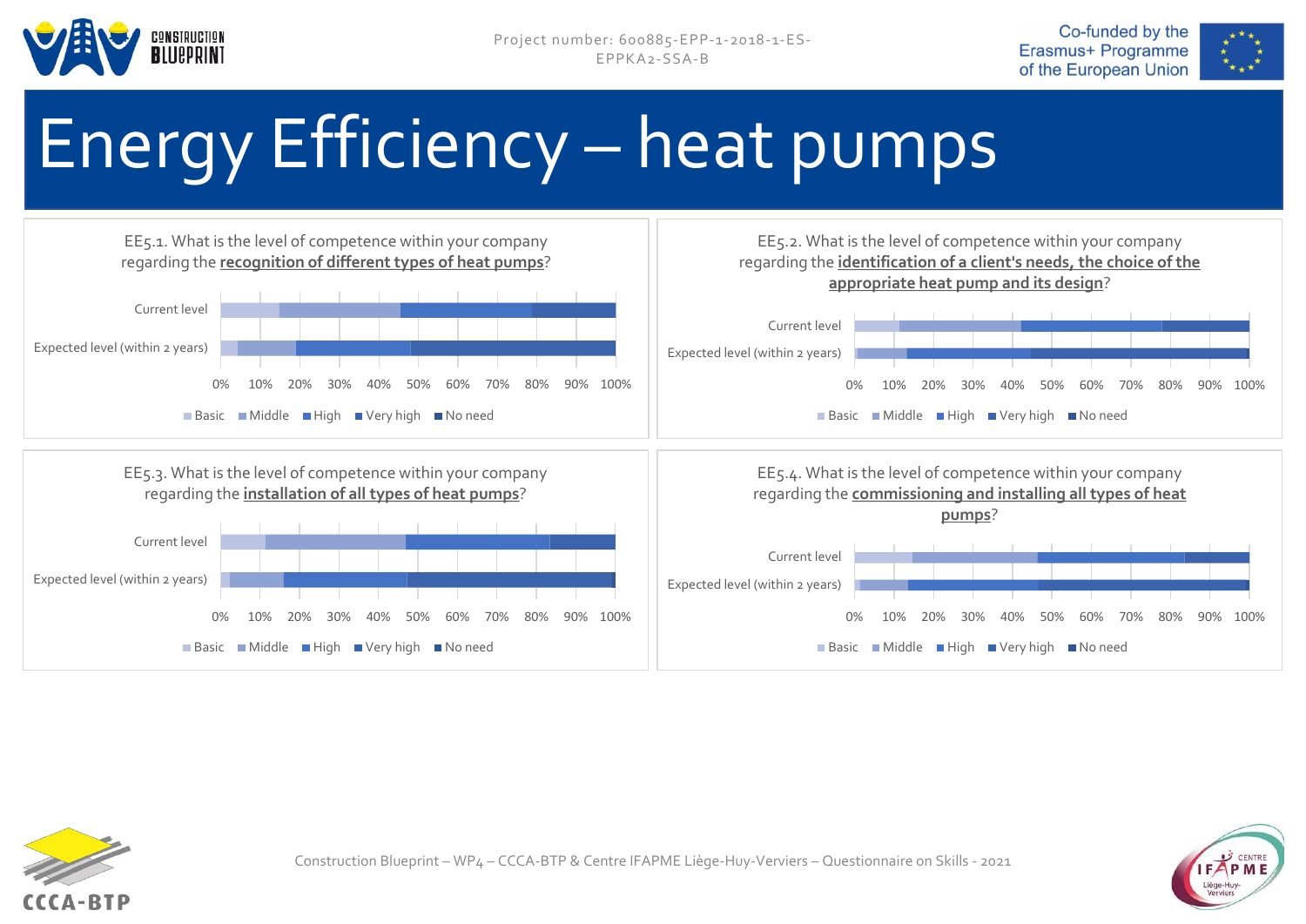# Energy Efficiency – heat pumps

EE5.1. What is the level of competence within your company regarding the **recognition of different types of heat pumps**?

Current level

Expected level (within 2 years)

0% 10% 20% 30% 40% 50% 60% 70% 80% 90% 100%

Basic | Middle | High | Very high | No need

EE5.2. What is the level of competence within your company regarding the **identification of a client's needs, the choice of the appropriate heat pump and its design**?

Current level

Expected level (within 2 years)

0% 10% 20% 30% 40% 50% 60% 70% 80% 90% 100%

Basic | Middle | High | Very high | No need

EE5.3. What is the level of competence within your company regarding the **installation of all types of heat pumps**?

Current level

Expected level (within 2 years)

0% 10% 20% 30% 40% 50% 60% 70% 80% 90% 100%

Basic | Middle | High | Very high | No need

EE5.4. What is the level of competence within your company regarding the **commissioning and installing all types of heat pumps**?

Current level

Expected level (within 2 years)

0% 10% 20% 30% 40% 50% 60% 70% 80% 90% 100%

Basic | Middle | High | Very high | No need

Construction Blueprint – WP4 – CCCA-BTP & Centre IFAPME Liège-Huy-Verviers – Questionnaire on Skills - 2021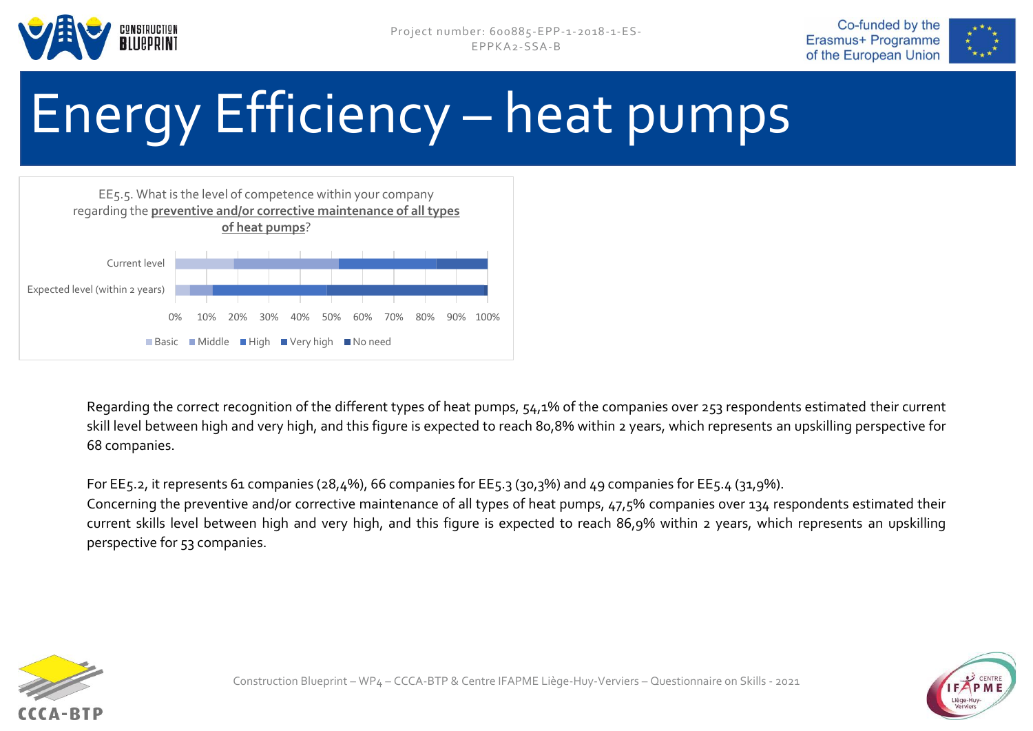# Energy Efficiency – heat pumps

EE5.5. What is the level of competence within your company regarding the **preventive and/or corrective maintenance of all types of heat pumps**?

Current level

Expected level (within 2 years)

0% 10% 20% 30% 40% 50% 60% 70% 80% 90% 100%

Basic Middle High Very high No need

Regarding the correct recognition of the different types of heat pumps, 54,1% of the companies over 253 respondents estimated their current skill level between high and very high, and this figure is expected to reach 80,8% within 2 years, which represents an upskilling perspective for 68 companies.

For EE5.2, it represents 61 companies (28,4%), 66 companies for EE5.3 (30,3%) and 49 companies for EE5.4 (31,9%).
Concerning the preventive and/or corrective maintenance of all types of heat pumps, 47,5% companies over 134 respondents estimated their current skills level between high and very high, and this figure is expected to reach 86,9% within 2 years, which represents an upskilling perspective for 53 companies.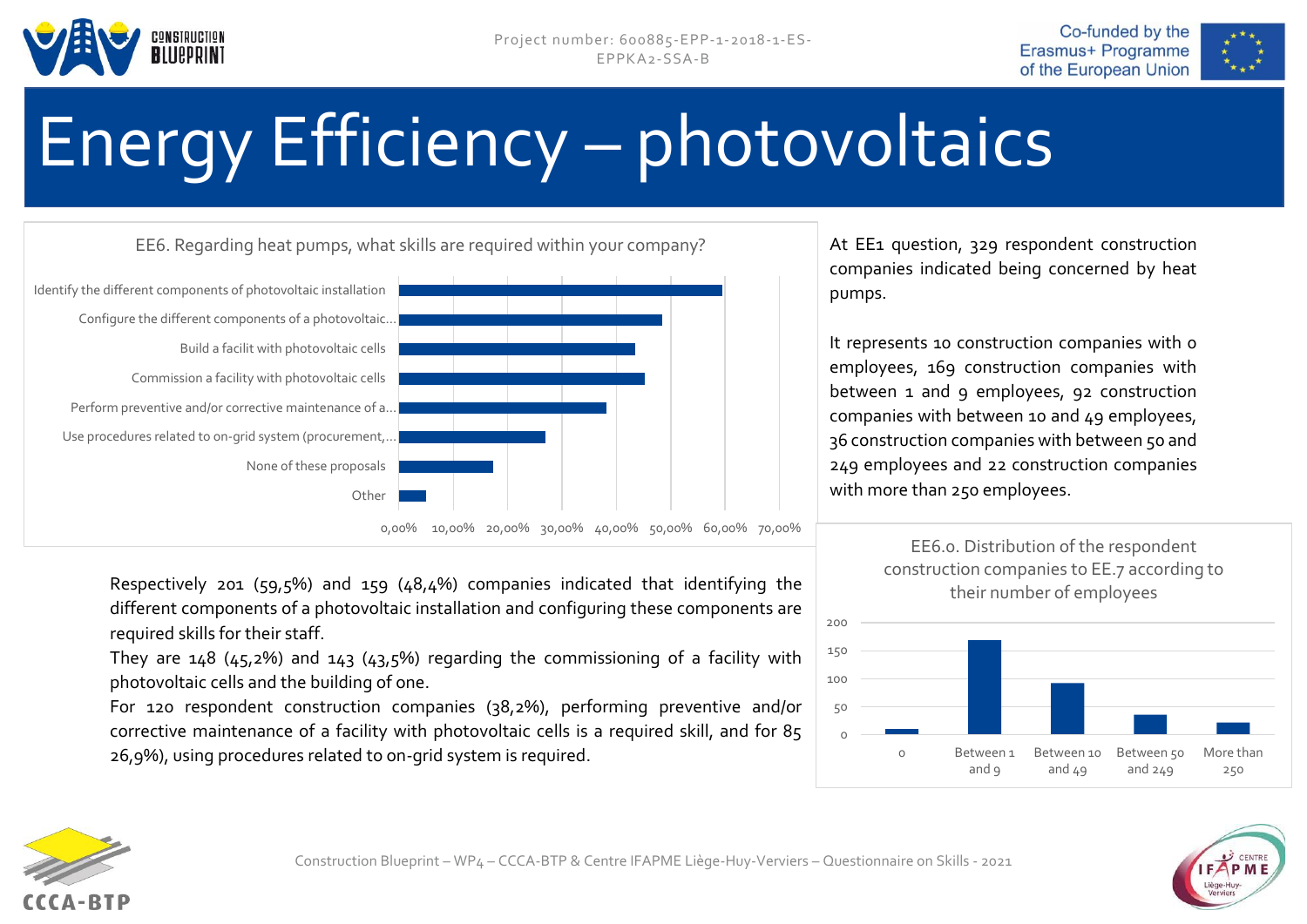# Energy Efficiency – photovoltaics

EE6. Regarding heat pumps, what skills are required within your company?

| Skill | % |
|---|---|
| Identify the different components of photovoltaic installation | 59,5% |
| Configure the different components of a photovoltaic... | 48,4% |
| Build a facilit with photovoltaic cells | 43,5% |
| Commission a facility with photovoltaic cells | 45,2% |
| Perform preventive and/or corrective maintenance of a... | 38,2% |
| Use procedures related to on-grid system (procurement,... | 26,9% |
| None of these proposals | |
| Other | |

At EE1 question, 329 respondent construction companies indicated being concerned by heat pumps.

It represents 10 construction companies with 0 employees, 169 construction companies with between 1 and 9 employees, 92 construction companies with between 10 and 49 employees, 36 construction companies with between 50 and 249 employees and 22 construction companies with more than 250 employees.

EE6.0. Distribution of the respondent construction companies to EE.7 according to their number of employees

| Number of employees | Companies |
|---|---|
| 0 | 10 |
| Between 1 and 9 | 169 |
| Between 10 and 49 | 92 |
| Between 50 and 249 | 36 |
| More than 250 | 22 |

Respectively 201 (59,5%) and 159 (48,4%) companies indicated that identifying the different components of a photovoltaic installation and configuring these components are required skills for their staff.

They are 148 (45,2%) and 143 (43,5%) regarding the commissioning of a facility with photovoltaic cells and the building of one.

For 120 respondent construction companies (38,2%), performing preventive and/or corrective maintenance of a facility with photovoltaic cells is a required skill, and for 85 26,9%), using procedures related to on-grid system is required.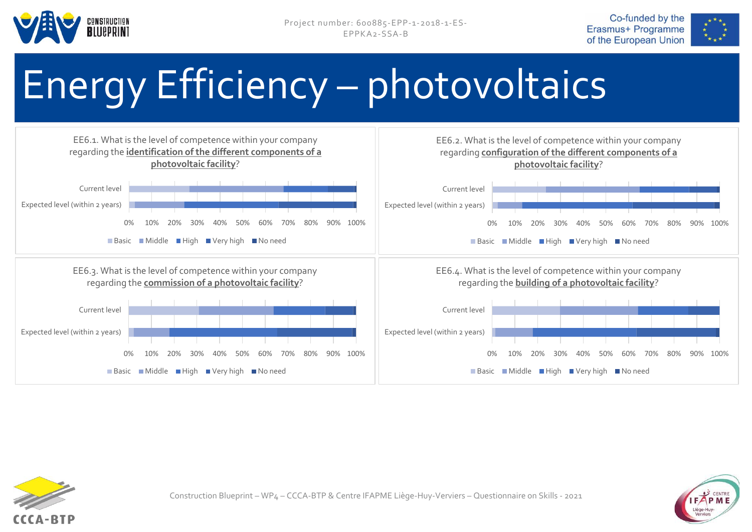# Energy Efficiency – photovoltaics

EE6.1. What is the level of competence within your company regarding the **identification of the different components of a photovoltaic facility**?

Current level
Expected level (within 2 years)

0% 10% 20% 30% 40% 50% 60% 70% 80% 90% 100%

Basic Middle High Very high No need

EE6.2. What is the level of competence within your company regarding **configuration of the different components of a photovoltaic facility**?

Current level
Expected level (within 2 years)

0% 10% 20% 30% 40% 50% 60% 70% 80% 90% 100%

Basic Middle High Very high No need

EE6.3. What is the level of competence within your company regarding the **commission of a photovoltaic facility**?

Current level
Expected level (within 2 years)

0% 10% 20% 30% 40% 50% 60% 70% 80% 90% 100%

Basic Middle High Very high No need

EE6.4. What is the level of competence within your company regarding the **building of a photovoltaic facility**?

Current level
Expected level (within 2 years)

0% 10% 20% 30% 40% 50% 60% 70% 80% 90% 100%

Basic Middle High Very high No need

Construction Blueprint – WP4 – CCCA-BTP & Centre IFAPME Liège-Huy-Verviers – Questionnaire on Skills - 2021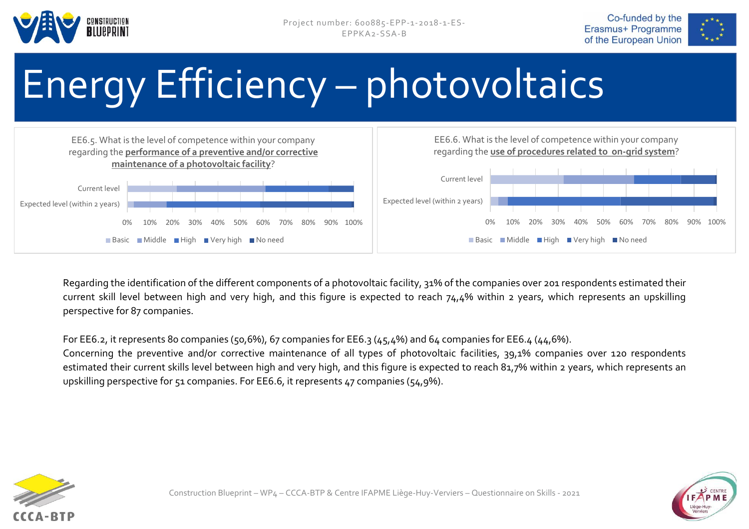# Energy Efficiency – photovoltaics

EE6.5. What is the level of competence within your company regarding the **performance of a preventive and/or corrective maintenance of a photovoltaic facility**?

Current level

Expected level (within 2 years)

0% 10% 20% 30% 40% 50% 60% 70% 80% 90% 100%

Basic Middle High Very high No need

EE6.6. What is the level of competence within your company regarding the **use of procedures related to on-grid system**?

Current level

Expected level (within 2 years)

0% 10% 20% 30% 40% 50% 60% 70% 80% 90% 100%

Basic Middle High Very high No need

Regarding the identification of the different components of a photovoltaic facility, 31% of the companies over 201 respondents estimated their current skill level between high and very high, and this figure is expected to reach 74,4% within 2 years, which represents an upskilling perspective for 87 companies.

For EE6.2, it represents 80 companies (50,6%), 67 companies for EE6.3 (45,4%) and 64 companies for EE6.4 (44,6%).
Concerning the preventive and/or corrective maintenance of all types of photovoltaic facilities, 39,1% companies over 120 respondents estimated their current skills level between high and very high, and this figure is expected to reach 81,7% within 2 years, which represents an upskilling perspective for 51 companies. For EE6.6, it represents 47 companies (54,9%).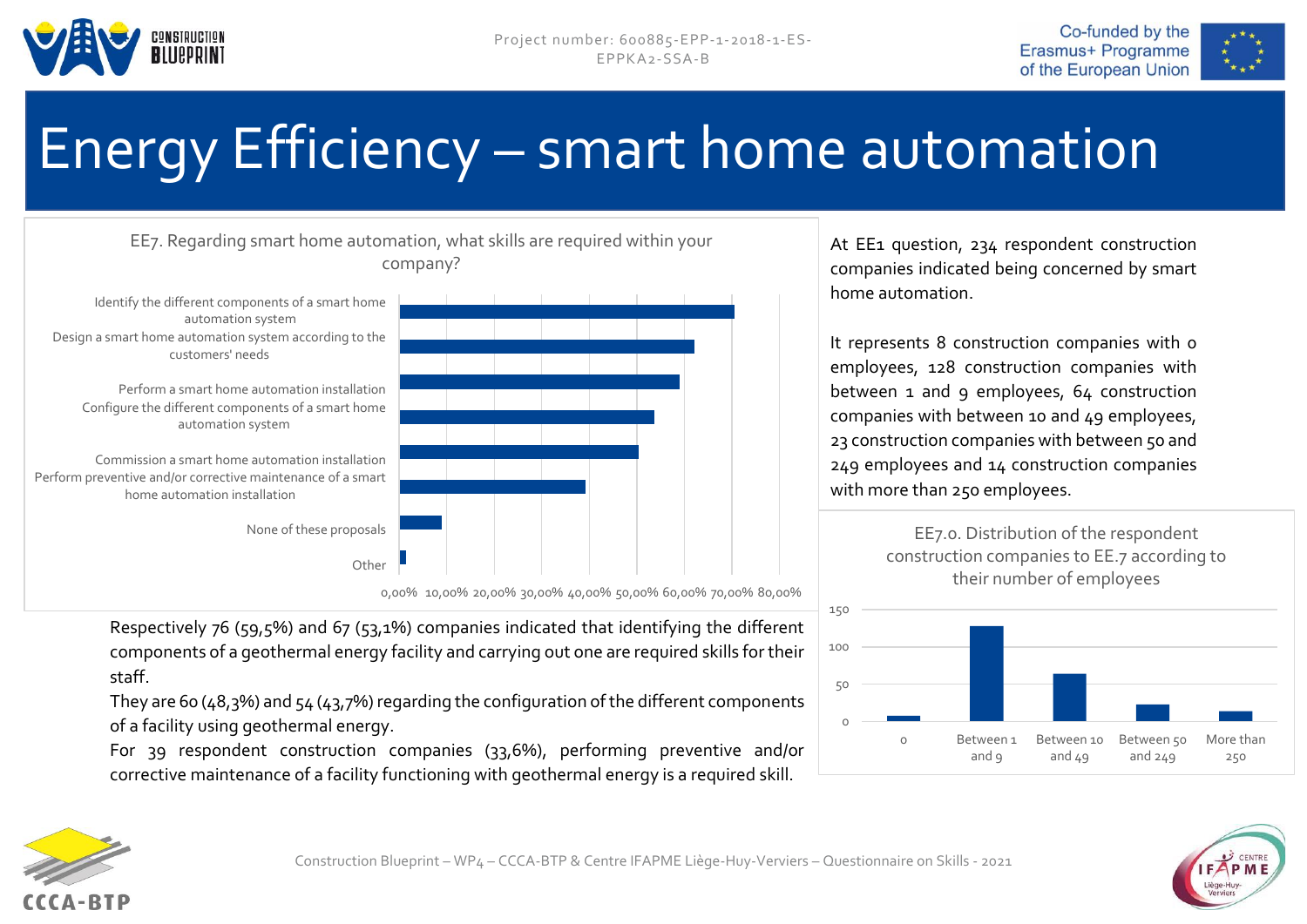# Energy Efficiency – smart home automation

EE7. Regarding smart home automation, what skills are required within your company?

| Skill | Approx. share |
| --- | --- |
| Identify the different components of a smart home automation system | ~70% |
| Design a smart home automation system according to the customers' needs | ~62% |
| Perform a smart home automation installation | ~59% |
| Configure the different components of a smart home automation system | ~53% |
| Commission a smart home automation installation | ~50% |
| Perform preventive and/or corrective maintenance of a smart home automation installation | ~39% |
| None of these proposals | ~9% |
| Other | ~1% |

Respectively 76 (59,5%) and 67 (53,1%) companies indicated that identifying the different components of a geothermal energy facility and carrying out one are required skills for their staff.

They are 60 (48,3%) and 54 (43,7%) regarding the configuration of the different components of a facility using geothermal energy.

For 39 respondent construction companies (33,6%), performing preventive and/or corrective maintenance of a facility functioning with geothermal energy is a required skill.

At EE1 question, 234 respondent construction companies indicated being concerned by smart home automation.

It represents 8 construction companies with 0 employees, 128 construction companies with between 1 and 9 employees, 64 construction companies with between 10 and 49 employees, 23 construction companies with between 50 and 249 employees and 14 construction companies with more than 250 employees.

EE7.0. Distribution of the respondent construction companies to EE.7 according to their number of employees

| Number of employees | Companies |
| --- | --- |
| 0 | 8 |
| Between 1 and 9 | 128 |
| Between 10 and 49 | 64 |
| Between 50 and 249 | 23 |
| More than 250 | 14 |

Construction Blueprint – WP4 – CCCA-BTP & Centre IFAPME Liège-Huy-Verviers – Questionnaire on Skills - 2021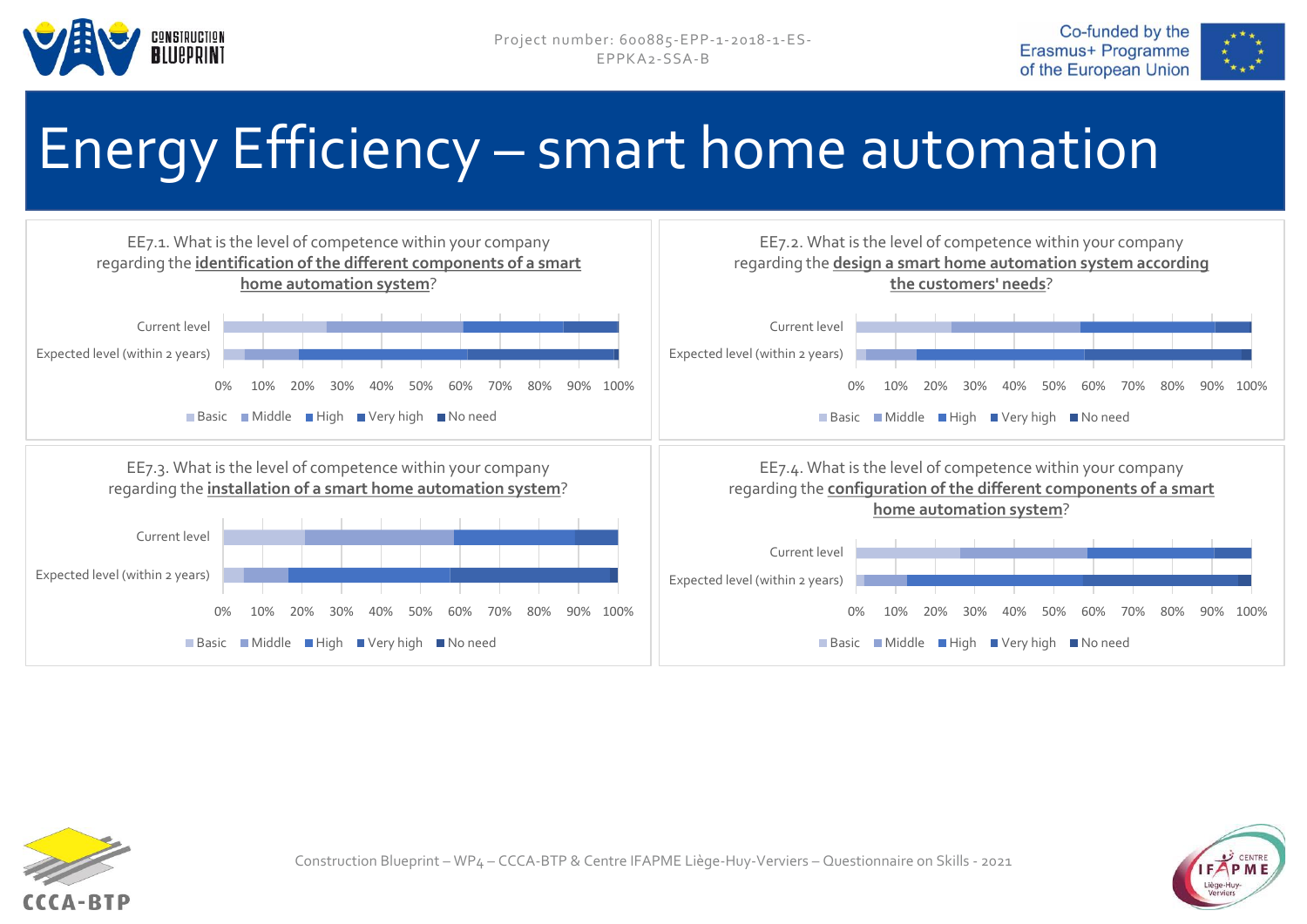# Energy Efficiency – smart home automation

EE7.1. What is the level of competence within your company regarding the **identification of the different components of a smart home automation system**?

Current level

Expected level (within 2 years)

0% 10% 20% 30% 40% 50% 60% 70% 80% 90% 100%

Basic Middle High Very high No need

EE7.2. What is the level of competence within your company regarding the **design a smart home automation system according the customers' needs**?

Current level

Expected level (within 2 years)

0% 10% 20% 30% 40% 50% 60% 70% 80% 90% 100%

Basic Middle High Very high No need

EE7.3. What is the level of competence within your company regarding the **installation of a smart home automation system**?

Current level

Expected level (within 2 years)

0% 10% 20% 30% 40% 50% 60% 70% 80% 90% 100%

Basic Middle High Very high No need

EE7.4. What is the level of competence within your company regarding the **configuration of the different components of a smart home automation system**?

Current level

Expected level (within 2 years)

0% 10% 20% 30% 40% 50% 60% 70% 80% 90% 100%

Basic Middle High Very high No need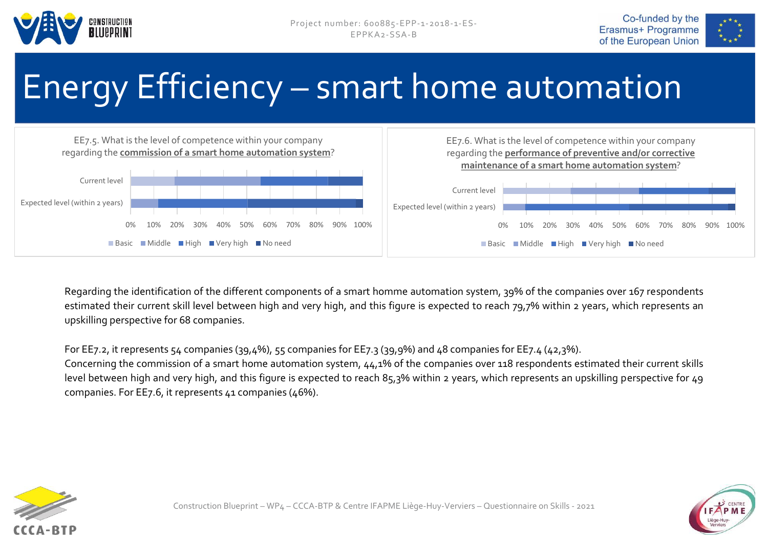# Energy Efficiency – smart home automation

EE7.5. What is the level of competence within your company regarding the **commission of a smart home automation system**?

Current level

Expected level (within 2 years)

0% 10% 20% 30% 40% 50% 60% 70% 80% 90% 100%

Basic Middle High Very high No need

EE7.6. What is the level of competence within your company regarding the **performance of preventive and/or corrective maintenance of a smart home automation system**?

Current level

Expected level (within 2 years)

0% 10% 20% 30% 40% 50% 60% 70% 80% 90% 100%

Basic Middle High Very high No need

Regarding the identification of the different components of a smart homme automation system, 39% of the companies over 167 respondents estimated their current skill level between high and very high, and this figure is expected to reach 79,7% within 2 years, which represents an upskilling perspective for 68 companies.

For EE7.2, it represents 54 companies (39,4%), 55 companies for EE7.3 (39,9%) and 48 companies for EE7.4 (42,3%).
Concerning the commission of a smart home automation system, 44,1% of the companies over 118 respondents estimated their current skills level between high and very high, and this figure is expected to reach 85,3% within 2 years, which represents an upskilling perspective for 49 companies. For EE7.6, it represents 41 companies (46%).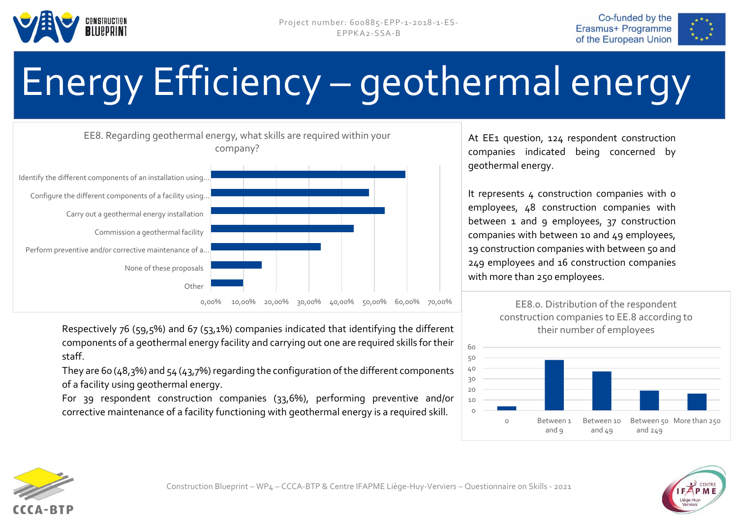# Energy Efficiency – geothermal energy

EE8. Regarding geothermal energy, what skills are required within your company?

| Skill | % |
|---|---|
| Identify the different components of an installation using... | 59,5% |
| Configure the different components of a facility using... | 48,3% |
| Carry out a geothermal energy installation | 53,1% |
| Commission a geothermal facility | 43,7% |
| Perform preventive and/or corrective maintenance of a... | 33,6% |
| None of these proposals | |
| Other | |

Respectively 76 (59,5%) and 67 (53,1%) companies indicated that identifying the different components of a geothermal energy facility and carrying out one are required skills for their staff.

They are 60 (48,3%) and 54 (43,7%) regarding the configuration of the different components of a facility using geothermal energy.

For 39 respondent construction companies (33,6%), performing preventive and/or corrective maintenance of a facility functioning with geothermal energy is a required skill.

At EE1 question, 124 respondent construction companies indicated being concerned by geothermal energy.

It represents 4 construction companies with 0 employees, 48 construction companies with between 1 and 9 employees, 37 construction companies with between 10 and 49 employees, 19 construction companies with between 50 and 249 employees and 16 construction companies with more than 250 employees.

EE8.0. Distribution of the respondent construction companies to EE.8 according to their number of employees

| Number of employees | Companies |
|---|---|
| 0 | 4 |
| Between 1 and 9 | 48 |
| Between 10 and 49 | 37 |
| Between 50 and 249 | 19 |
| More than 250 | 16 |

Construction Blueprint – WP4 – CCCA-BTP & Centre IFAPME Liège-Huy-Verviers – Questionnaire on Skills - 2021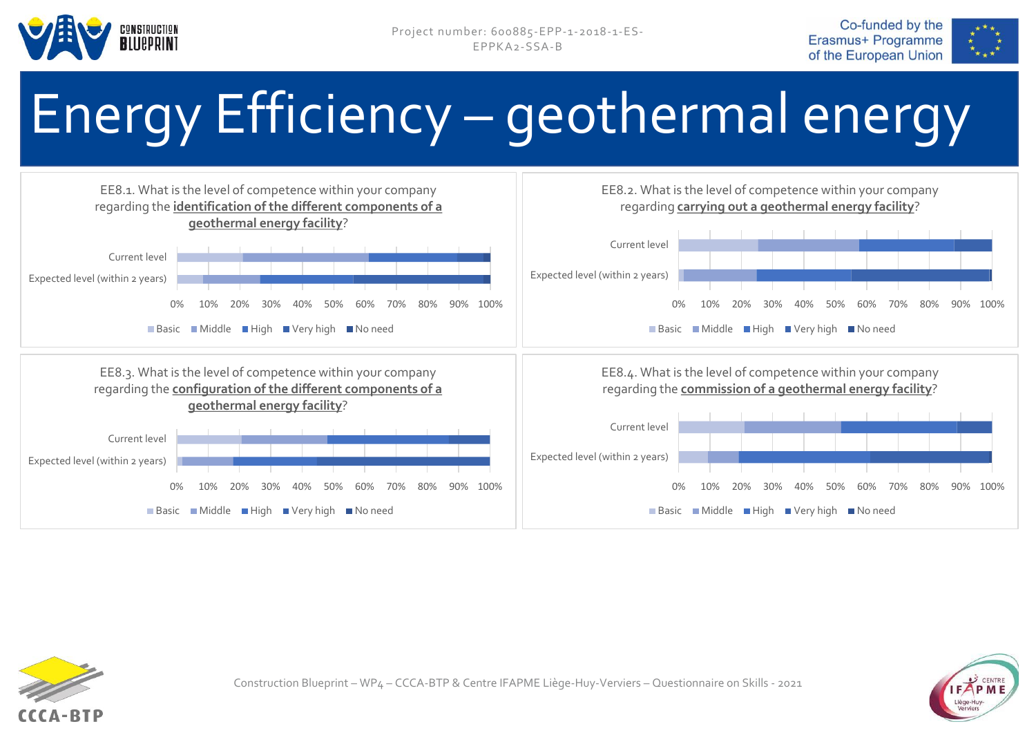# Energy Efficiency – geothermal energy

EE8.1. What is the level of competence within your company regarding the **identification of the different components of a geothermal energy facility**?

Current level
Expected level (within 2 years)

0% 10% 20% 30% 40% 50% 60% 70% 80% 90% 100%

Basic · Middle · High · Very high · No need

EE8.2. What is the level of competence within your company regarding **carrying out a geothermal energy facility**?

Current level
Expected level (within 2 years)

0% 10% 20% 30% 40% 50% 60% 70% 80% 90% 100%

Basic · Middle · High · Very high · No need

EE8.3. What is the level of competence within your company regarding the **configuration of the different components of a geothermal energy facility**?

Current level
Expected level (within 2 years)

0% 10% 20% 30% 40% 50% 60% 70% 80% 90% 100%

Basic · Middle · High · Very high · No need

EE8.4. What is the level of competence within your company regarding the **commission of a geothermal energy facility**?

Current level
Expected level (within 2 years)

0% 10% 20% 30% 40% 50% 60% 70% 80% 90% 100%

Basic · Middle · High · Very high · No need

Construction Blueprint – WP4 – CCCA-BTP & Centre IFAPME Liège-Huy-Verviers – Questionnaire on Skills - 2021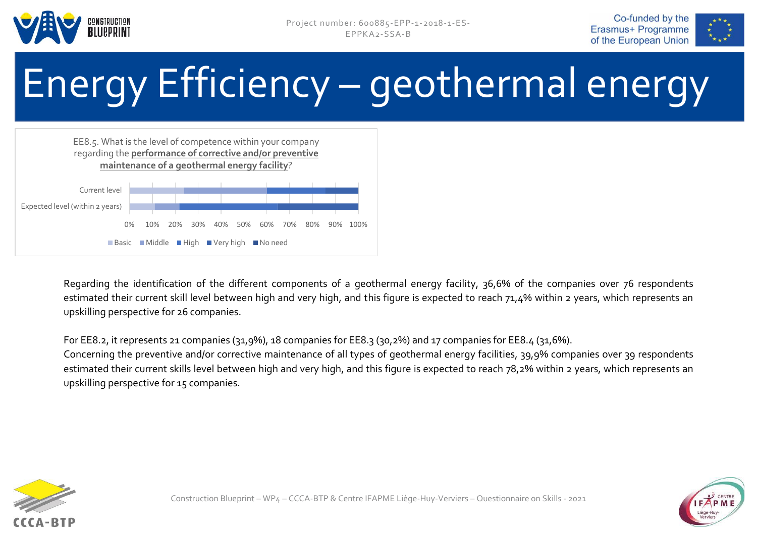# Energy Efficiency – geothermal energy

EE8.5. What is the level of competence within your company regarding the **performance of corrective and/or preventive maintenance of a geothermal energy facility**?

Current level

Expected level (within 2 years)

0% 10% 20% 30% 40% 50% 60% 70% 80% 90% 100%

Basic Middle High Very high No need

Regarding the identification of the different components of a geothermal energy facility, 36,6% of the companies over 76 respondents estimated their current skill level between high and very high, and this figure is expected to reach 71,4% within 2 years, which represents an upskilling perspective for 26 companies.

For EE8.2, it represents 21 companies (31,9%), 18 companies for EE8.3 (30,2%) and 17 companies for EE8.4 (31,6%).
Concerning the preventive and/or corrective maintenance of all types of geothermal energy facilities, 39,9% companies over 39 respondents estimated their current skills level between high and very high, and this figure is expected to reach 78,2% within 2 years, which represents an upskilling perspective for 15 companies.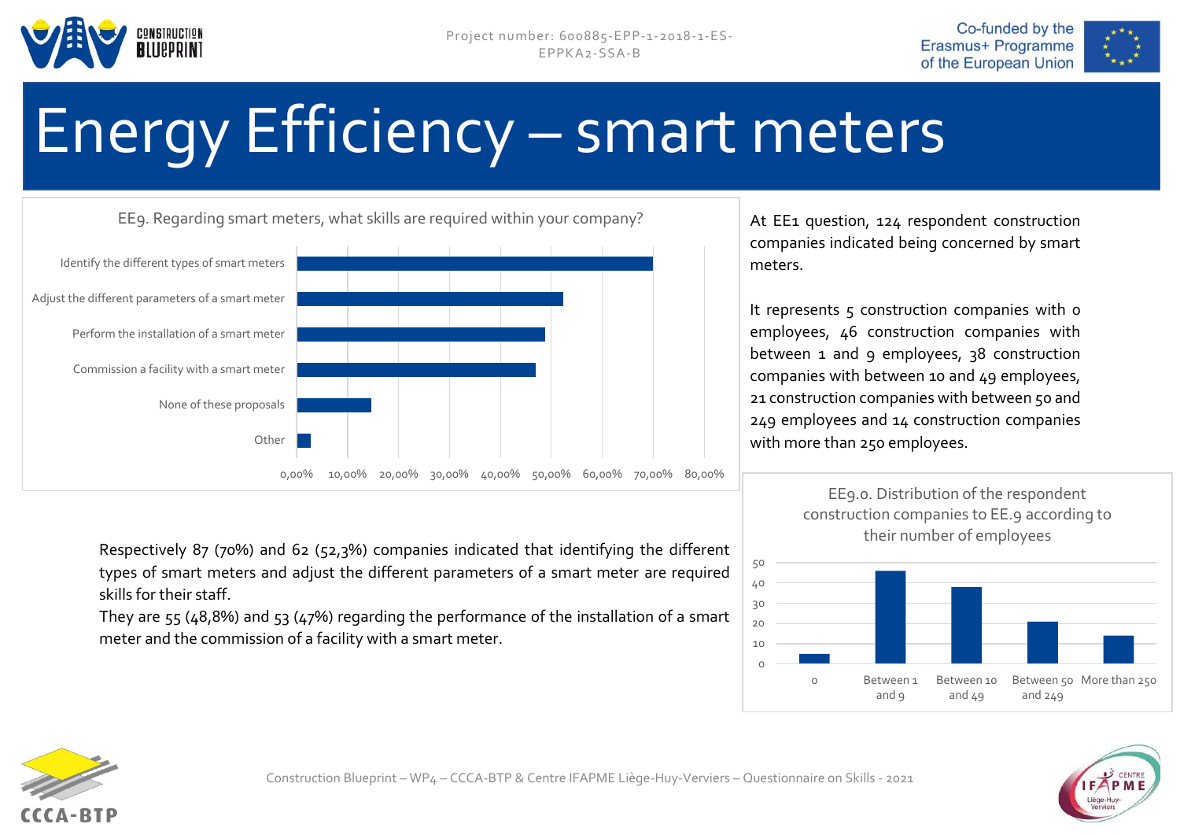# Energy Efficiency – smart meters

EE9. Regarding smart meters, what skills are required within your company?

| Skill | Share |
|---|---|
| Identify the different types of smart meters | 70% |
| Adjust the different parameters of a smart meter | 52,3% |
| Perform the installation of a smart meter | 48,8% |
| Commission a facility with a smart meter | 47% |
| None of these proposals | |
| Other | |

At EE1 question, 124 respondent construction companies indicated being concerned by smart meters.

It represents 5 construction companies with 0 employees, 46 construction companies with between 1 and 9 employees, 38 construction companies with between 10 and 49 employees, 21 construction companies with between 50 and 249 employees and 14 construction companies with more than 250 employees.

EE9.0. Distribution of the respondent construction companies to EE.9 according to their number of employees

| Number of employees | Companies |
|---|---|
| 0 | 5 |
| Between 1 and 9 | 46 |
| Between 10 and 49 | 38 |
| Between 50 and 249 | 21 |
| More than 250 | 14 |

Respectively 87 (70%) and 62 (52,3%) companies indicated that identifying the different types of smart meters and adjust the different parameters of a smart meter are required skills for their staff.

They are 55 (48,8%) and 53 (47%) regarding the performance of the installation of a smart meter and the commission of a facility with a smart meter.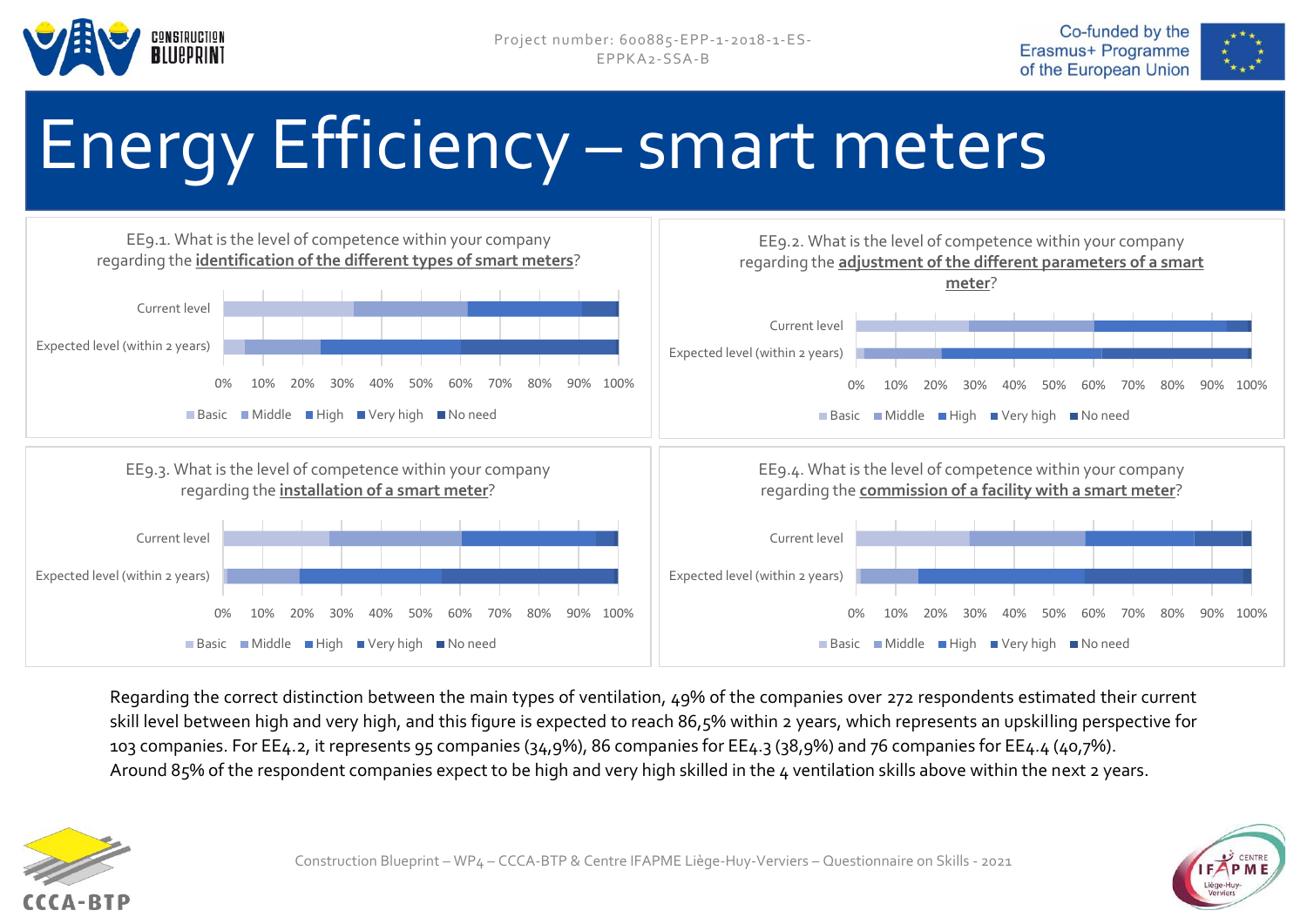# Energy Efficiency – smart meters

EE9.1. What is the level of competence within your company regarding the **identification of the different types of smart meters**?

EE9.2. What is the level of competence within your company regarding the **adjustment of the different parameters of a smart meter**?

EE9.3. What is the level of competence within your company regarding the **installation of a smart meter**?

EE9.4. What is the level of competence within your company regarding the **commission of a facility with a smart meter**?

Regarding the correct distinction between the main types of ventilation, 49% of the companies over 272 respondents estimated their current skill level between high and very high, and this figure is expected to reach 86,5% within 2 years, which represents an upskilling perspective for 103 companies. For EE4.2, it represents 95 companies (34,9%), 86 companies for EE4.3 (38,9%) and 76 companies for EE4.4 (40,7%).
Around 85% of the respondent companies expect to be high and very high skilled in the 4 ventilation skills above within the next 2 years.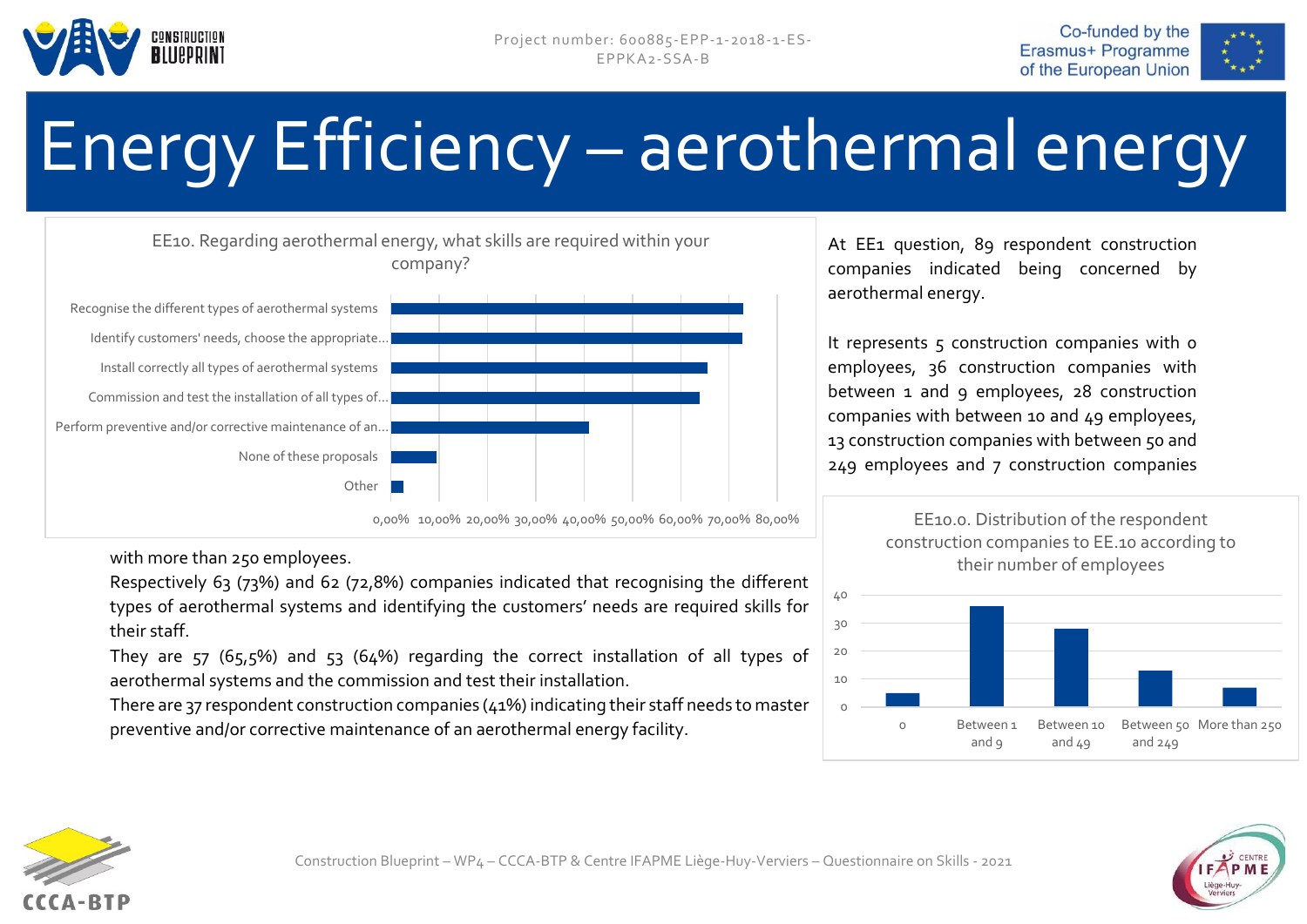# Energy Efficiency – aerothermal energy

**EE10. Regarding aerothermal energy, what skills are required within your company?**

| Answer | Percentage |
|---|---|
| Recognise the different types of aerothermal systems | 73% |
| Identify customers' needs, choose the appropriate... | 72,8% |
| Install correctly all types of aerothermal systems | 65,5% |
| Commission and test the installation of all types of... | 64% |
| Perform preventive and/or corrective maintenance of an... | 41% |
| None of these proposals | |
| Other | |

At EE1 question, 89 respondent construction companies indicated being concerned by aerothermal energy.

It represents 5 construction companies with 0 employees, 36 construction companies with between 1 and 9 employees, 28 construction companies with between 10 and 49 employees, 13 construction companies with between 50 and 249 employees and 7 construction companies with more than 250 employees.

**EE10.0. Distribution of the respondent construction companies to EE.10 according to their number of employees**

| Number of employees | Companies |
|---|---|
| 0 | 5 |
| Between 1 and 9 | 36 |
| Between 10 and 49 | 28 |
| Between 50 and 249 | 13 |
| More than 250 | 7 |

Respectively 63 (73%) and 62 (72,8%) companies indicated that recognising the different types of aerothermal systems and identifying the customers' needs are required skills for their staff.

They are 57 (65,5%) and 53 (64%) regarding the correct installation of all types of aerothermal systems and the commission and test their installation.

There are 37 respondent construction companies (41%) indicating their staff needs to master preventive and/or corrective maintenance of an aerothermal energy facility.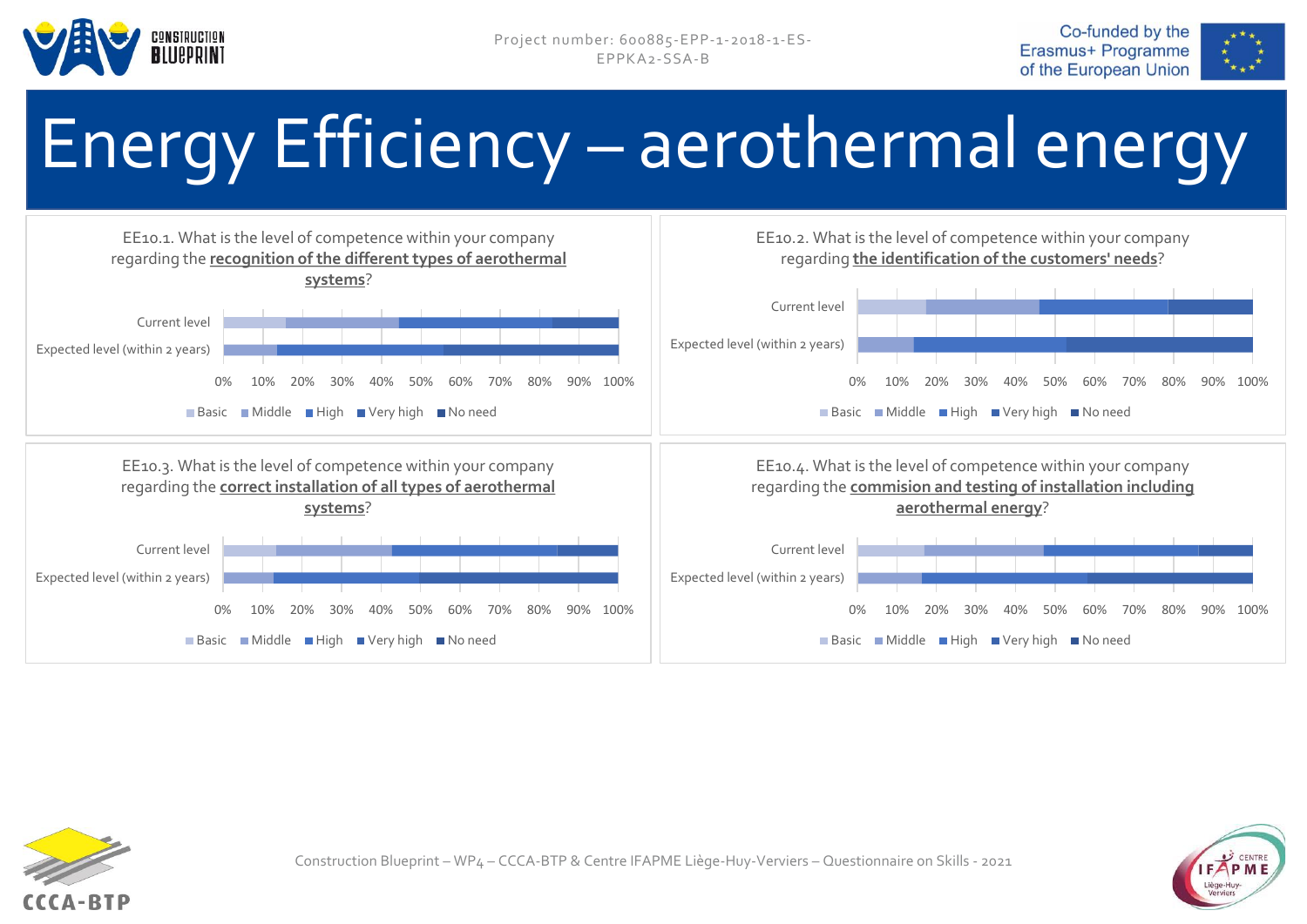# Energy Efficiency – aerothermal energy

EE10.1. What is the level of competence within your company regarding the **recognition of the different types of aerothermal systems**?

Current level

Expected level (within 2 years)

0% 10% 20% 30% 40% 50% 60% 70% 80% 90% 100%

Basic Middle High Very high No need

EE10.2. What is the level of competence within your company regarding **the identification of the customers' needs**?

Current level

Expected level (within 2 years)

0% 10% 20% 30% 40% 50% 60% 70% 80% 90% 100%

Basic Middle High Very high No need

EE10.3. What is the level of competence within your company regarding the **correct installation of all types of aerothermal systems**?

Current level

Expected level (within 2 years)

0% 10% 20% 30% 40% 50% 60% 70% 80% 90% 100%

Basic Middle High Very high No need

EE10.4. What is the level of competence within your company regarding the **commision and testing of installation including aerothermal energy**?

Current level

Expected level (within 2 years)

0% 10% 20% 30% 40% 50% 60% 70% 80% 90% 100%

Basic Middle High Very high No need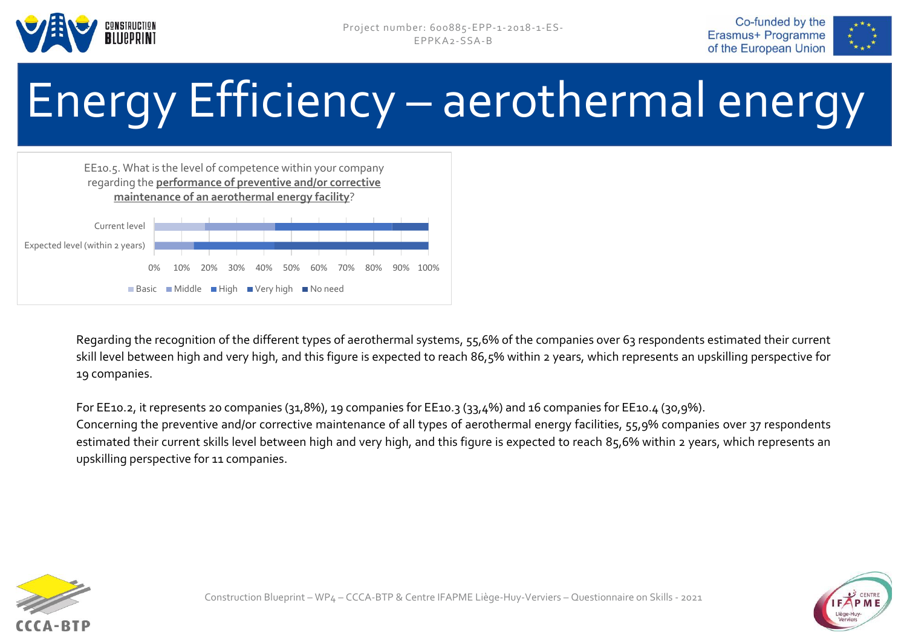# Energy Efficiency – aerothermal energy

EE10.5. What is the level of competence within your company regarding the **performance of preventive and/or corrective maintenance of an aerothermal energy facility**?

Current level

Expected level (within 2 years)

0% 10% 20% 30% 40% 50% 60% 70% 80% 90% 100%

Basic Middle High Very high No need

Regarding the recognition of the different types of aerothermal systems, 55,6% of the companies over 63 respondents estimated their current skill level between high and very high, and this figure is expected to reach 86,5% within 2 years, which represents an upskilling perspective for 19 companies.

For EE10.2, it represents 20 companies (31,8%), 19 companies for EE10.3 (33,4%) and 16 companies for EE10.4 (30,9%).
Concerning the preventive and/or corrective maintenance of all types of aerothermal energy facilities, 55,9% companies over 37 respondents estimated their current skills level between high and very high, and this figure is expected to reach 85,6% within 2 years, which represents an upskilling perspective for 11 companies.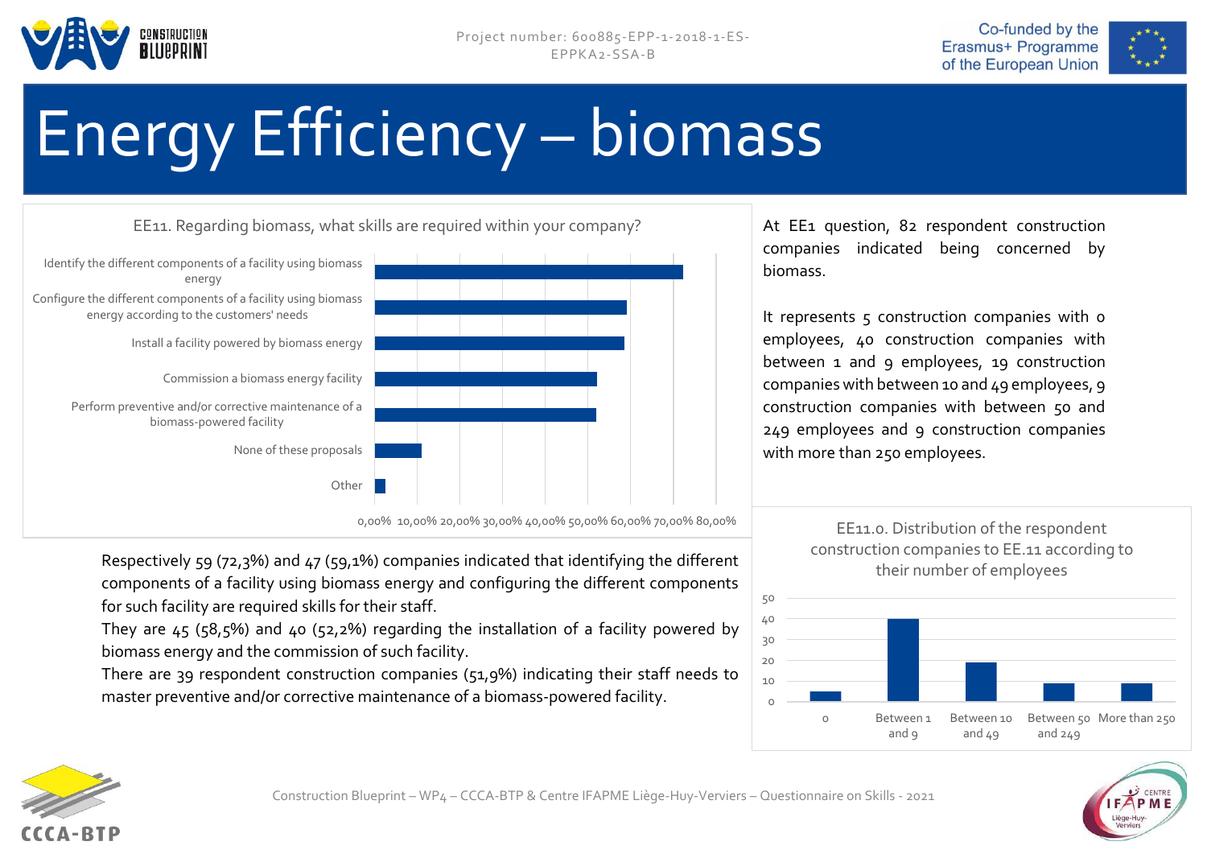# Energy Efficiency – biomass

EE11. Regarding biomass, what skills are required within your company?

- Identify the different components of a facility using biomass energy
- Configure the different components of a facility using biomass energy according to the customers' needs
- Install a facility powered by biomass energy
- Commission a biomass energy facility
- Perform preventive and/or corrective maintenance of a biomass-powered facility
- None of these proposals
- Other

0,00% 10,00% 20,00% 30,00% 40,00% 50,00% 60,00% 70,00% 80,00%

At EE1 question, 82 respondent construction companies indicated being concerned by biomass.

It represents 5 construction companies with 0 employees, 40 construction companies with between 1 and 9 employees, 19 construction companies with between 10 and 49 employees, 9 construction companies with between 50 and 249 employees and 9 construction companies with more than 250 employees.

Respectively 59 (72,3%) and 47 (59,1%) companies indicated that identifying the different components of a facility using biomass energy and configuring the different components for such facility are required skills for their staff.
They are 45 (58,5%) and 40 (52,2%) regarding the installation of a facility powered by biomass energy and the commission of such facility.
There are 39 respondent construction companies (51,9%) indicating their staff needs to master preventive and/or corrective maintenance of a biomass-powered facility.

EE11.0. Distribution of the respondent construction companies to EE.11 according to their number of employees

| Number of employees | Companies |
|---|---|
| 0 | 5 |
| Between 1 and 9 | 40 |
| Between 10 and 49 | 19 |
| Between 50 and 249 | 9 |
| More than 250 | 9 |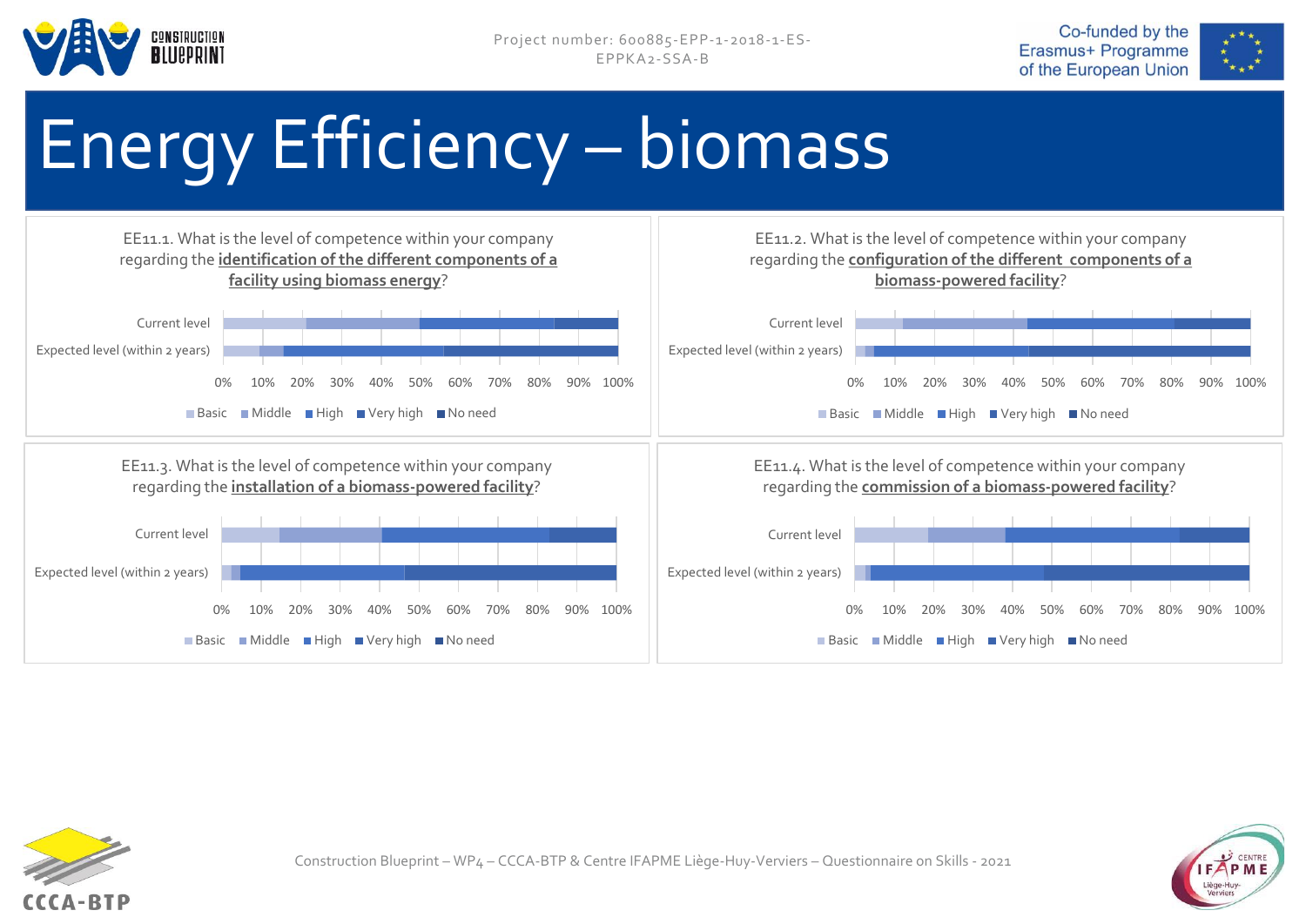# Energy Efficiency – biomass

EE11.1. What is the level of competence within your company regarding the **identification of the different components of a facility using biomass energy**?

Current level

Expected level (within 2 years)

0% 10% 20% 30% 40% 50% 60% 70% 80% 90% 100%

Basic Middle High Very high No need

EE11.2. What is the level of competence within your company regarding the **configuration of the different components of a biomass-powered facility**?

Current level

Expected level (within 2 years)

0% 10% 20% 30% 40% 50% 60% 70% 80% 90% 100%

Basic Middle High Very high No need

EE11.3. What is the level of competence within your company regarding the **installation of a biomass-powered facility**?

Current level

Expected level (within 2 years)

0% 10% 20% 30% 40% 50% 60% 70% 80% 90% 100%

Basic Middle High Very high No need

EE11.4. What is the level of competence within your company regarding the **commission of a biomass-powered facility**?

Current level

Expected level (within 2 years)

0% 10% 20% 30% 40% 50% 60% 70% 80% 90% 100%

Basic Middle High Very high No need

Construction Blueprint – WP4 – CCCA-BTP & Centre IFAPME Liège-Huy-Verviers – Questionnaire on Skills - 2021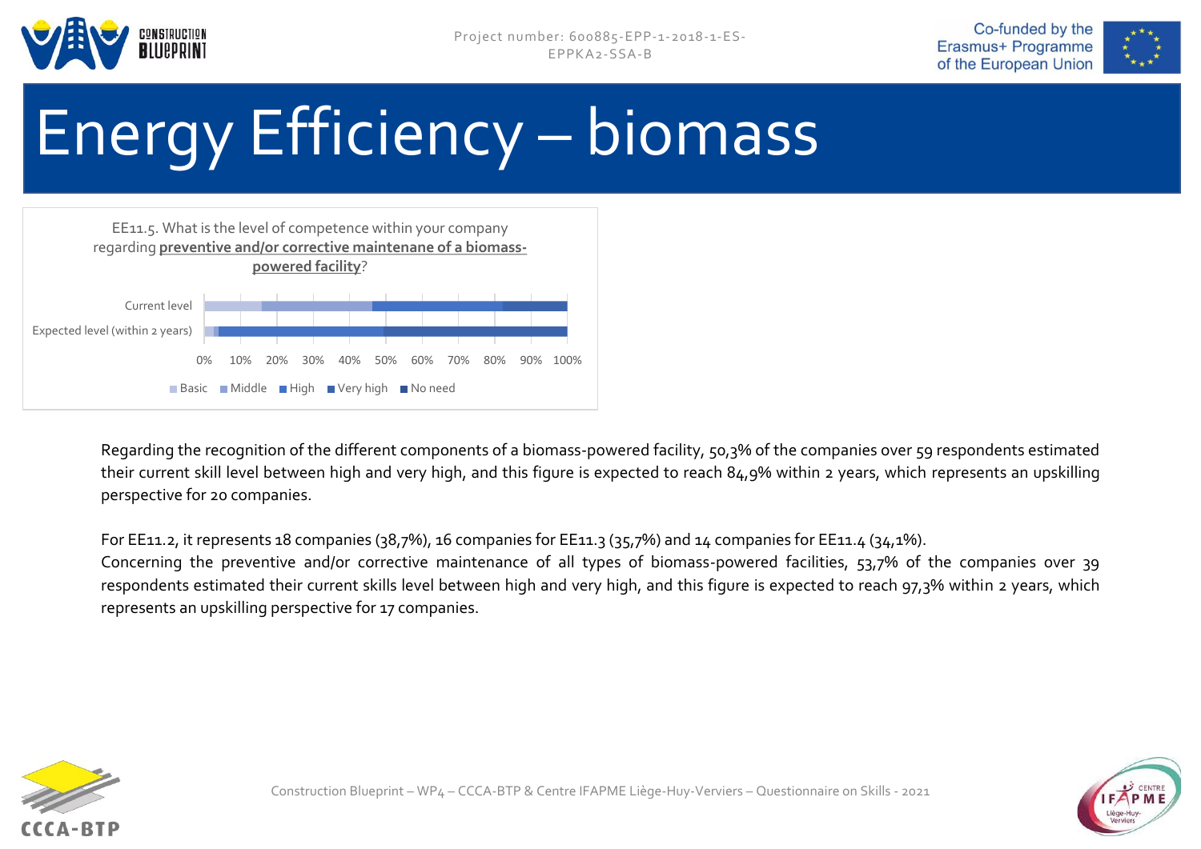# Energy Efficiency – biomass

EE11.5. What is the level of competence within your company regarding **preventive and/or corrective maintenane of a biomass-powered facility**?

Current level

Expected level (within 2 years)

0% 10% 20% 30% 40% 50% 60% 70% 80% 90% 100%

Basic Middle High Very high No need

Regarding the recognition of the different components of a biomass-powered facility, 50,3% of the companies over 59 respondents estimated their current skill level between high and very high, and this figure is expected to reach 84,9% within 2 years, which represents an upskilling perspective for 20 companies.

For EE11.2, it represents 18 companies (38,7%), 16 companies for EE11.3 (35,7%) and 14 companies for EE11.4 (34,1%).
Concerning the preventive and/or corrective maintenance of all types of biomass-powered facilities, 53,7% of the companies over 39 respondents estimated their current skills level between high and very high, and this figure is expected to reach 97,3% within 2 years, which represents an upskilling perspective for 17 companies.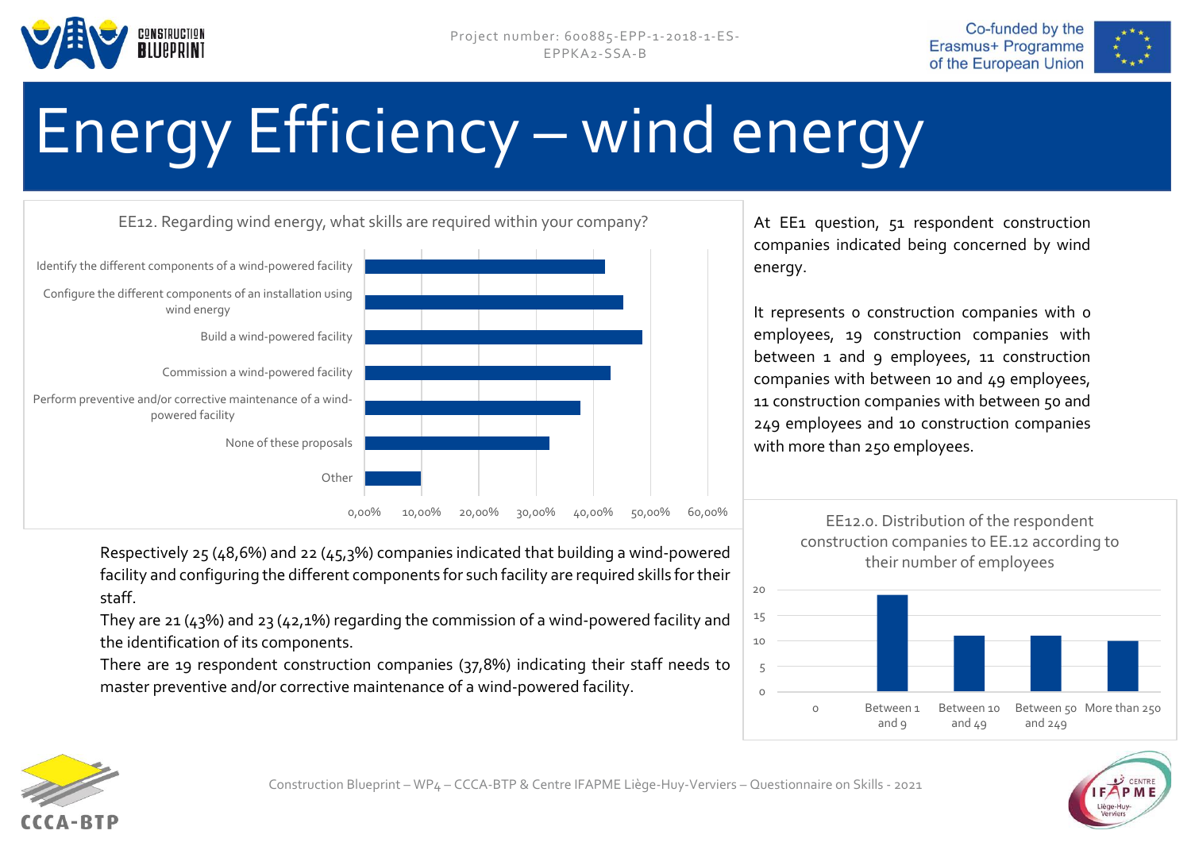# Energy Efficiency – wind energy

EE12. Regarding wind energy, what skills are required within your company?

| Skill | Share |
|---|---|
| Identify the different components of a wind-powered facility | 42,1% |
| Configure the different components of an installation using wind energy | 45,3% |
| Build a wind-powered facility | 48,6% |
| Commission a wind-powered facility | 43% |
| Perform preventive and/or corrective maintenance of a wind-powered facility | 37,8% |
| None of these proposals | |
| Other | |

Respectively 25 (48,6%) and 22 (45,3%) companies indicated that building a wind-powered facility and configuring the different components for such facility are required skills for their staff.

They are 21 (43%) and 23 (42,1%) regarding the commission of a wind-powered facility and the identification of its components.

There are 19 respondent construction companies (37,8%) indicating their staff needs to master preventive and/or corrective maintenance of a wind-powered facility.

At EE1 question, 51 respondent construction companies indicated being concerned by wind energy.

It represents 0 construction companies with 0 employees, 19 construction companies with between 1 and 9 employees, 11 construction companies with between 10 and 49 employees, 11 construction companies with between 50 and 249 employees and 10 construction companies with more than 250 employees.

EE12.0. Distribution of the respondent construction companies to EE.12 according to their number of employees

| Number of employees | Companies |
|---|---|
| 0 | 0 |
| Between 1 and 9 | 19 |
| Between 10 and 49 | 11 |
| Between 50 and 249 | 11 |
| More than 250 | 10 |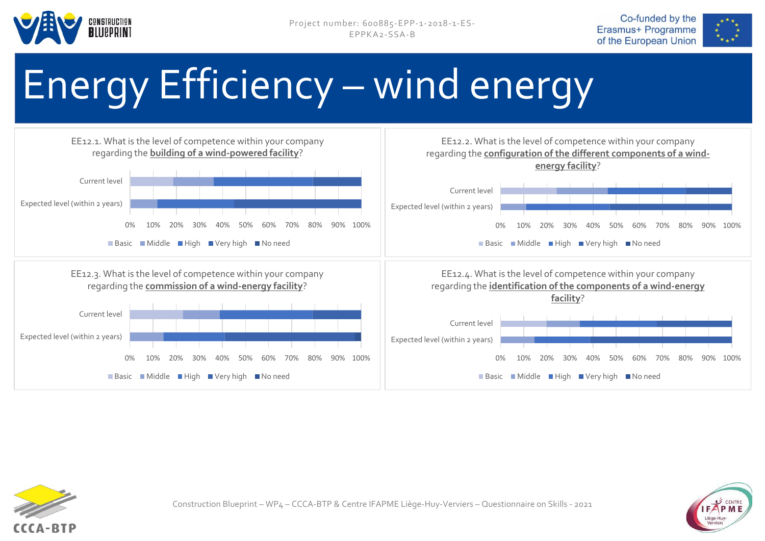# Energy Efficiency – wind energy

EE12.1. What is the level of competence within your company regarding the **building of a wind-powered facility**?

Current level

Expected level (within 2 years)

0% 10% 20% 30% 40% 50% 60% 70% 80% 90% 100%

Basic | Middle | High | Very high | No need

EE12.2. What is the level of competence within your company regarding the **configuration of the different components of a wind-energy facility**?

Current level

Expected level (within 2 years)

0% 10% 20% 30% 40% 50% 60% 70% 80% 90% 100%

Basic | Middle | High | Very high | No need

EE12.3. What is the level of competence within your company regarding the **commission of a wind-energy facility**?

Current level

Expected level (within 2 years)

0% 10% 20% 30% 40% 50% 60% 70% 80% 90% 100%

Basic | Middle | High | Very high | No need

EE12.4. What is the level of competence within your company regarding the **identification of the components of a wind-energy facility**?

Current level

Expected level (within 2 years)

0% 10% 20% 30% 40% 50% 60% 70% 80% 90% 100%

Basic | Middle | High | Very high | No need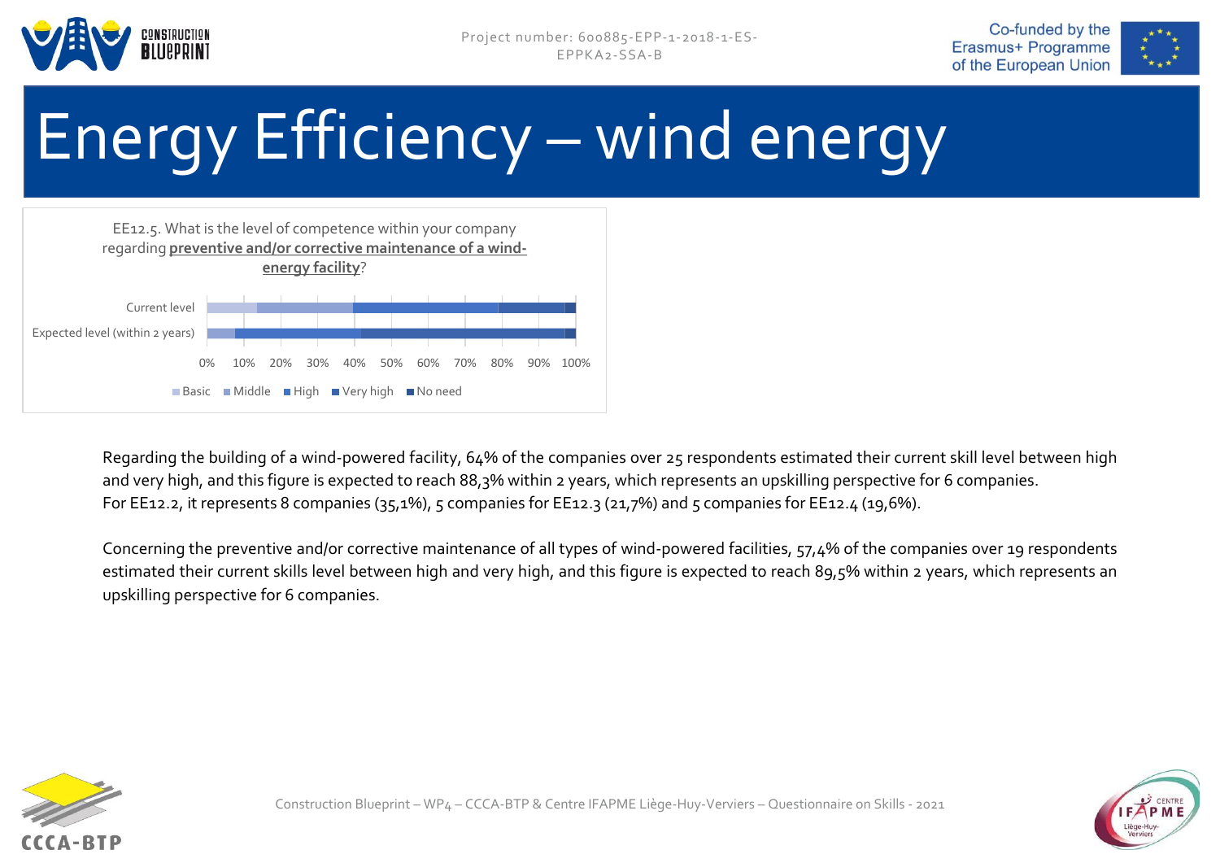# Energy Efficiency – wind energy

EE12.5. What is the level of competence within your company regarding **preventive and/or corrective maintenance of a wind-energy facility**?

Current level

Expected level (within 2 years)

0% 10% 20% 30% 40% 50% 60% 70% 80% 90% 100%

Basic | Middle | High | Very high | No need

Regarding the building of a wind-powered facility, 64% of the companies over 25 respondents estimated their current skill level between high and very high, and this figure is expected to reach 88,3% within 2 years, which represents an upskilling perspective for 6 companies.
For EE12.2, it represents 8 companies (35,1%), 5 companies for EE12.3 (21,7%) and 5 companies for EE12.4 (19,6%).

Concerning the preventive and/or corrective maintenance of all types of wind-powered facilities, 57,4% of the companies over 19 respondents estimated their current skills level between high and very high, and this figure is expected to reach 89,5% within 2 years, which represents an upskilling perspective for 6 companies.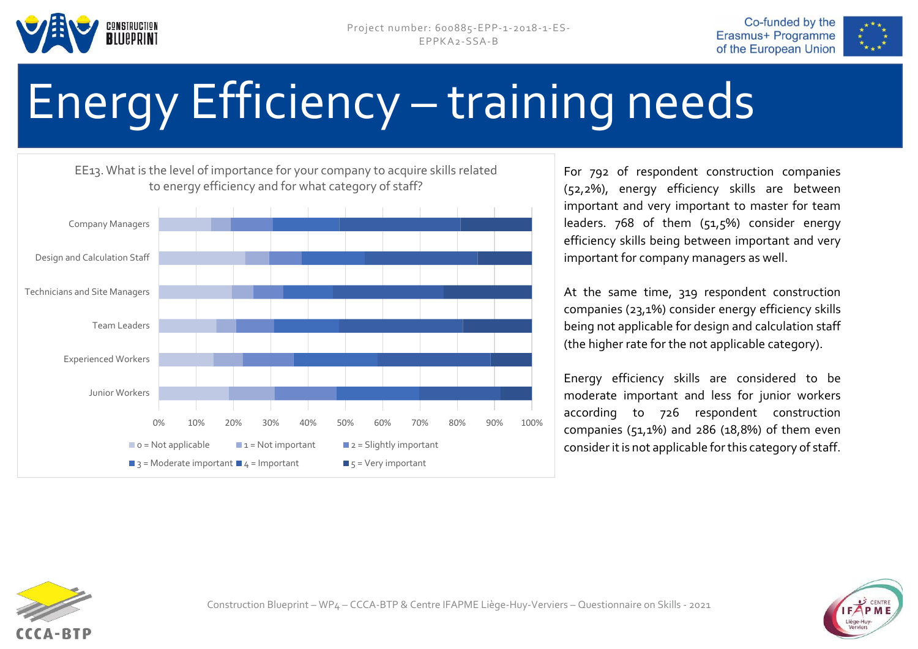# Energy Efficiency – training needs

EE13. What is the level of importance for your company to acquire skills related to energy efficiency and for what category of staff?

Company Managers
Design and Calculation Staff
Technicians and Site Managers
Team Leaders
Experienced Workers
Junior Workers

0% 10% 20% 30% 40% 50% 60% 70% 80% 90% 100%

0 = Not applicable | 1 = Not important | 2 = Slightly important | 3 = Moderate important | 4 = Important | 5 = Very important

For 792 of respondent construction companies (52,2%), energy efficiency skills are between important and very important to master for team leaders. 768 of them (51,5%) consider energy efficiency skills being between important and very important for company managers as well.

At the same time, 319 respondent construction companies (23,1%) consider energy efficiency skills being not applicable for design and calculation staff (the higher rate for the not applicable category).

Energy efficiency skills are considered to be moderate important and less for junior workers according to 726 respondent construction companies (51,1%) and 286 (18,8%) of them even consider it is not applicable for this category of staff.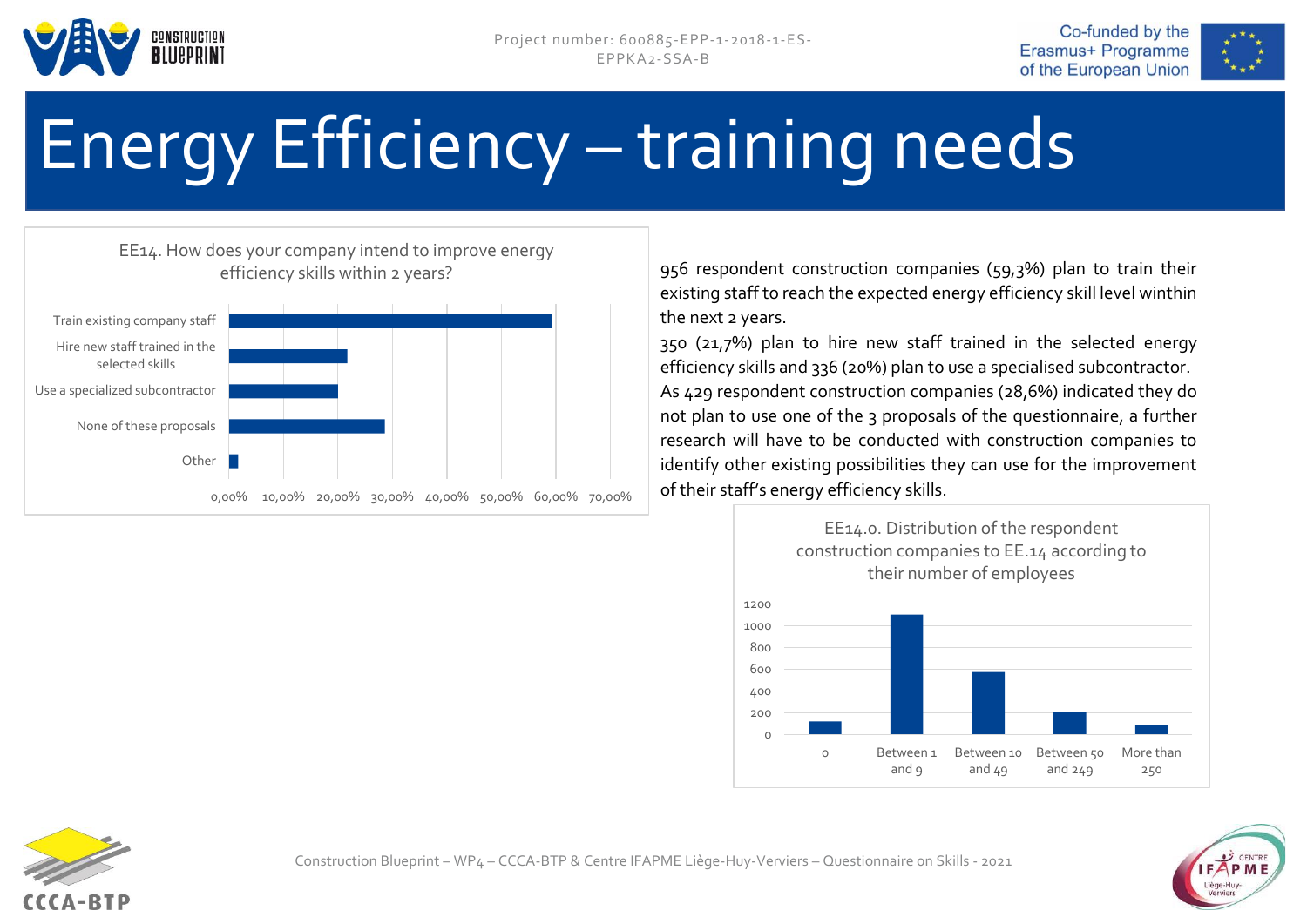# Energy Efficiency – training needs

EE14. How does your company intend to improve energy efficiency skills within 2 years?

| Option | Share |
| --- | --- |
| Train existing company staff | |
| Hire new staff trained in the selected skills | |
| Use a specialized subcontractor | |
| None of these proposals | |
| Other | |

0,00% 10,00% 20,00% 30,00% 40,00% 50,00% 60,00% 70,00%

956 respondent construction companies (59,3%) plan to train their existing staff to reach the expected energy efficiency skill level winthin the next 2 years.

350 (21,7%) plan to hire new staff trained in the selected energy efficiency skills and 336 (20%) plan to use a specialised subcontractor.

As 429 respondent construction companies (28,6%) indicated they do not plan to use one of the 3 proposals of the questionnaire, a further research will have to be conducted with construction companies to identify other existing possibilities they can use for the improvement of their staff's energy efficiency skills.

EE14.0. Distribution of the respondent construction companies to EE.14 according to their number of employees

| Number of employees | |
| --- | --- |
| 0 | |
| Between 1 and 9 | |
| Between 10 and 49 | |
| Between 50 and 249 | |
| More than 250 | |

0 200 400 600 800 1000 1200

Construction Blueprint – WP4 – CCCA-BTP & Centre IFAPME Liège-Huy-Verviers – Questionnaire on Skills - 2021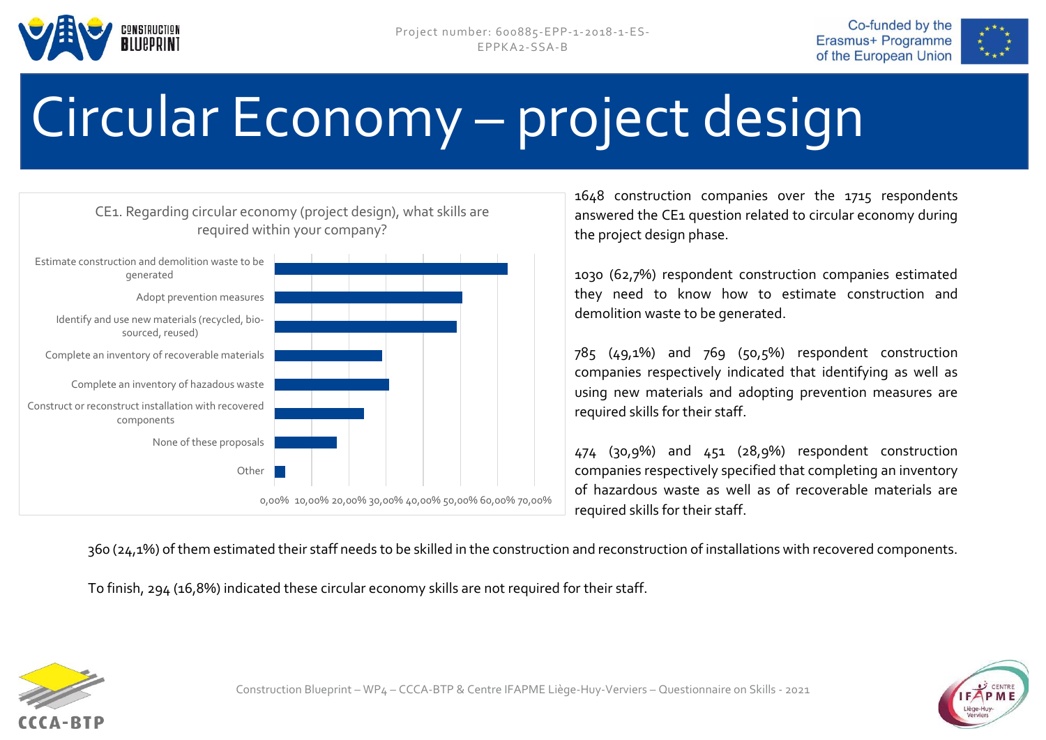# Circular Economy – project design

CE1. Regarding circular economy (project design), what skills are required within your company?

| Answer | Approx. share |
|---|---|
| Estimate construction and demolition waste to be generated | ~62% |
| Adopt prevention measures | ~50% |
| Identify and use new materials (recycled, bio-sourced, reused) | ~49% |
| Complete an inventory of recoverable materials | ~29% |
| Complete an inventory of hazadous waste | ~31% |
| Construct or reconstruct installation with recovered components | ~24% |
| None of these proposals | ~17% |
| Other | ~3% |

0,00% 10,00% 20,00% 30,00% 40,00% 50,00% 60,00% 70,00%

1648 construction companies over the 1715 respondents answered the CE1 question related to circular economy during the project design phase.

1030 (62,7%) respondent construction companies estimated they need to know how to estimate construction and demolition waste to be generated.

785 (49,1%) and 769 (50,5%) respondent construction companies respectively indicated that identifying as well as using new materials and adopting prevention measures are required skills for their staff.

474 (30,9%) and 451 (28,9%) respondent construction companies respectively specified that completing an inventory of hazardous waste as well as of recoverable materials are required skills for their staff.

360 (24,1%) of them estimated their staff needs to be skilled in the construction and reconstruction of installations with recovered components.

To finish, 294 (16,8%) indicated these circular economy skills are not required for their staff.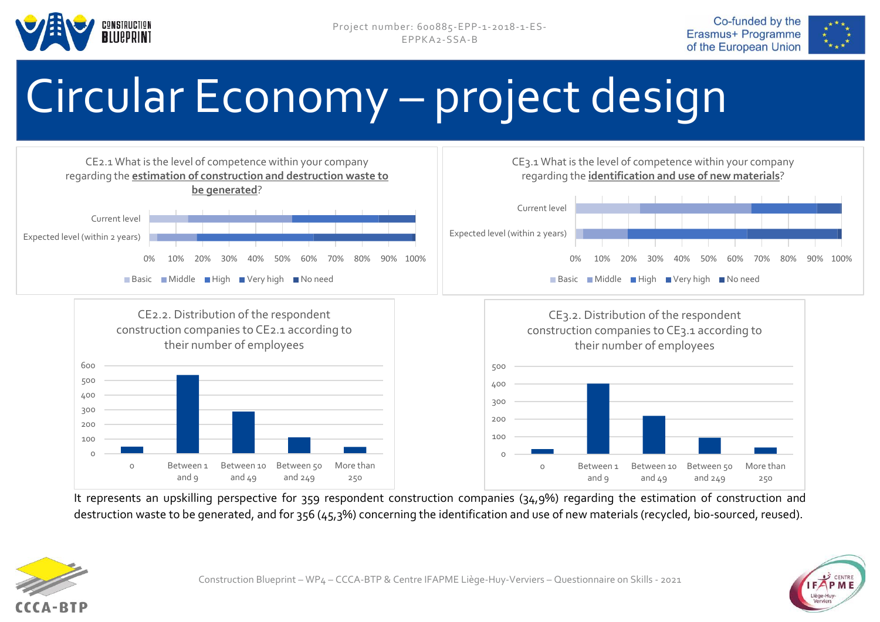# Circular Economy – project design

CE2.1 What is the level of competence within your company regarding the **estimation of construction and destruction waste to be generated**?

Current level

Expected level (within 2 years)

0% 10% 20% 30% 40% 50% 60% 70% 80% 90% 100%

Basic | Middle | High | Very high | No need

CE3.1 What is the level of competence within your company regarding the **identification and use of new materials**?

Current level

Expected level (within 2 years)

0% 10% 20% 30% 40% 50% 60% 70% 80% 90% 100%

Basic | Middle | High | Very high | No need

CE2.2. Distribution of the respondent construction companies to CE2.1 according to their number of employees

0 | Between 1 and 9 | Between 10 and 49 | Between 50 and 249 | More than 250

CE3.2. Distribution of the respondent construction companies to CE3.1 according to their number of employees

0 | Between 1 and 9 | Between 10 and 49 | Between 50 and 249 | More than 250

It represents an upskilling perspective for 359 respondent construction companies (34,9%) regarding the estimation of construction and destruction waste to be generated, and for 356 (45,3%) concerning the identification and use of new materials (recycled, bio-sourced, reused).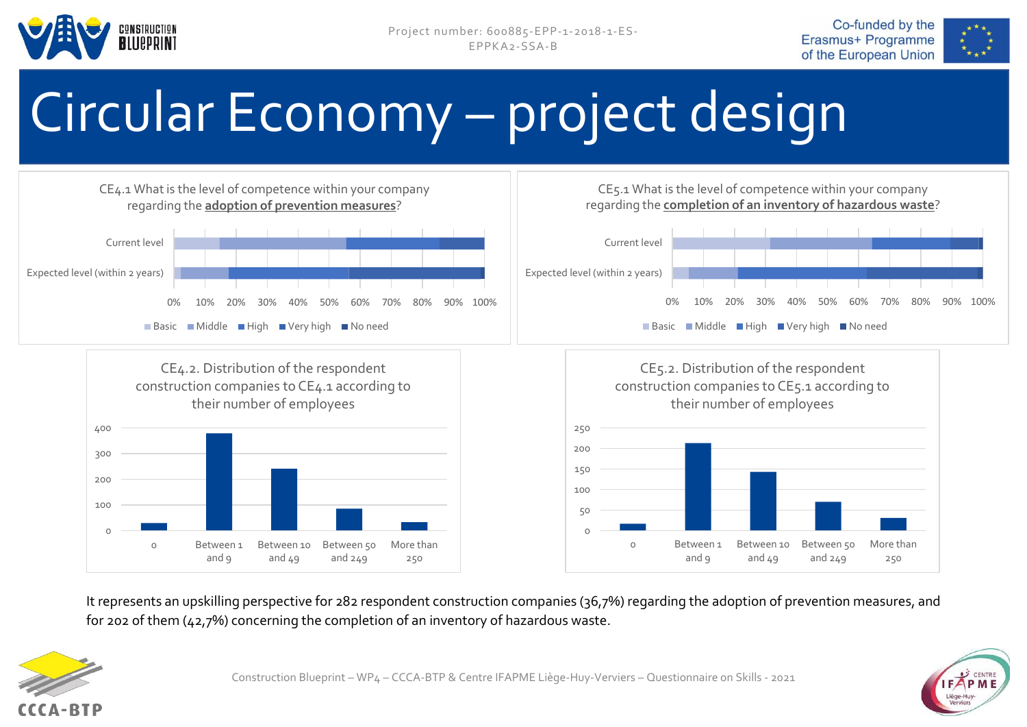# Circular Economy – project design

CE4.1 What is the level of competence within your company regarding the **adoption of prevention measures**?

Current level

Expected level (within 2 years)

0% 10% 20% 30% 40% 50% 60% 70% 80% 90% 100%

Basic | Middle | High | Very high | No need

CE5.1 What is the level of competence within your company regarding the **completion of an inventory of hazardous waste**?

Current level

Expected level (within 2 years)

0% 10% 20% 30% 40% 50% 60% 70% 80% 90% 100%

Basic | Middle | High | Very high | No need

CE4.2. Distribution of the respondent construction companies to CE4.1 according to their number of employees

0 | Between 1 and 9 | Between 10 and 49 | Between 50 and 249 | More than 250

CE5.2. Distribution of the respondent construction companies to CE5.1 according to their number of employees

0 | Between 1 and 9 | Between 10 and 49 | Between 50 and 249 | More than 250

It represents an upskilling perspective for 282 respondent construction companies (36,7%) regarding the adoption of prevention measures, and for 202 of them (42,7%) concerning the completion of an inventory of hazardous waste.

Construction Blueprint – WP4 – CCCA-BTP & Centre IFAPME Liège-Huy-Verviers – Questionnaire on Skills - 2021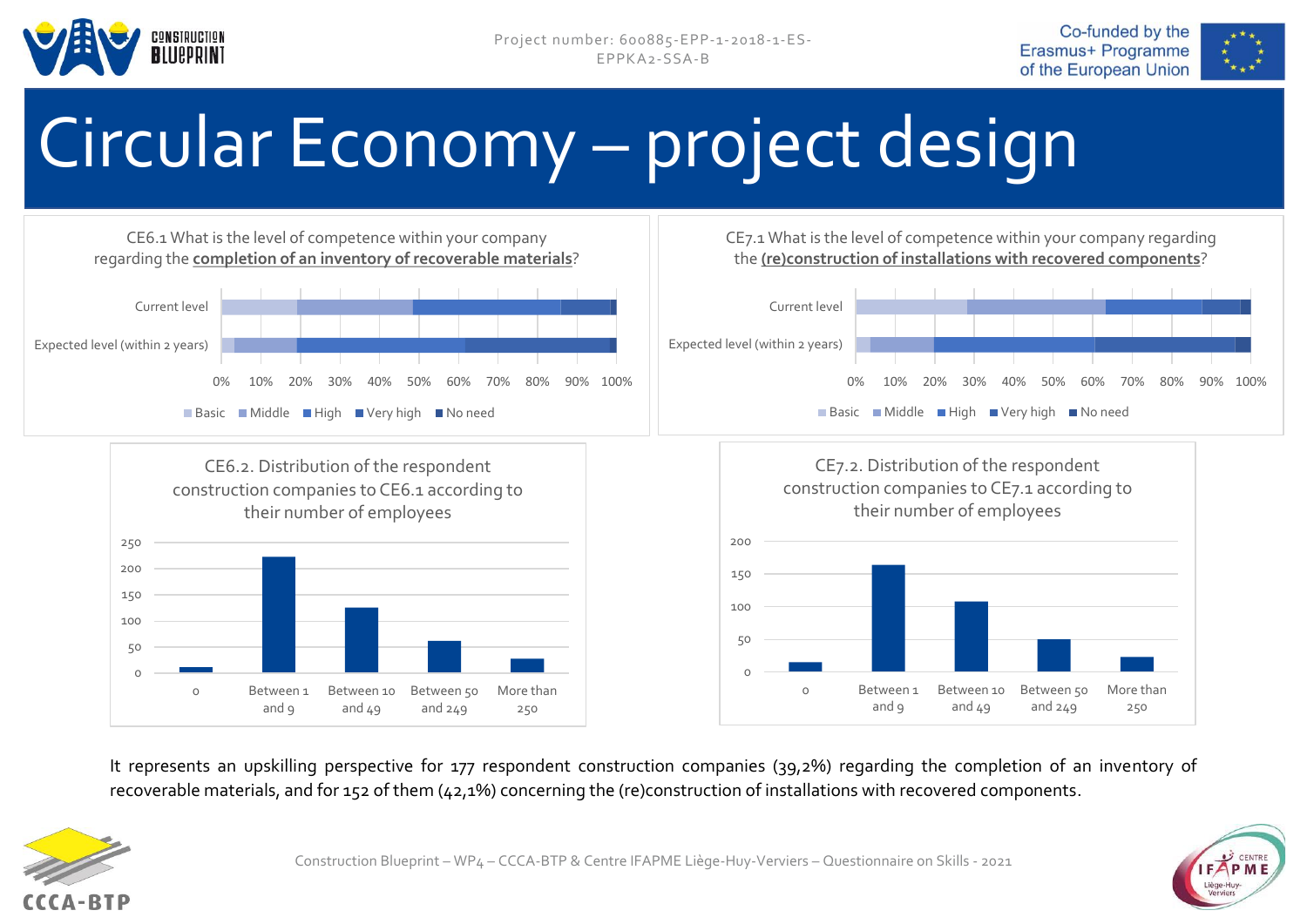# Circular Economy – project design

CE6.1 What is the level of competence within your company regarding the **completion of an inventory of recoverable materials**?

Current level

Expected level (within 2 years)

0% 10% 20% 30% 40% 50% 60% 70% 80% 90% 100%

Basic · Middle · High · Very high · No need

CE7.1 What is the level of competence within your company regarding the **(re)construction of installations with recovered components**?

Current level

Expected level (within 2 years)

0% 10% 20% 30% 40% 50% 60% 70% 80% 90% 100%

Basic · Middle · High · Very high · No need

CE6.2. Distribution of the respondent construction companies to CE6.1 according to their number of employees

0 · Between 1 and 9 · Between 10 and 49 · Between 50 and 249 · More than 250

CE7.2. Distribution of the respondent construction companies to CE7.1 according to their number of employees

0 · Between 1 and 9 · Between 10 and 49 · Between 50 and 249 · More than 250

It represents an upskilling perspective for 177 respondent construction companies (39,2%) regarding the completion of an inventory of recoverable materials, and for 152 of them (42,1%) concerning the (re)construction of installations with recovered components.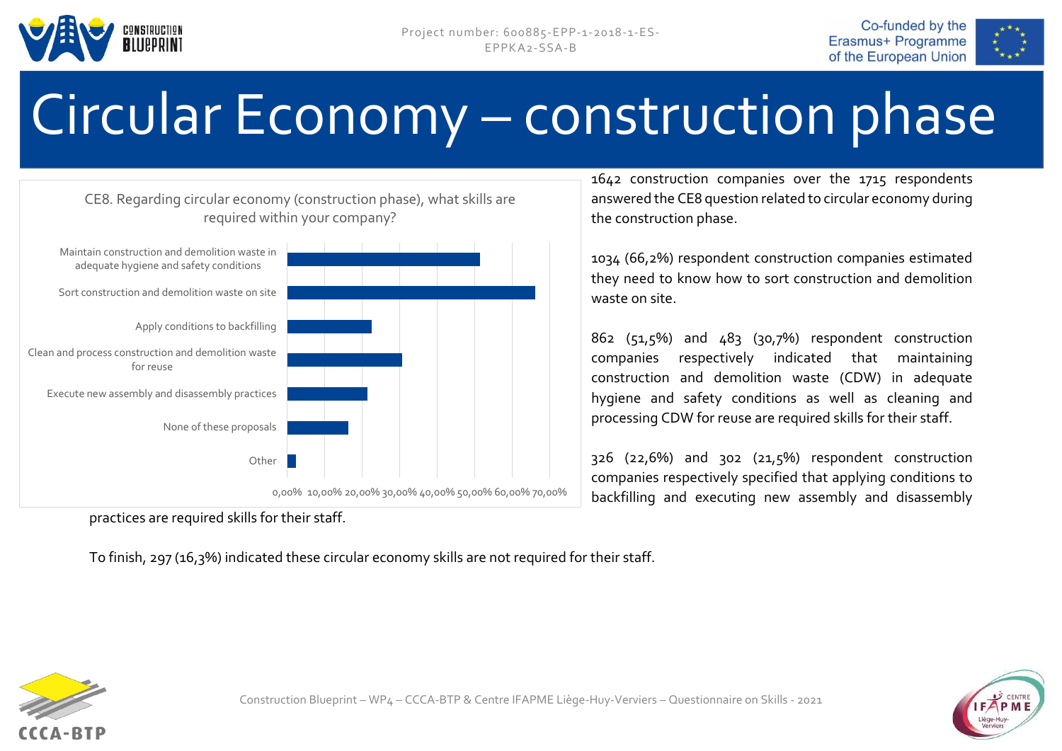# Circular Economy – construction phase

CE8. Regarding circular economy (construction phase), what skills are required within your company?

- Maintain construction and demolition waste in adequate hygiene and safety conditions
- Sort construction and demolition waste on site
- Apply conditions to backfilling
- Clean and process construction and demolition waste for reuse
- Execute new assembly and disassembly practices
- None of these proposals
- Other

0,00% 10,00% 20,00% 30,00% 40,00% 50,00% 60,00% 70,00%

1642 construction companies over the 1715 respondents answered the CE8 question related to circular economy during the construction phase.

1034 (66,2%) respondent construction companies estimated they need to know how to sort construction and demolition waste on site.

862 (51,5%) and 483 (30,7%) respondent construction companies respectively indicated that maintaining construction and demolition waste (CDW) in adequate hygiene and safety conditions as well as cleaning and processing CDW for reuse are required skills for their staff.

326 (22,6%) and 302 (21,5%) respondent construction companies respectively specified that applying conditions to backfilling and executing new assembly and disassembly practices are required skills for their staff.

To finish, 297 (16,3%) indicated these circular economy skills are not required for their staff.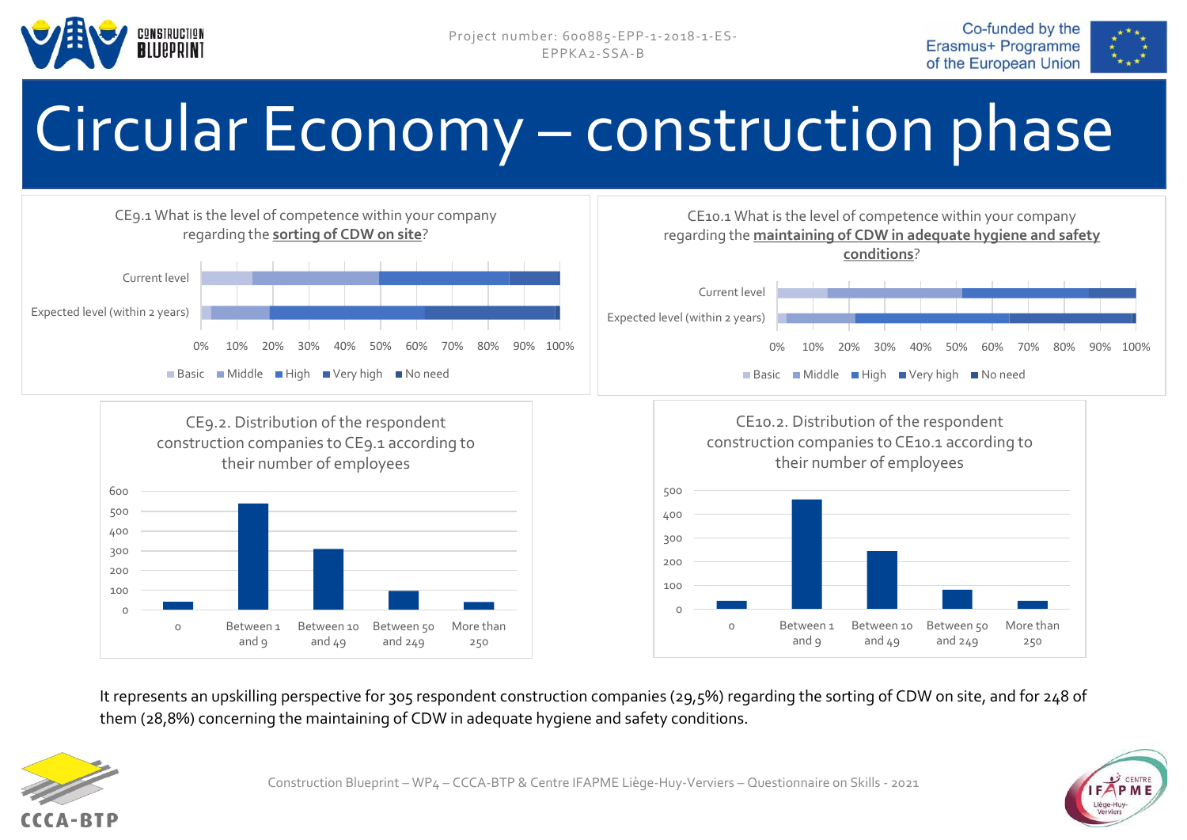# Circular Economy – construction phase

CE9.1 What is the level of competence within your company regarding the **sorting of CDW on site**?

Current level

Expected level (within 2 years)

0% 10% 20% 30% 40% 50% 60% 70% 80% 90% 100%

Basic, Middle, High, Very high, No need

CE10.1 What is the level of competence within your company regarding the **maintaining of CDW in adequate hygiene and safety conditions**?

Current level

Expected level (within 2 years)

0% 10% 20% 30% 40% 50% 60% 70% 80% 90% 100%

Basic, Middle, High, Very high, No need

CE9.2. Distribution of the respondent construction companies to CE9.1 according to their number of employees

0 · Between 1 and 9 · Between 10 and 49 · Between 50 and 249 · More than 250

CE10.2. Distribution of the respondent construction companies to CE10.1 according to their number of employees

0 · Between 1 and 9 · Between 10 and 49 · Between 50 and 249 · More than 250

It represents an upskilling perspective for 305 respondent construction companies (29,5%) regarding the sorting of CDW on site, and for 248 of them (28,8%) concerning the maintaining of CDW in adequate hygiene and safety conditions.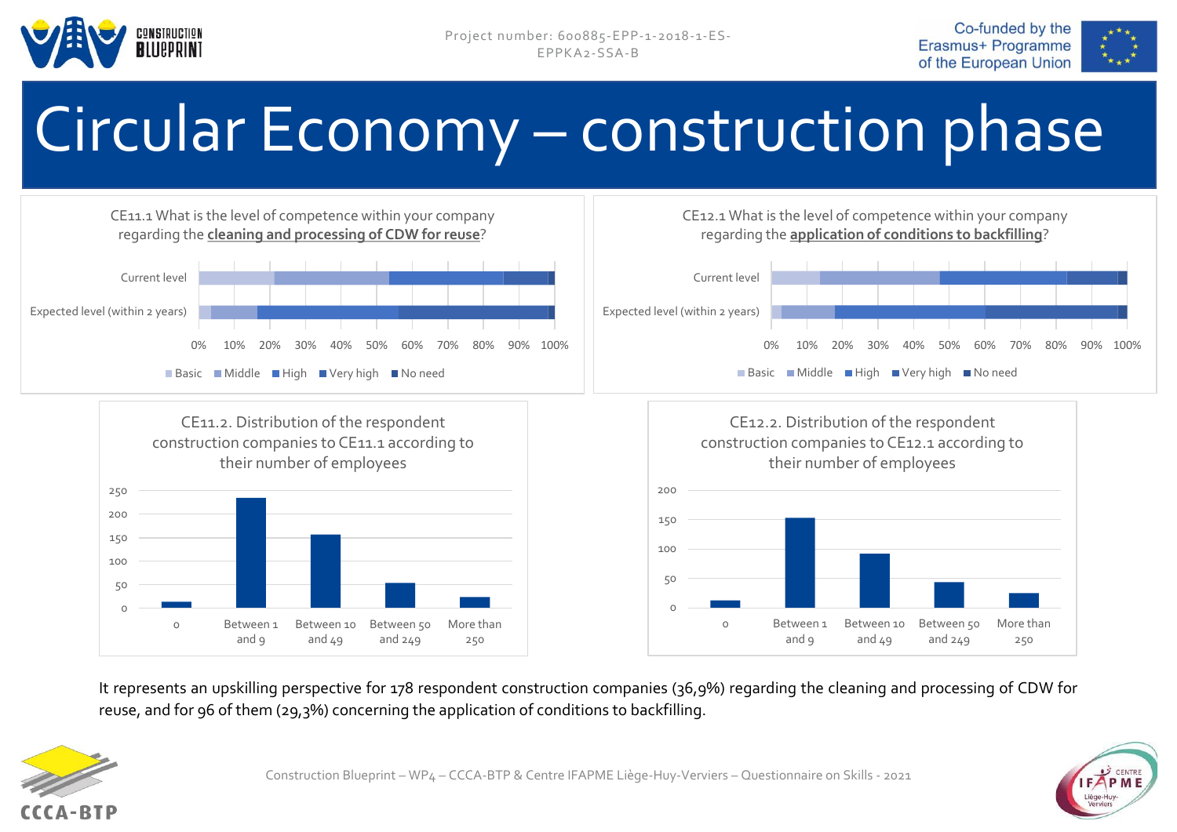# Circular Economy – construction phase

CE11.1 What is the level of competence within your company regarding the **cleaning and processing of CDW for reuse**?

Current level

Expected level (within 2 years)

0% 10% 20% 30% 40% 50% 60% 70% 80% 90% 100%

Basic | Middle | High | Very high | No need

CE12.1 What is the level of competence within your company regarding the **application of conditions to backfilling**?

Current level

Expected level (within 2 years)

0% 10% 20% 30% 40% 50% 60% 70% 80% 90% 100%

Basic | Middle | High | Very high | No need

CE11.2. Distribution of the respondent construction companies to CE11.1 according to their number of employees

0 | Between 1 and 9 | Between 10 and 49 | Between 50 and 249 | More than 250

CE12.2. Distribution of the respondent construction companies to CE12.1 according to their number of employees

0 | Between 1 and 9 | Between 10 and 49 | Between 50 and 249 | More than 250

It represents an upskilling perspective for 178 respondent construction companies (36,9%) regarding the cleaning and processing of CDW for reuse, and for 96 of them (29,3%) concerning the application of conditions to backfilling.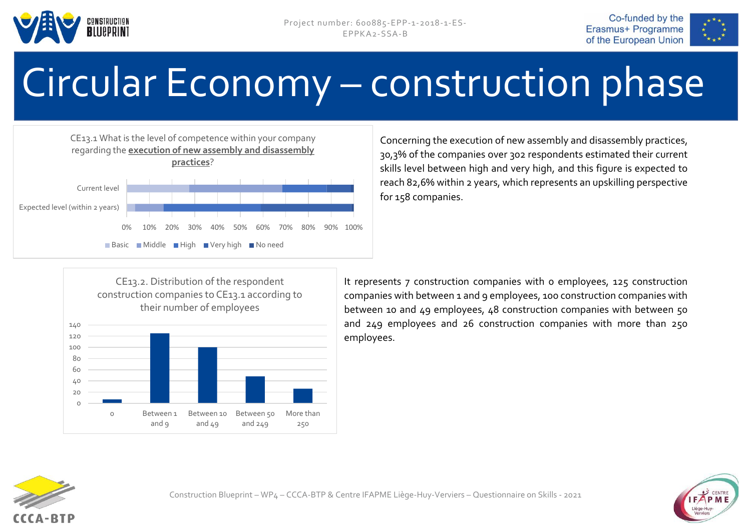# Circular Economy – construction phase

CE13.1 What is the level of competence within your company regarding the **execution of new assembly and disassembly practices**?

Current level

Expected level (within 2 years)

0% 10% 20% 30% 40% 50% 60% 70% 80% 90% 100%

Basic | Middle | High | Very high | No need

Concerning the execution of new assembly and disassembly practices, 30,3% of the companies over 302 respondents estimated their current skills level between high and very high, and this figure is expected to reach 82,6% within 2 years, which represents an upskilling perspective for 158 companies.

CE13.2. Distribution of the respondent construction companies to CE13.1 according to their number of employees

| Number of employees | Companies |
|---|---|
| 0 | 7 |
| Between 1 and 9 | 125 |
| Between 10 and 49 | 100 |
| Between 50 and 249 | 48 |
| More than 250 | 26 |

It represents 7 construction companies with 0 employees, 125 construction companies with between 1 and 9 employees, 100 construction companies with between 10 and 49 employees, 48 construction companies with between 50 and 249 employees and 26 construction companies with more than 250 employees.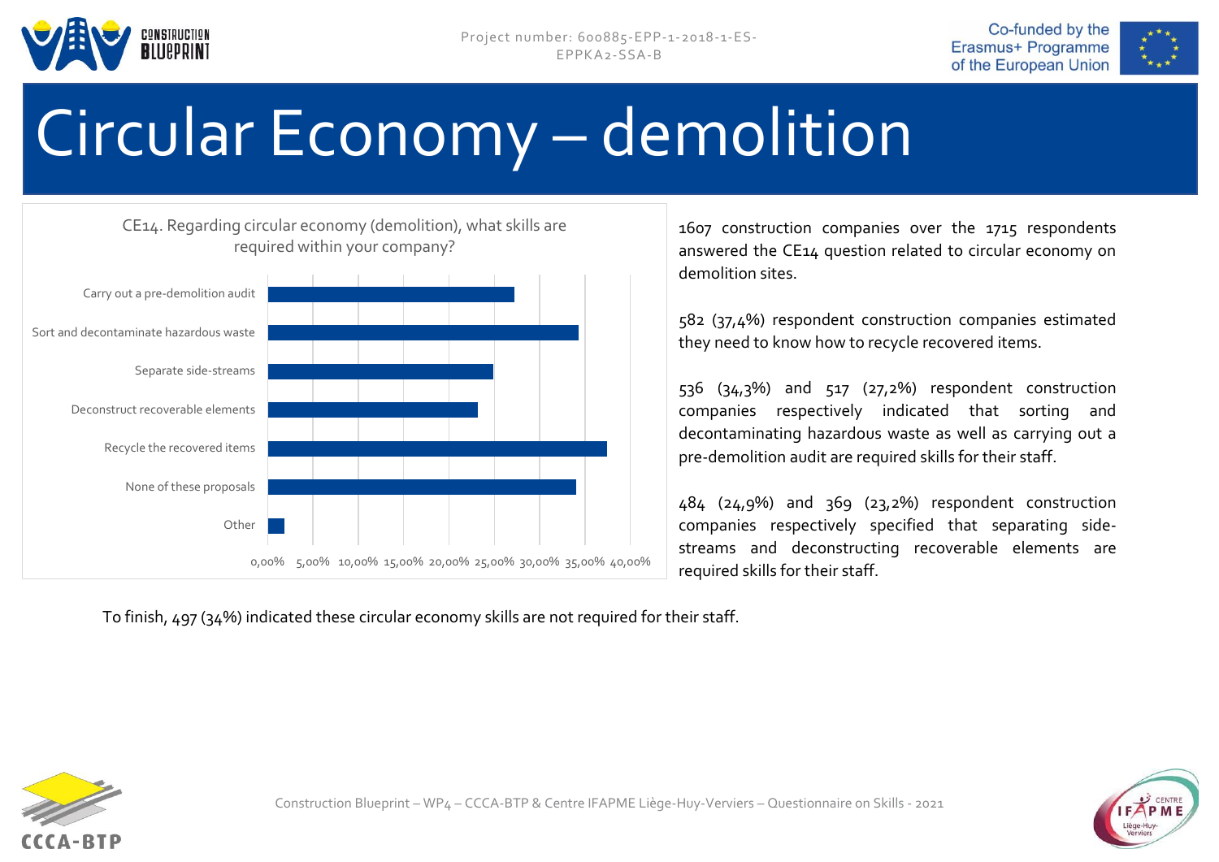# Circular Economy – demolition

CE14. Regarding circular economy (demolition), what skills are required within your company?

| Skill |
| --- |
| Carry out a pre-demolition audit |
| Sort and decontaminate hazardous waste |
| Separate side-streams |
| Deconstruct recoverable elements |
| Recycle the recovered items |
| None of these proposals |
| Other |

0,00% 5,00% 10,00% 15,00% 20,00% 25,00% 30,00% 35,00% 40,00%

1607 construction companies over the 1715 respondents answered the CE14 question related to circular economy on demolition sites.

582 (37,4%) respondent construction companies estimated they need to know how to recycle recovered items.

536 (34,3%) and 517 (27,2%) respondent construction companies respectively indicated that sorting and decontaminating hazardous waste as well as carrying out a pre-demolition audit are required skills for their staff.

484 (24,9%) and 369 (23,2%) respondent construction companies respectively specified that separating side-streams and deconstructing recoverable elements are required skills for their staff.

To finish, 497 (34%) indicated these circular economy skills are not required for their staff.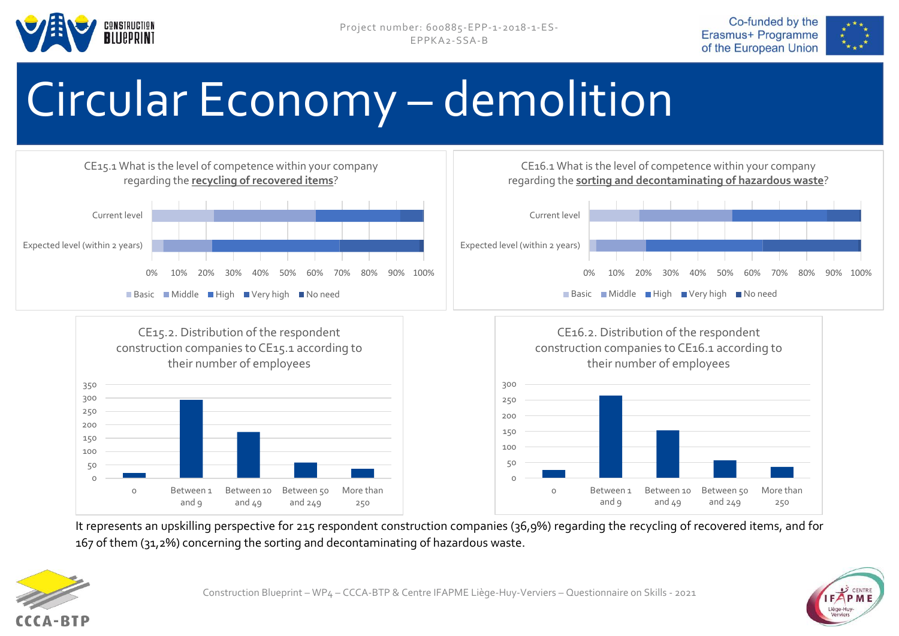# Circular Economy – demolition

CE15.1 What is the level of competence within your company regarding the **recycling of recovered items**?

CE16.1 What is the level of competence within your company regarding the **sorting and decontaminating of hazardous waste**?

CE15.2. Distribution of the respondent construction companies to CE15.1 according to their number of employees

CE16.2. Distribution of the respondent construction companies to CE16.1 according to their number of employees

It represents an upskilling perspective for 215 respondent construction companies (36,9%) regarding the recycling of recovered items, and for 167 of them (31,2%) concerning the sorting and decontaminating of hazardous waste.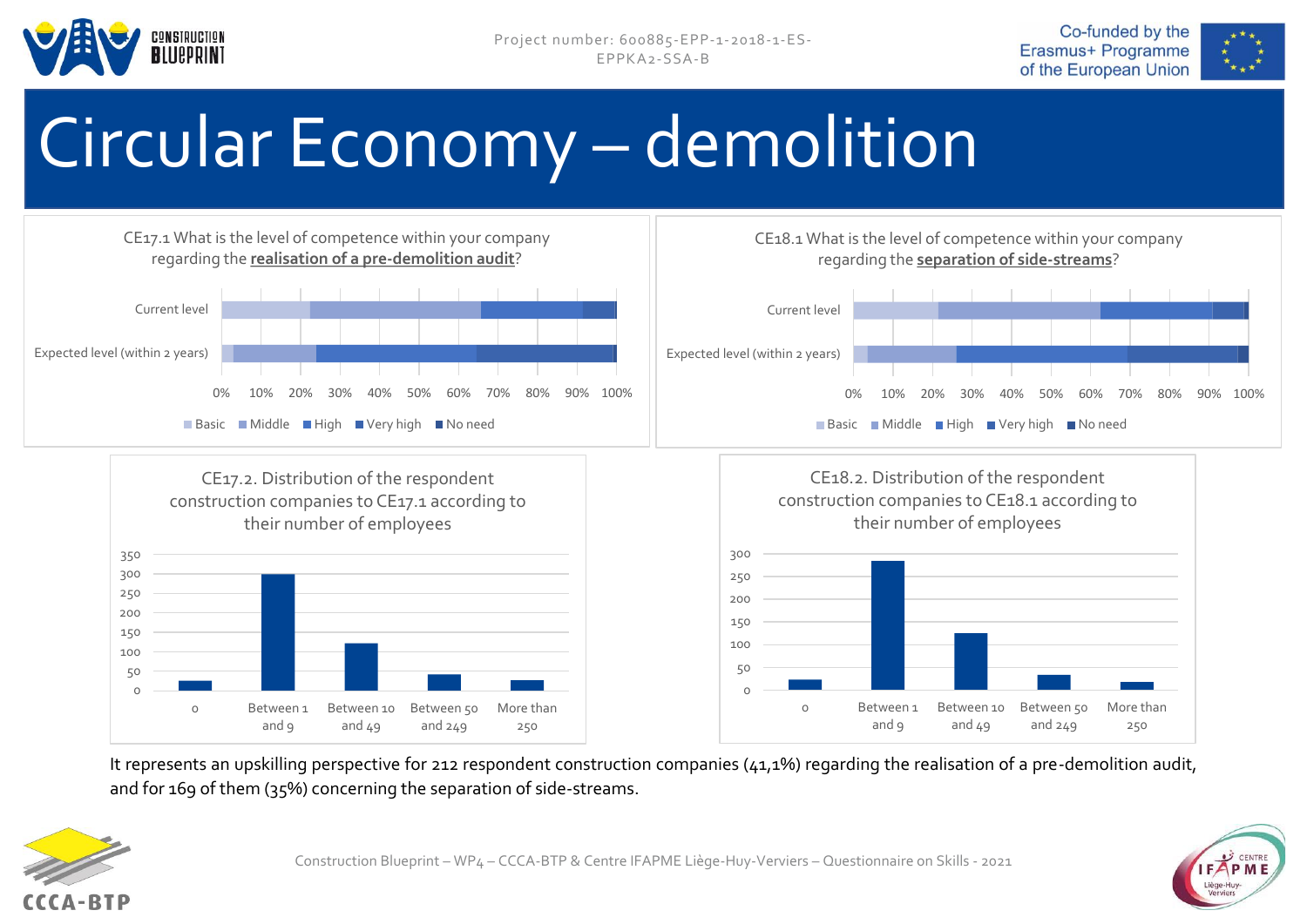# Circular Economy – demolition

CE17.1 What is the level of competence within your company regarding the **realisation of a pre-demolition audit**?

Current level / Expected level (within 2 years)

0% 10% 20% 30% 40% 50% 60% 70% 80% 90% 100%

Basic · Middle · High · Very high · No need

CE18.1 What is the level of competence within your company regarding the **separation of side-streams**?

Current level / Expected level (within 2 years)

0% 10% 20% 30% 40% 50% 60% 70% 80% 90% 100%

Basic · Middle · High · Very high · No need

CE17.2. Distribution of the respondent construction companies to CE17.1 according to their number of employees

0 · Between 1 and 9 · Between 10 and 49 · Between 50 and 249 · More than 250

CE18.2. Distribution of the respondent construction companies to CE18.1 according to their number of employees

0 · Between 1 and 9 · Between 10 and 49 · Between 50 and 249 · More than 250

It represents an upskilling perspective for 212 respondent construction companies (41,1%) regarding the realisation of a pre-demolition audit, and for 169 of them (35%) concerning the separation of side-streams.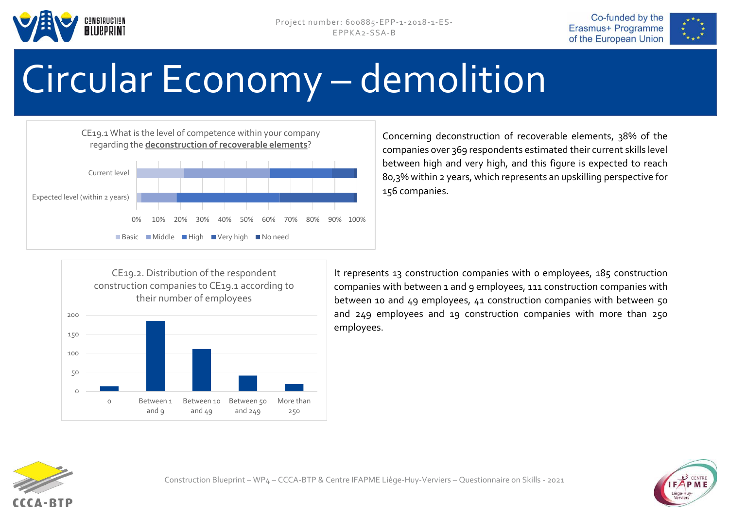# Circular Economy – demolition

CE19.1 What is the level of competence within your company regarding the **deconstruction of recoverable elements**?

Current level

Expected level (within 2 years)

0% 10% 20% 30% 40% 50% 60% 70% 80% 90% 100%

Basic Middle High Very high No need

Concerning deconstruction of recoverable elements, 38% of the companies over 369 respondents estimated their current skills level between high and very high, and this figure is expected to reach 80,3% within 2 years, which represents an upskilling perspective for 156 companies.

CE19.2. Distribution of the respondent construction companies to CE19.1 according to their number of employees

| 0 | Between 1 and 9 | Between 10 and 49 | Between 50 and 249 | More than 250 |
|---|---|---|---|---|
| 13 | 185 | 111 | 41 | 19 |

It represents 13 construction companies with 0 employees, 185 construction companies with between 1 and 9 employees, 111 construction companies with between 10 and 49 employees, 41 construction companies with between 50 and 249 employees and 19 construction companies with more than 250 employees.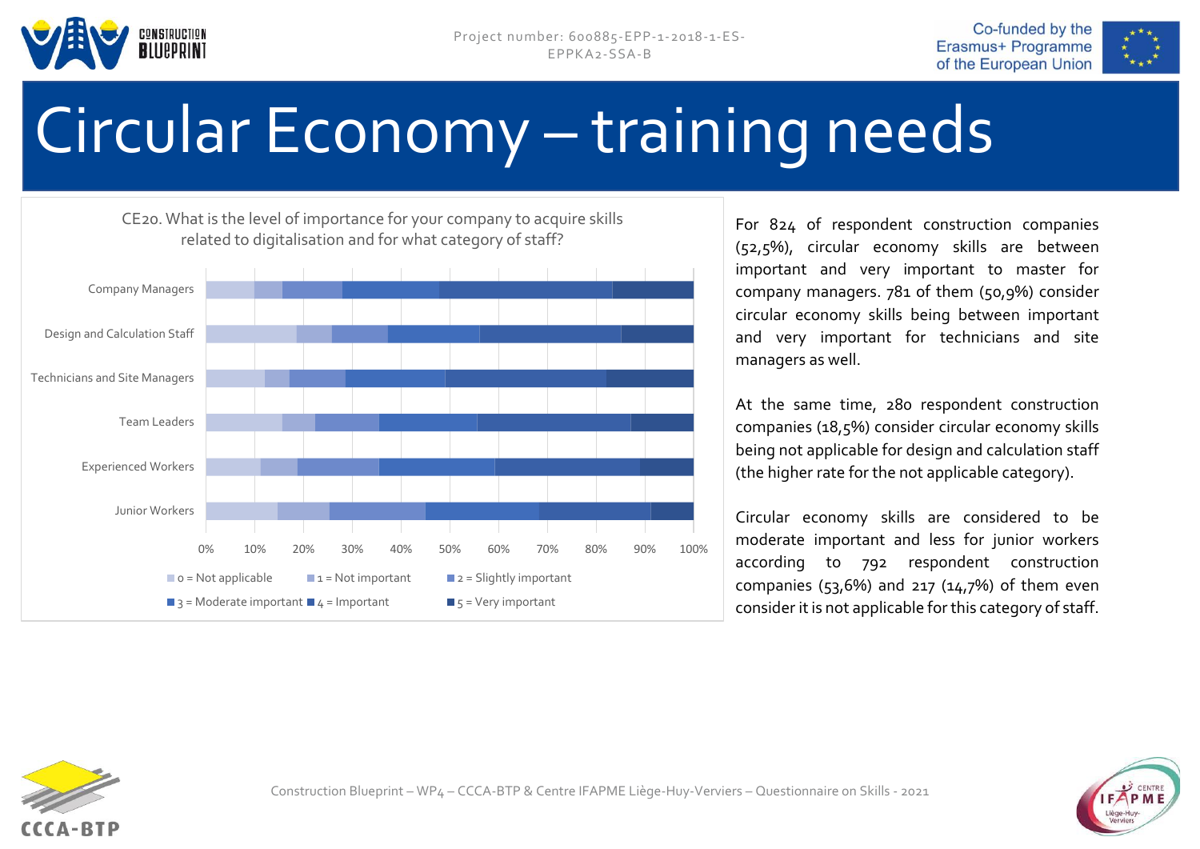# Circular Economy – training needs

CE20. What is the level of importance for your company to acquire skills related to digitalisation and for what category of staff?

Company Managers
Design and Calculation Staff
Technicians and Site Managers
Team Leaders
Experienced Workers
Junior Workers

0% 10% 20% 30% 40% 50% 60% 70% 80% 90% 100%

0 = Not applicable | 1 = Not important | 2 = Slightly important | 3 = Moderate important | 4 = Important | 5 = Very important

For 824 of respondent construction companies (52,5%), circular economy skills are between important and very important to master for company managers. 781 of them (50,9%) consider circular economy skills being between important and very important for technicians and site managers as well.

At the same time, 280 respondent construction companies (18,5%) consider circular economy skills being not applicable for design and calculation staff (the higher rate for the not applicable category).

Circular economy skills are considered to be moderate important and less for junior workers according to 792 respondent construction companies (53,6%) and 217 (14,7%) of them even consider it is not applicable for this category of staff.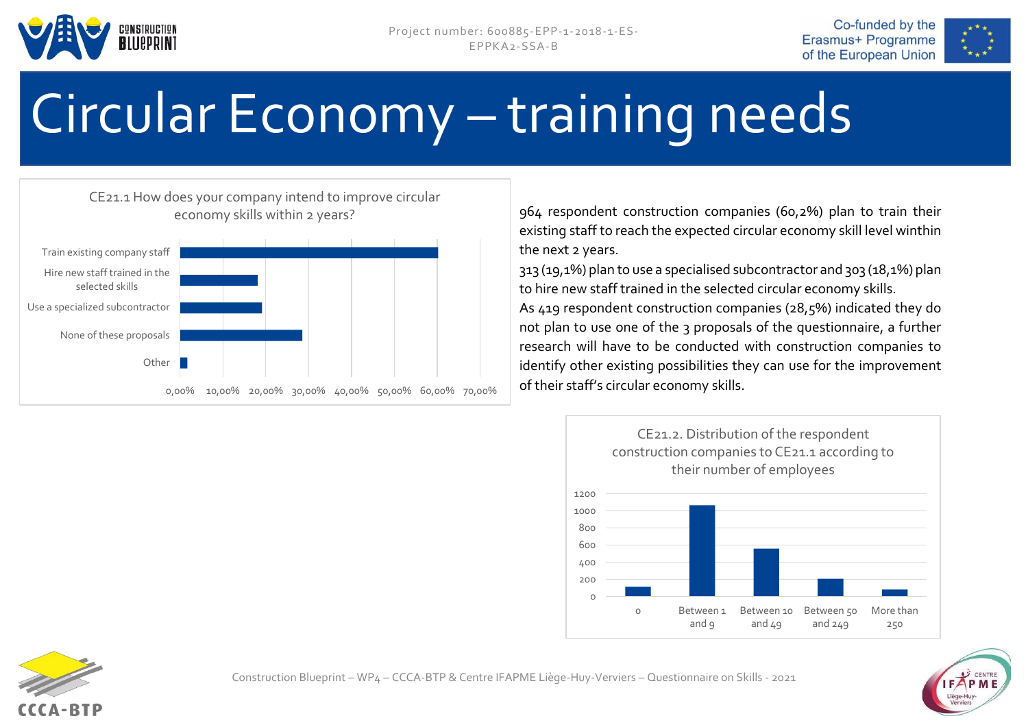# Circular Economy – training needs

CE21.1 How does your company intend to improve circular economy skills within 2 years?

| Option | Share |
|---|---|
| Train existing company staff | ~60% |
| Hire new staff trained in the selected skills | ~18% |
| Use a specialized subcontractor | ~19% |
| None of these proposals | ~28% |
| Other | ~2% |

964 respondent construction companies (60,2%) plan to train their existing staff to reach the expected circular economy skill level winthin the next 2 years.

313 (19,1%) plan to use a specialised subcontractor and 303 (18,1%) plan to hire new staff trained in the selected circular economy skills.

As 419 respondent construction companies (28,5%) indicated they do not plan to use one of the 3 proposals of the questionnaire, a further research will have to be conducted with construction companies to identify other existing possibilities they can use for the improvement of their staff's circular economy skills.

CE21.2. Distribution of the respondent construction companies to CE21.1 according to their number of employees

| Number of employees | Respondents (approx.) |
|---|---|
| 0 | ~110 |
| Between 1 and 9 | ~1060 |
| Between 10 and 49 | ~550 |
| Between 50 and 249 | ~200 |
| More than 250 | ~75 |

Construction Blueprint – WP4 – CCCA-BTP & Centre IFAPME Liège-Huy-Verviers – Questionnaire on Skills - 2021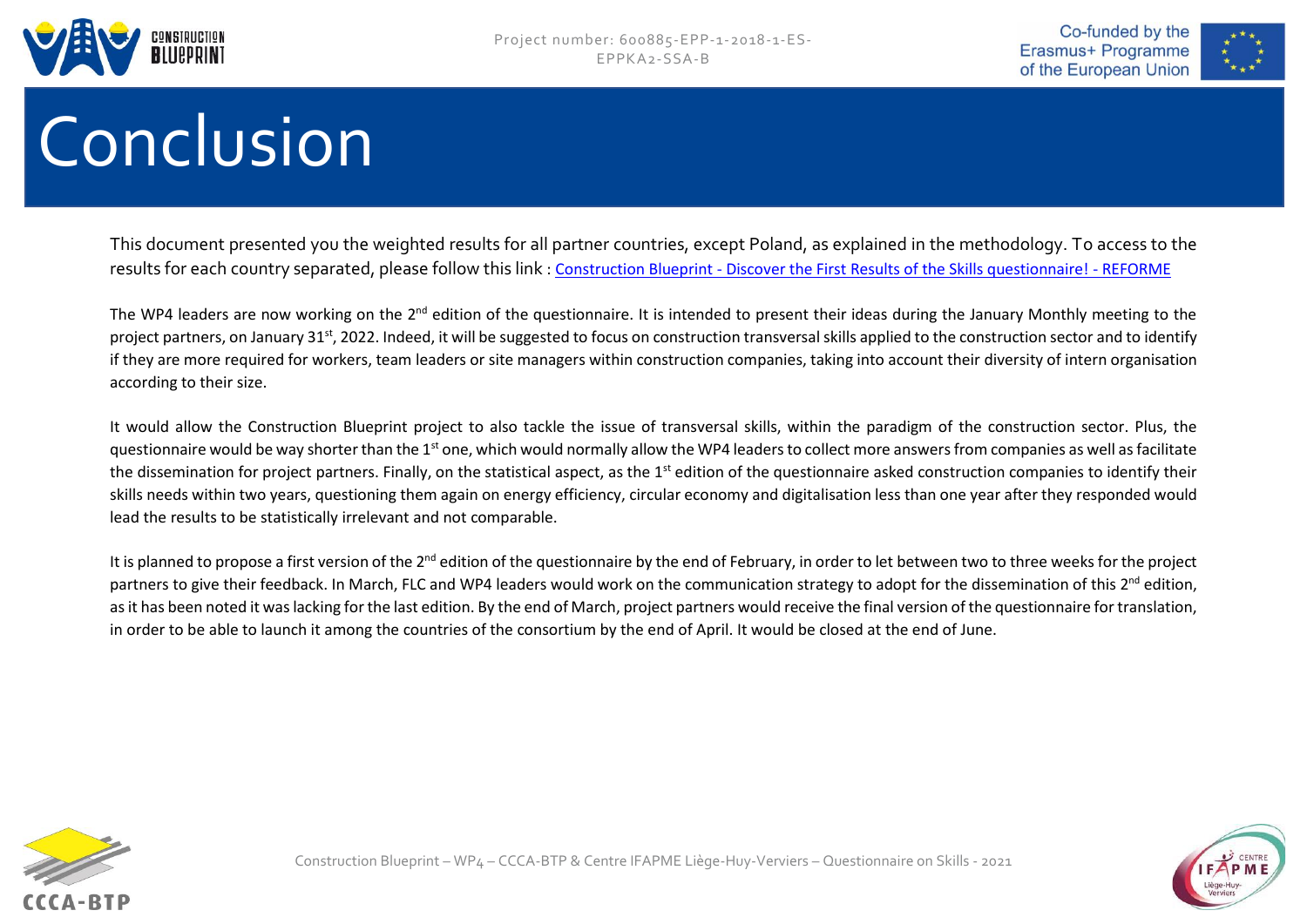# Conclusion

This document presented you the weighted results for all partner countries, except Poland, as explained in the methodology. To access to the results for each country separated, please follow this link : Construction Blueprint - Discover the First Results of the Skills questionnaire! - REFORME

The WP4 leaders are now working on the 2nd edition of the questionnaire. It is intended to present their ideas during the January Monthly meeting to the project partners, on January 31st, 2022. Indeed, it will be suggested to focus on construction transversal skills applied to the construction sector and to identify if they are more required for workers, team leaders or site managers within construction companies, taking into account their diversity of intern organisation according to their size.

It would allow the Construction Blueprint project to also tackle the issue of transversal skills, within the paradigm of the construction sector. Plus, the questionnaire would be way shorter than the 1st one, which would normally allow the WP4 leaders to collect more answers from companies as well as facilitate the dissemination for project partners. Finally, on the statistical aspect, as the 1st edition of the questionnaire asked construction companies to identify their skills needs within two years, questioning them again on energy efficiency, circular economy and digitalisation less than one year after they responded would lead the results to be statistically irrelevant and not comparable.

It is planned to propose a first version of the 2nd edition of the questionnaire by the end of February, in order to let between two to three weeks for the project partners to give their feedback. In March, FLC and WP4 leaders would work on the communication strategy to adopt for the dissemination of this 2nd edition, as it has been noted it was lacking for the last edition. By the end of March, project partners would receive the final version of the questionnaire for translation, in order to be able to launch it among the countries of the consortium by the end of April. It would be closed at the end of June.